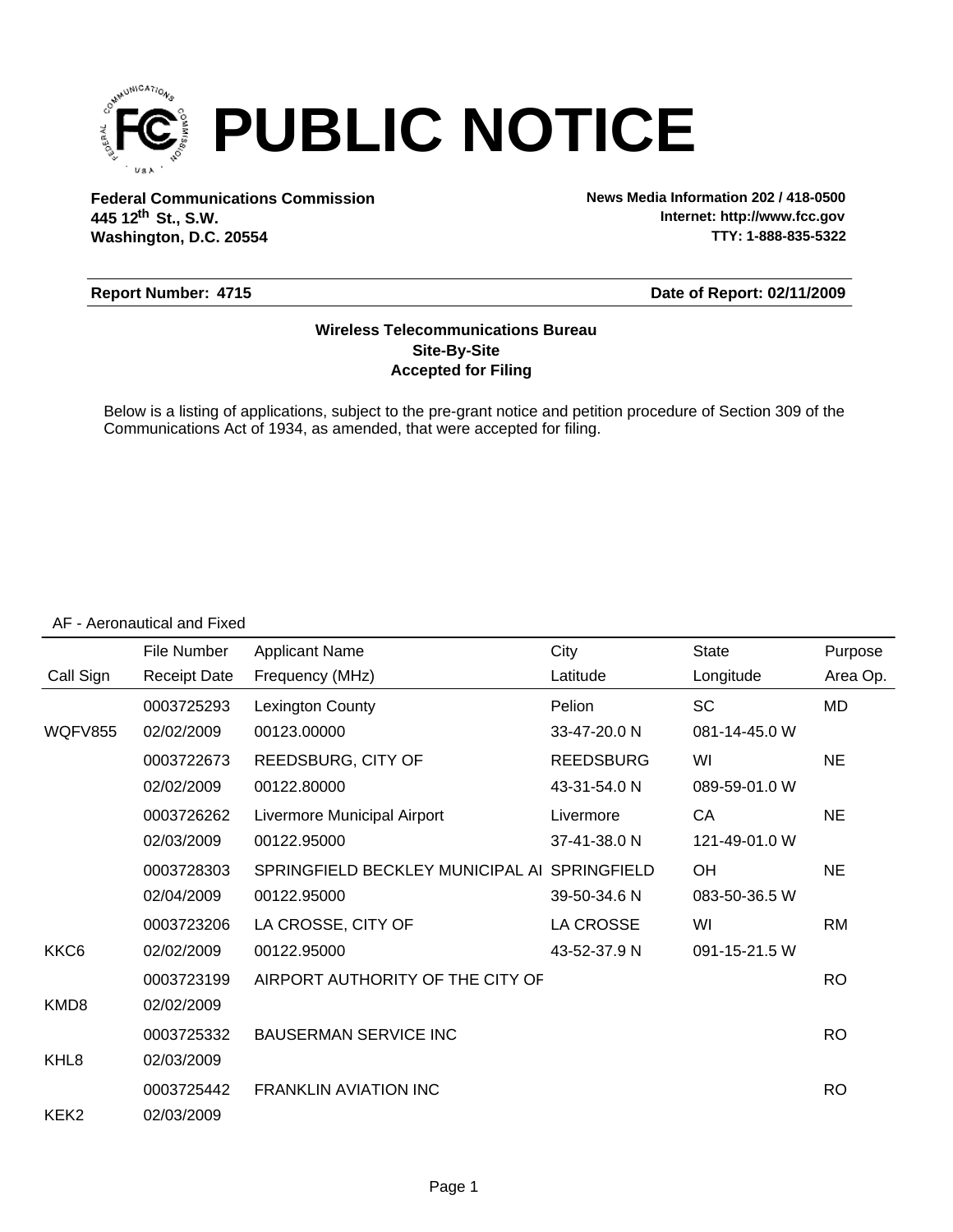# PUBLIC NOTICE

**Federal Communications Commission**
**445 12th St., S.W.**
**Washington, D.C. 20554**

**News Media Information 202 / 418-0500**
**Internet: http://www.fcc.gov**
**TTY: 1-888-835-5322**

**Report Number: 4715**

**Date of Report: 02/11/2009**

**Wireless Telecommunications Bureau**
**Site-By-Site**
**Accepted for Filing**

Below is a listing of applications, subject to the pre-grant notice and petition procedure of Section 309 of the Communications Act of 1934, as amended, that were accepted for filing.

AF - Aeronautical and Fixed

| Call Sign | File Number / Receipt Date | Applicant Name / Frequency (MHz) | City / Latitude | State / Longitude | Purpose / Area Op. |
|---|---|---|---|---|---|
| | 0003725293 | Lexington County | Pelion | SC | MD |
| WQFV855 | 02/02/2009 | 00123.00000 | 33-47-20.0 N | 081-14-45.0 W | |
| | 0003722673 | REEDSBURG, CITY OF | REEDSBURG | WI | NE |
| | 02/02/2009 | 00122.80000 | 43-31-54.0 N | 089-59-01.0 W | |
| | 0003726262 | Livermore Municipal Airport | Livermore | CA | NE |
| | 02/03/2009 | 00122.95000 | 37-41-38.0 N | 121-49-01.0 W | |
| | 0003728303 | SPRINGFIELD BECKLEY MUNICIPAL AI | SPRINGFIELD | OH | NE |
| | 02/04/2009 | 00122.95000 | 39-50-34.6 N | 083-50-36.5 W | |
| | 0003723206 | LA CROSSE, CITY OF | LA CROSSE | WI | RM |
| KKC6 | 02/02/2009 | 00122.95000 | 43-52-37.9 N | 091-15-21.5 W | |
| | 0003723199 | AIRPORT AUTHORITY OF THE CITY OF | | | RO |
| KMD8 | 02/02/2009 | | | | |
| | 0003725332 | BAUSERMAN SERVICE INC | | | RO |
| KHL8 | 02/03/2009 | | | | |
| | 0003725442 | FRANKLIN AVIATION INC | | | RO |
| KEK2 | 02/03/2009 | | | | |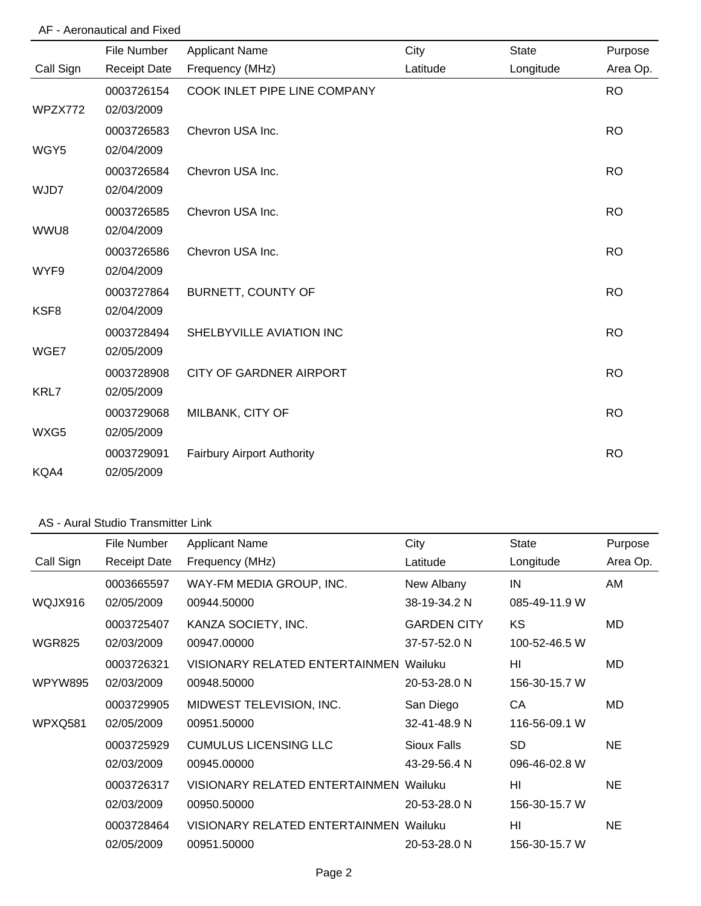## AF - Aeronautical and Fixed

| Call Sign | File Number / Receipt Date | Applicant Name / Frequency (MHz) | City / Latitude | State / Longitude | Purpose / Area Op. |
|---|---|---|---|---|---|
| WPZX772 | 0003726154<br>02/03/2009 | COOK INLET PIPE LINE COMPANY | | | RO |
| WGY5 | 0003726583<br>02/04/2009 | Chevron USA Inc. | | | RO |
| WJD7 | 0003726584<br>02/04/2009 | Chevron USA Inc. | | | RO |
| WWU8 | 0003726585<br>02/04/2009 | Chevron USA Inc. | | | RO |
| WYF9 | 0003726586<br>02/04/2009 | Chevron USA Inc. | | | RO |
| KSF8 | 0003727864<br>02/04/2009 | BURNETT, COUNTY OF | | | RO |
| WGE7 | 0003728494<br>02/05/2009 | SHELBYVILLE AVIATION INC | | | RO |
| KRL7 | 0003728908<br>02/05/2009 | CITY OF GARDNER AIRPORT | | | RO |
| WXG5 | 0003729068<br>02/05/2009 | MILBANK, CITY OF | | | RO |
| KQA4 | 0003729091<br>02/05/2009 | Fairbury Airport Authority | | | RO |

## AS - Aural Studio Transmitter Link

| Call Sign | File Number / Receipt Date | Applicant Name / Frequency (MHz) | City / Latitude | State / Longitude | Purpose / Area Op. |
|---|---|---|---|---|---|
| WQJX916 | 0003665597<br>02/05/2009 | WAY-FM MEDIA GROUP, INC.<br>00944.50000 | New Albany<br>38-19-34.2 N | IN<br>085-49-11.9 W | AM |
| WGR825 | 0003725407<br>02/03/2009 | KANZA SOCIETY, INC.<br>00947.00000 | GARDEN CITY<br>37-57-52.0 N | KS<br>100-52-46.5 W | MD |
| WPYW895 | 0003726321<br>02/03/2009 | VISIONARY RELATED ENTERTAINMEN<br>00948.50000 | Wailuku<br>20-53-28.0 N | HI<br>156-30-15.7 W | MD |
| WPXQ581 | 0003729905<br>02/05/2009 | MIDWEST TELEVISION, INC.<br>00951.50000 | San Diego<br>32-41-48.9 N | CA<br>116-56-09.1 W | MD |
| | 0003725929<br>02/03/2009 | CUMULUS LICENSING LLC<br>00945.00000 | Sioux Falls<br>43-29-56.4 N | SD<br>096-46-02.8 W | NE |
| | 0003726317<br>02/03/2009 | VISIONARY RELATED ENTERTAINMEN<br>00950.50000 | Wailuku<br>20-53-28.0 N | HI<br>156-30-15.7 W | NE |
| | 0003728464<br>02/05/2009 | VISIONARY RELATED ENTERTAINMEN<br>00951.50000 | Wailuku<br>20-53-28.0 N | HI<br>156-30-15.7 W | NE |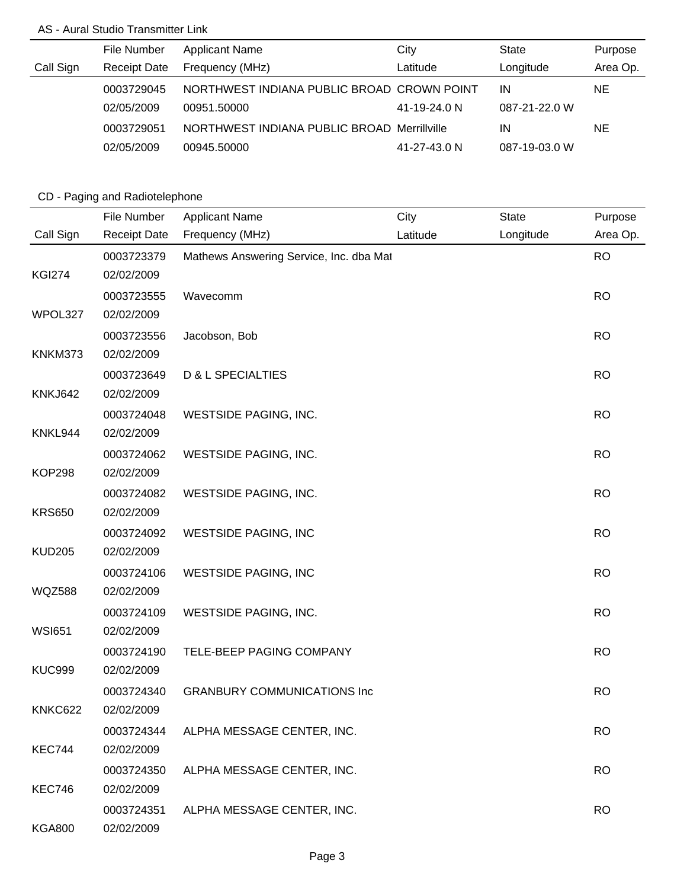AS - Aural Studio Transmitter Link

| Call Sign | File Number<br>Receipt Date | Applicant Name<br>Frequency (MHz) | City<br>Latitude | State<br>Longitude | Purpose<br>Area Op. |
|---|---|---|---|---|---|
| | 0003729045<br>02/05/2009 | NORTHWEST INDIANA PUBLIC BROAD<br>00951.50000 | CROWN POINT<br>41-19-24.0 N | IN<br>087-21-22.0 W | NE |
| | 0003729051<br>02/05/2009 | NORTHWEST INDIANA PUBLIC BROAD<br>00945.50000 | Merrillville<br>41-27-43.0 N | IN<br>087-19-03.0 W | NE |

CD - Paging and Radiotelephone

| Call Sign | File Number<br>Receipt Date | Applicant Name<br>Frequency (MHz) | City<br>Latitude | State<br>Longitude | Purpose<br>Area Op. |
|---|---|---|---|---|---|
| KGI274 | 0003723379<br>02/02/2009 | Mathews Answering Service, Inc. dba Mat | | | RO |
| WPOL327 | 0003723555<br>02/02/2009 | Wavecomm | | | RO |
| KNKM373 | 0003723556<br>02/02/2009 | Jacobson, Bob | | | RO |
| KNKJ642 | 0003723649<br>02/02/2009 | D & L SPECIALTIES | | | RO |
| KNKL944 | 0003724048<br>02/02/2009 | WESTSIDE PAGING, INC. | | | RO |
| KOP298 | 0003724062<br>02/02/2009 | WESTSIDE PAGING, INC. | | | RO |
| KRS650 | 0003724082<br>02/02/2009 | WESTSIDE PAGING, INC. | | | RO |
| KUD205 | 0003724092<br>02/02/2009 | WESTSIDE PAGING, INC | | | RO |
| WQZ588 | 0003724106<br>02/02/2009 | WESTSIDE PAGING, INC | | | RO |
| WSI651 | 0003724109<br>02/02/2009 | WESTSIDE PAGING, INC. | | | RO |
| KUC999 | 0003724190<br>02/02/2009 | TELE-BEEP PAGING COMPANY | | | RO |
| KNKC622 | 0003724340<br>02/02/2009 | GRANBURY COMMUNICATIONS Inc | | | RO |
| KEC744 | 0003724344<br>02/02/2009 | ALPHA MESSAGE CENTER, INC. | | | RO |
| KEC746 | 0003724350<br>02/02/2009 | ALPHA MESSAGE CENTER, INC. | | | RO |
| KGA800 | 0003724351<br>02/02/2009 | ALPHA MESSAGE CENTER, INC. | | | RO |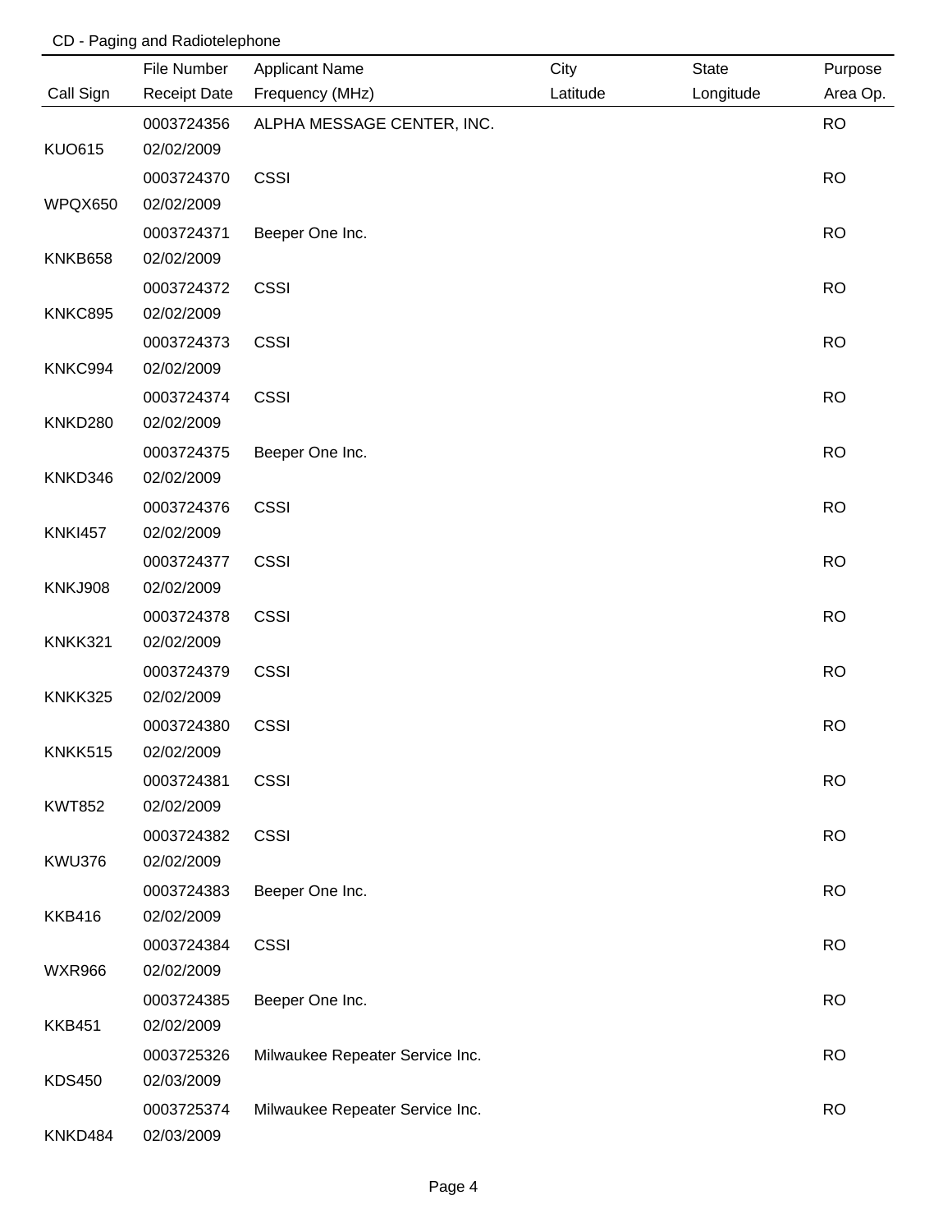CD - Paging and Radiotelephone

| Call Sign | File Number / Receipt Date | Applicant Name / Frequency (MHz) | City / Latitude | State / Longitude | Purpose / Area Op. |
|---|---|---|---|---|---|
| KUO615 | 0003724356 02/02/2009 | ALPHA MESSAGE CENTER, INC. | | | RO |
| WPQX650 | 0003724370 02/02/2009 | CSSI | | | RO |
| KNKB658 | 0003724371 02/02/2009 | Beeper One Inc. | | | RO |
| KNKC895 | 0003724372 02/02/2009 | CSSI | | | RO |
| KNKC994 | 0003724373 02/02/2009 | CSSI | | | RO |
| KNKD280 | 0003724374 02/02/2009 | CSSI | | | RO |
| KNKD346 | 0003724375 02/02/2009 | Beeper One Inc. | | | RO |
| KNKI457 | 0003724376 02/02/2009 | CSSI | | | RO |
| KNKJ908 | 0003724377 02/02/2009 | CSSI | | | RO |
| KNKK321 | 0003724378 02/02/2009 | CSSI | | | RO |
| KNKK325 | 0003724379 02/02/2009 | CSSI | | | RO |
| KNKK515 | 0003724380 02/02/2009 | CSSI | | | RO |
| KWT852 | 0003724381 02/02/2009 | CSSI | | | RO |
| KWU376 | 0003724382 02/02/2009 | CSSI | | | RO |
| KKB416 | 0003724383 02/02/2009 | Beeper One Inc. | | | RO |
| WXR966 | 0003724384 02/02/2009 | CSSI | | | RO |
| KKB451 | 0003724385 02/02/2009 | Beeper One Inc. | | | RO |
| KDS450 | 0003725326 02/03/2009 | Milwaukee Repeater Service Inc. | | | RO |
| KNKD484 | 0003725374 02/03/2009 | Milwaukee Repeater Service Inc. | | | RO |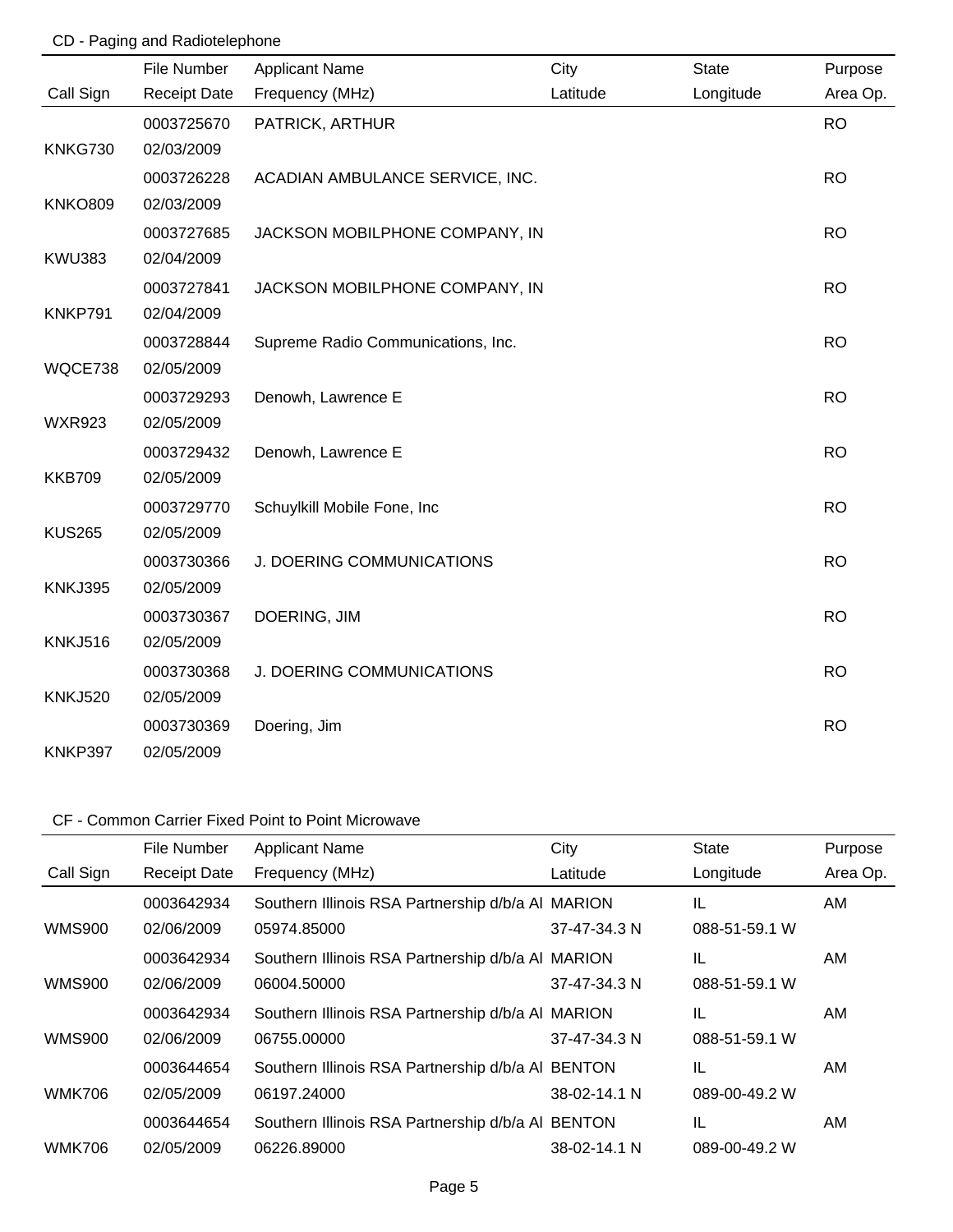CD - Paging and Radiotelephone

| Call Sign | File Number / Receipt Date | Applicant Name / Frequency (MHz) | City / Latitude | State / Longitude | Purpose / Area Op. |
|---|---|---|---|---|---|
| KNKG730 | 0003725670 02/03/2009 | PATRICK, ARTHUR | | | RO |
| KNKO809 | 0003726228 02/03/2009 | ACADIAN AMBULANCE SERVICE, INC. | | | RO |
| KWU383 | 0003727685 02/04/2009 | JACKSON MOBILPHONE COMPANY, IN | | | RO |
| KNKP791 | 0003727841 02/04/2009 | JACKSON MOBILPHONE COMPANY, IN | | | RO |
| WQCE738 | 0003728844 02/05/2009 | Supreme Radio Communications, Inc. | | | RO |
| WXR923 | 0003729293 02/05/2009 | Denowh, Lawrence E | | | RO |
| KKB709 | 0003729432 02/05/2009 | Denowh, Lawrence E | | | RO |
| KUS265 | 0003729770 02/05/2009 | Schuylkill Mobile Fone, Inc | | | RO |
| KNKJ395 | 0003730366 02/05/2009 | J. DOERING COMMUNICATIONS | | | RO |
| KNKJ516 | 0003730367 02/05/2009 | DOERING, JIM | | | RO |
| KNKJ520 | 0003730368 02/05/2009 | J. DOERING COMMUNICATIONS | | | RO |
| KNKP397 | 0003730369 02/05/2009 | Doering, Jim | | | RO |

CF - Common Carrier Fixed Point to Point Microwave

| Call Sign | File Number / Receipt Date | Applicant Name / Frequency (MHz) | City / Latitude | State / Longitude | Purpose / Area Op. |
|---|---|---|---|---|---|
| WMS900 | 0003642934 02/06/2009 | Southern Illinois RSA Partnership d/b/a Al 05974.85000 | MARION 37-47-34.3 N | IL 088-51-59.1 W | AM |
| WMS900 | 0003642934 02/06/2009 | Southern Illinois RSA Partnership d/b/a Al 06004.50000 | MARION 37-47-34.3 N | IL 088-51-59.1 W | AM |
| WMS900 | 0003642934 02/06/2009 | Southern Illinois RSA Partnership d/b/a Al 06755.00000 | MARION 37-47-34.3 N | IL 088-51-59.1 W | AM |
| WMK706 | 0003644654 02/05/2009 | Southern Illinois RSA Partnership d/b/a Al 06197.24000 | BENTON 38-02-14.1 N | IL 089-00-49.2 W | AM |
| WMK706 | 0003644654 02/05/2009 | Southern Illinois RSA Partnership d/b/a Al 06226.89000 | BENTON 38-02-14.1 N | IL 089-00-49.2 W | AM |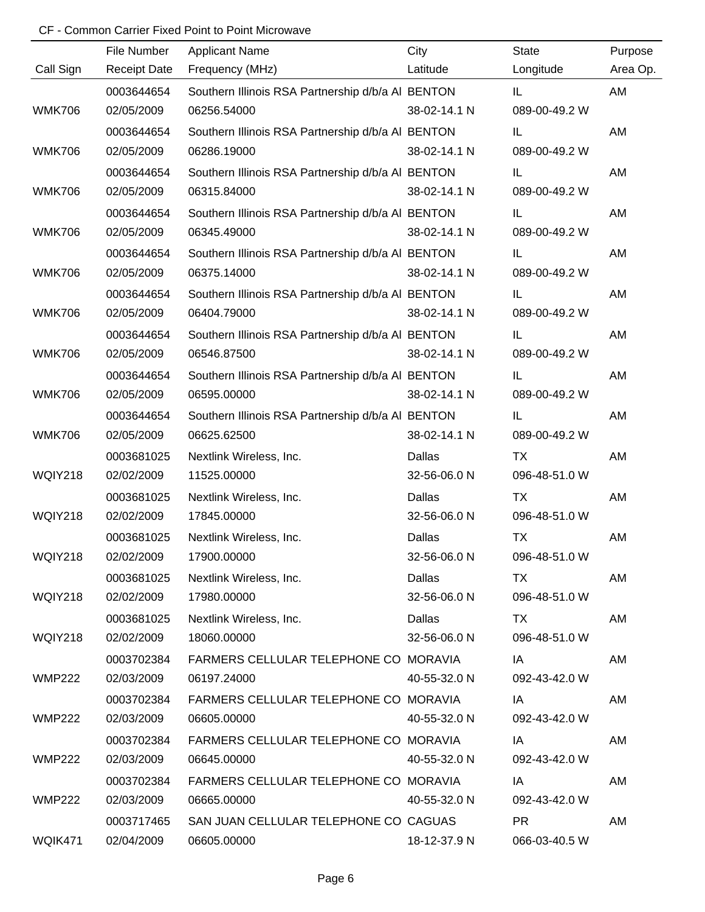CF - Common Carrier Fixed Point to Point Microwave

| Call Sign | File Number / Receipt Date | Applicant Name / Frequency (MHz) | City / Latitude | State / Longitude | Purpose / Area Op. |
|---|---|---|---|---|---|
| | 0003644654 | Southern Illinois RSA Partnership d/b/a Al | BENTON | IL | AM |
| WMK706 | 02/05/2009 | 06256.54000 | 38-02-14.1 N | 089-00-49.2 W | |
| | 0003644654 | Southern Illinois RSA Partnership d/b/a Al | BENTON | IL | AM |
| WMK706 | 02/05/2009 | 06286.19000 | 38-02-14.1 N | 089-00-49.2 W | |
| | 0003644654 | Southern Illinois RSA Partnership d/b/a Al | BENTON | IL | AM |
| WMK706 | 02/05/2009 | 06315.84000 | 38-02-14.1 N | 089-00-49.2 W | |
| | 0003644654 | Southern Illinois RSA Partnership d/b/a Al | BENTON | IL | AM |
| WMK706 | 02/05/2009 | 06345.49000 | 38-02-14.1 N | 089-00-49.2 W | |
| | 0003644654 | Southern Illinois RSA Partnership d/b/a Al | BENTON | IL | AM |
| WMK706 | 02/05/2009 | 06375.14000 | 38-02-14.1 N | 089-00-49.2 W | |
| | 0003644654 | Southern Illinois RSA Partnership d/b/a Al | BENTON | IL | AM |
| WMK706 | 02/05/2009 | 06404.79000 | 38-02-14.1 N | 089-00-49.2 W | |
| | 0003644654 | Southern Illinois RSA Partnership d/b/a Al | BENTON | IL | AM |
| WMK706 | 02/05/2009 | 06546.87500 | 38-02-14.1 N | 089-00-49.2 W | |
| | 0003644654 | Southern Illinois RSA Partnership d/b/a Al | BENTON | IL | AM |
| WMK706 | 02/05/2009 | 06595.00000 | 38-02-14.1 N | 089-00-49.2 W | |
| | 0003644654 | Southern Illinois RSA Partnership d/b/a Al | BENTON | IL | AM |
| WMK706 | 02/05/2009 | 06625.62500 | 38-02-14.1 N | 089-00-49.2 W | |
| | 0003681025 | Nextlink Wireless, Inc. | Dallas | TX | AM |
| WQIY218 | 02/02/2009 | 11525.00000 | 32-56-06.0 N | 096-48-51.0 W | |
| | 0003681025 | Nextlink Wireless, Inc. | Dallas | TX | AM |
| WQIY218 | 02/02/2009 | 17845.00000 | 32-56-06.0 N | 096-48-51.0 W | |
| | 0003681025 | Nextlink Wireless, Inc. | Dallas | TX | AM |
| WQIY218 | 02/02/2009 | 17900.00000 | 32-56-06.0 N | 096-48-51.0 W | |
| | 0003681025 | Nextlink Wireless, Inc. | Dallas | TX | AM |
| WQIY218 | 02/02/2009 | 17980.00000 | 32-56-06.0 N | 096-48-51.0 W | |
| | 0003681025 | Nextlink Wireless, Inc. | Dallas | TX | AM |
| WQIY218 | 02/02/2009 | 18060.00000 | 32-56-06.0 N | 096-48-51.0 W | |
| | 0003702384 | FARMERS CELLULAR TELEPHONE CO | MORAVIA | IA | AM |
| WMP222 | 02/03/2009 | 06197.24000 | 40-55-32.0 N | 092-43-42.0 W | |
| | 0003702384 | FARMERS CELLULAR TELEPHONE CO | MORAVIA | IA | AM |
| WMP222 | 02/03/2009 | 06605.00000 | 40-55-32.0 N | 092-43-42.0 W | |
| | 0003702384 | FARMERS CELLULAR TELEPHONE CO | MORAVIA | IA | AM |
| WMP222 | 02/03/2009 | 06645.00000 | 40-55-32.0 N | 092-43-42.0 W | |
| | 0003702384 | FARMERS CELLULAR TELEPHONE CO | MORAVIA | IA | AM |
| WMP222 | 02/03/2009 | 06665.00000 | 40-55-32.0 N | 092-43-42.0 W | |
| | 0003717465 | SAN JUAN CELLULAR TELEPHONE CO | CAGUAS | PR | AM |
| WQIK471 | 02/04/2009 | 06605.00000 | 18-12-37.9 N | 066-03-40.5 W | |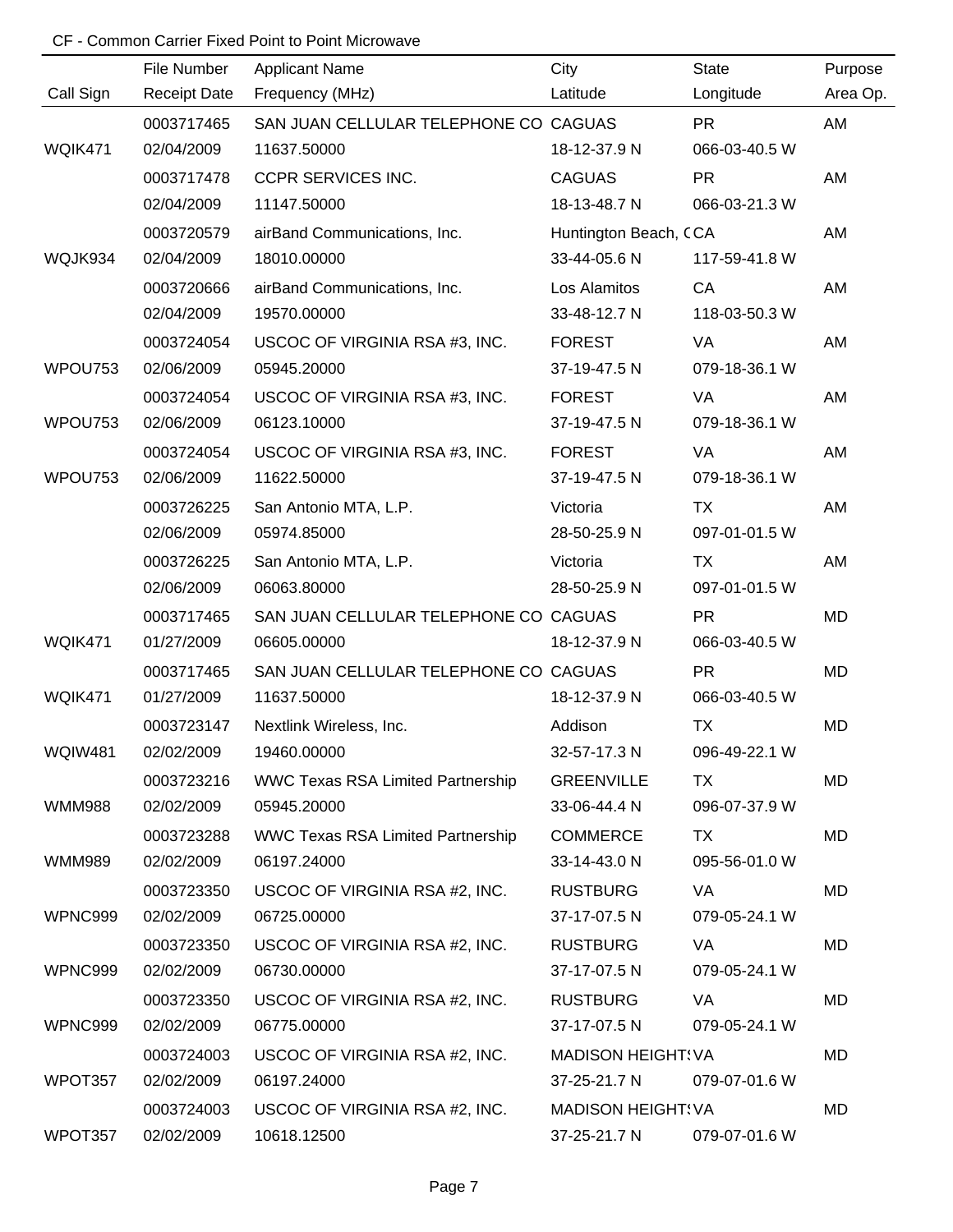CF - Common Carrier Fixed Point to Point Microwave

| Call Sign | File Number / Receipt Date | Applicant Name / Frequency (MHz) | City / Latitude | State / Longitude | Purpose / Area Op. |
|---|---|---|---|---|---|
| | 0003717465 | SAN JUAN CELLULAR TELEPHONE CO | CAGUAS | PR | AM |
| WQIK471 | 02/04/2009 | 11637.50000 | 18-12-37.9 N | 066-03-40.5 W | |
| | 0003717478 | CCPR SERVICES INC. | CAGUAS | PR | AM |
| | 02/04/2009 | 11147.50000 | 18-13-48.7 N | 066-03-21.3 W | |
| | 0003720579 | airBand Communications, Inc. | Huntington Beach, C | CA | AM |
| WQJK934 | 02/04/2009 | 18010.00000 | 33-44-05.6 N | 117-59-41.8 W | |
| | 0003720666 | airBand Communications, Inc. | Los Alamitos | CA | AM |
| | 02/04/2009 | 19570.00000 | 33-48-12.7 N | 118-03-50.3 W | |
| | 0003724054 | USCOC OF VIRGINIA RSA #3, INC. | FOREST | VA | AM |
| WPOU753 | 02/06/2009 | 05945.20000 | 37-19-47.5 N | 079-18-36.1 W | |
| | 0003724054 | USCOC OF VIRGINIA RSA #3, INC. | FOREST | VA | AM |
| WPOU753 | 02/06/2009 | 06123.10000 | 37-19-47.5 N | 079-18-36.1 W | |
| | 0003724054 | USCOC OF VIRGINIA RSA #3, INC. | FOREST | VA | AM |
| WPOU753 | 02/06/2009 | 11622.50000 | 37-19-47.5 N | 079-18-36.1 W | |
| | 0003726225 | San Antonio MTA, L.P. | Victoria | TX | AM |
| | 02/06/2009 | 05974.85000 | 28-50-25.9 N | 097-01-01.5 W | |
| | 0003726225 | San Antonio MTA, L.P. | Victoria | TX | AM |
| | 02/06/2009 | 06063.80000 | 28-50-25.9 N | 097-01-01.5 W | |
| | 0003717465 | SAN JUAN CELLULAR TELEPHONE CO | CAGUAS | PR | MD |
| WQIK471 | 01/27/2009 | 06605.00000 | 18-12-37.9 N | 066-03-40.5 W | |
| | 0003717465 | SAN JUAN CELLULAR TELEPHONE CO | CAGUAS | PR | MD |
| WQIK471 | 01/27/2009 | 11637.50000 | 18-12-37.9 N | 066-03-40.5 W | |
| | 0003723147 | Nextlink Wireless, Inc. | Addison | TX | MD |
| WQIW481 | 02/02/2009 | 19460.00000 | 32-57-17.3 N | 096-49-22.1 W | |
| | 0003723216 | WWC Texas RSA Limited Partnership | GREENVILLE | TX | MD |
| WMM988 | 02/02/2009 | 05945.20000 | 33-06-44.4 N | 096-07-37.9 W | |
| | 0003723288 | WWC Texas RSA Limited Partnership | COMMERCE | TX | MD |
| WMM989 | 02/02/2009 | 06197.24000 | 33-14-43.0 N | 095-56-01.0 W | |
| | 0003723350 | USCOC OF VIRGINIA RSA #2, INC. | RUSTBURG | VA | MD |
| WPNC999 | 02/02/2009 | 06725.00000 | 37-17-07.5 N | 079-05-24.1 W | |
| | 0003723350 | USCOC OF VIRGINIA RSA #2, INC. | RUSTBURG | VA | MD |
| WPNC999 | 02/02/2009 | 06730.00000 | 37-17-07.5 N | 079-05-24.1 W | |
| | 0003723350 | USCOC OF VIRGINIA RSA #2, INC. | RUSTBURG | VA | MD |
| WPNC999 | 02/02/2009 | 06775.00000 | 37-17-07.5 N | 079-05-24.1 W | |
| | 0003724003 | USCOC OF VIRGINIA RSA #2, INC. | MADISON HEIGHTS | VA | MD |
| WPOT357 | 02/02/2009 | 06197.24000 | 37-25-21.7 N | 079-07-01.6 W | |
| | 0003724003 | USCOC OF VIRGINIA RSA #2, INC. | MADISON HEIGHTS | VA | MD |
| WPOT357 | 02/02/2009 | 10618.12500 | 37-25-21.7 N | 079-07-01.6 W | |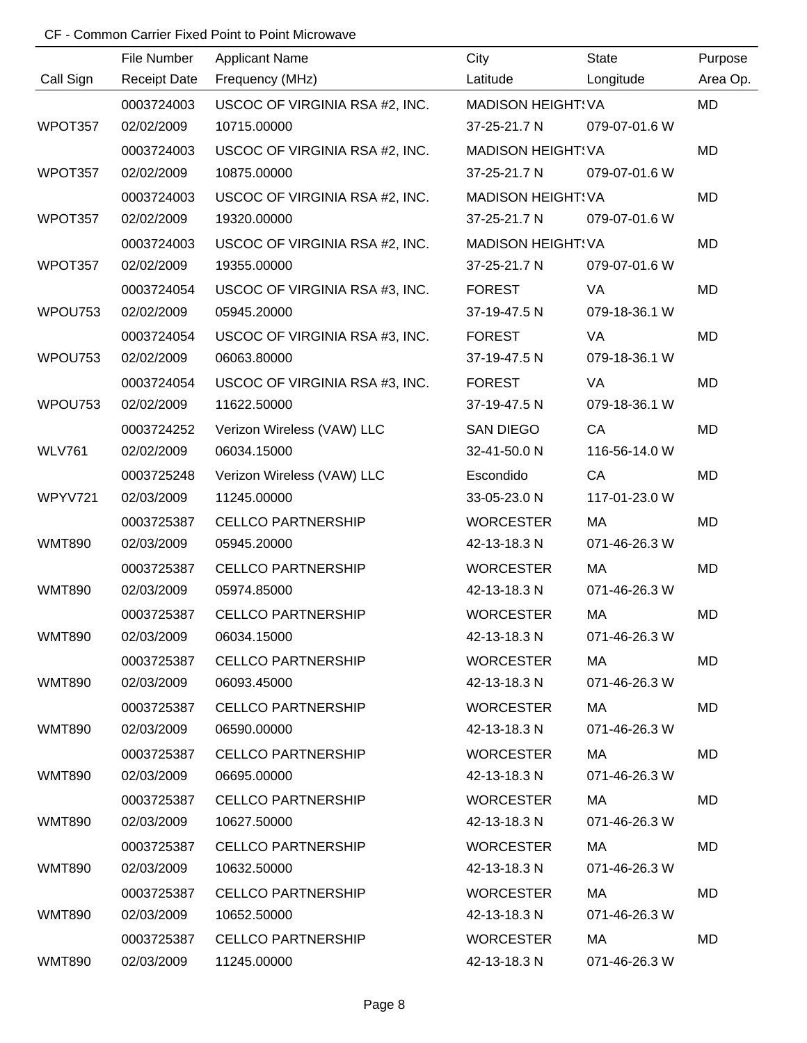CF - Common Carrier Fixed Point to Point Microwave

| Call Sign | File Number / Receipt Date | Applicant Name / Frequency (MHz) | City / Latitude | State / Longitude | Purpose / Area Op. |
|---|---|---|---|---|---|
| | 0003724003 | USCOC OF VIRGINIA RSA #2, INC. | MADISON HEIGHTS | VA | MD |
| WPOT357 | 02/02/2009 | 10715.00000 | 37-25-21.7 N | 079-07-01.6 W | |
| | 0003724003 | USCOC OF VIRGINIA RSA #2, INC. | MADISON HEIGHTS | VA | MD |
| WPOT357 | 02/02/2009 | 10875.00000 | 37-25-21.7 N | 079-07-01.6 W | |
| | 0003724003 | USCOC OF VIRGINIA RSA #2, INC. | MADISON HEIGHTS | VA | MD |
| WPOT357 | 02/02/2009 | 19320.00000 | 37-25-21.7 N | 079-07-01.6 W | |
| | 0003724003 | USCOC OF VIRGINIA RSA #2, INC. | MADISON HEIGHTS | VA | MD |
| WPOT357 | 02/02/2009 | 19355.00000 | 37-25-21.7 N | 079-07-01.6 W | |
| | 0003724054 | USCOC OF VIRGINIA RSA #3, INC. | FOREST | VA | MD |
| WPOU753 | 02/02/2009 | 05945.20000 | 37-19-47.5 N | 079-18-36.1 W | |
| | 0003724054 | USCOC OF VIRGINIA RSA #3, INC. | FOREST | VA | MD |
| WPOU753 | 02/02/2009 | 06063.80000 | 37-19-47.5 N | 079-18-36.1 W | |
| | 0003724054 | USCOC OF VIRGINIA RSA #3, INC. | FOREST | VA | MD |
| WPOU753 | 02/02/2009 | 11622.50000 | 37-19-47.5 N | 079-18-36.1 W | |
| | 0003724252 | Verizon Wireless (VAW) LLC | SAN DIEGO | CA | MD |
| WLV761 | 02/02/2009 | 06034.15000 | 32-41-50.0 N | 116-56-14.0 W | |
| | 0003725248 | Verizon Wireless (VAW) LLC | Escondido | CA | MD |
| WPYV721 | 02/03/2009 | 11245.00000 | 33-05-23.0 N | 117-01-23.0 W | |
| | 0003725387 | CELLCO PARTNERSHIP | WORCESTER | MA | MD |
| WMT890 | 02/03/2009 | 05945.20000 | 42-13-18.3 N | 071-46-26.3 W | |
| | 0003725387 | CELLCO PARTNERSHIP | WORCESTER | MA | MD |
| WMT890 | 02/03/2009 | 05974.85000 | 42-13-18.3 N | 071-46-26.3 W | |
| | 0003725387 | CELLCO PARTNERSHIP | WORCESTER | MA | MD |
| WMT890 | 02/03/2009 | 06034.15000 | 42-13-18.3 N | 071-46-26.3 W | |
| | 0003725387 | CELLCO PARTNERSHIP | WORCESTER | MA | MD |
| WMT890 | 02/03/2009 | 06093.45000 | 42-13-18.3 N | 071-46-26.3 W | |
| | 0003725387 | CELLCO PARTNERSHIP | WORCESTER | MA | MD |
| WMT890 | 02/03/2009 | 06590.00000 | 42-13-18.3 N | 071-46-26.3 W | |
| | 0003725387 | CELLCO PARTNERSHIP | WORCESTER | MA | MD |
| WMT890 | 02/03/2009 | 06695.00000 | 42-13-18.3 N | 071-46-26.3 W | |
| | 0003725387 | CELLCO PARTNERSHIP | WORCESTER | MA | MD |
| WMT890 | 02/03/2009 | 10627.50000 | 42-13-18.3 N | 071-46-26.3 W | |
| | 0003725387 | CELLCO PARTNERSHIP | WORCESTER | MA | MD |
| WMT890 | 02/03/2009 | 10632.50000 | 42-13-18.3 N | 071-46-26.3 W | |
| | 0003725387 | CELLCO PARTNERSHIP | WORCESTER | MA | MD |
| WMT890 | 02/03/2009 | 10652.50000 | 42-13-18.3 N | 071-46-26.3 W | |
| | 0003725387 | CELLCO PARTNERSHIP | WORCESTER | MA | MD |
| WMT890 | 02/03/2009 | 11245.00000 | 42-13-18.3 N | 071-46-26.3 W | |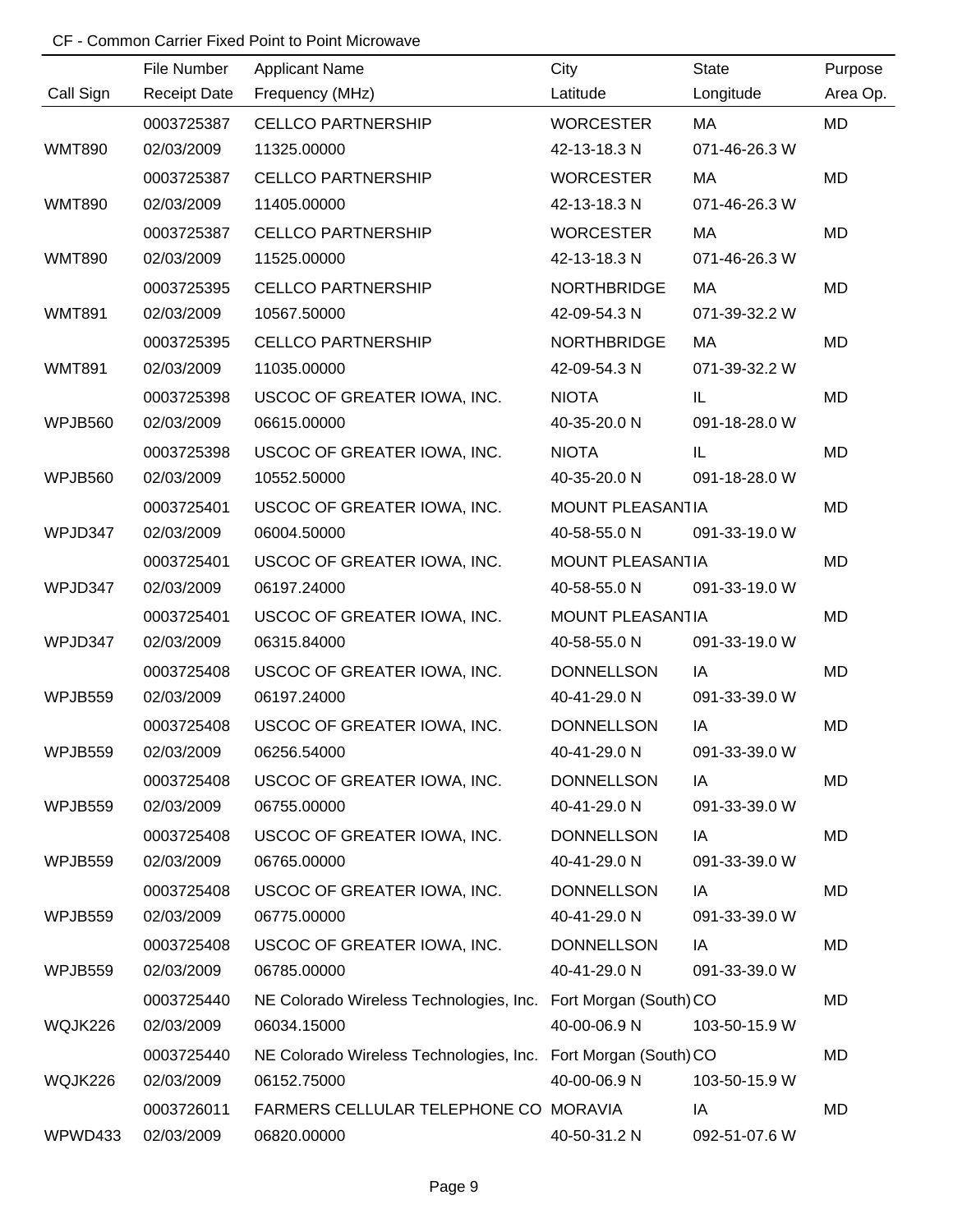CF - Common Carrier Fixed Point to Point Microwave

| Call Sign | File Number<br>Receipt Date | Applicant Name<br>Frequency (MHz) | City<br>Latitude | State<br>Longitude | Purpose<br>Area Op. |
|---|---|---|---|---|---|
| WMT890 | 0003725387<br>02/03/2009 | CELLCO PARTNERSHIP<br>11325.00000 | WORCESTER<br>42-13-18.3 N | MA<br>071-46-26.3 W | MD |
| WMT890 | 0003725387<br>02/03/2009 | CELLCO PARTNERSHIP<br>11405.00000 | WORCESTER<br>42-13-18.3 N | MA<br>071-46-26.3 W | MD |
| WMT890 | 0003725387<br>02/03/2009 | CELLCO PARTNERSHIP<br>11525.00000 | WORCESTER<br>42-13-18.3 N | MA<br>071-46-26.3 W | MD |
| WMT891 | 0003725395<br>02/03/2009 | CELLCO PARTNERSHIP<br>10567.50000 | NORTHBRIDGE<br>42-09-54.3 N | MA<br>071-39-32.2 W | MD |
| WMT891 | 0003725395<br>02/03/2009 | CELLCO PARTNERSHIP<br>11035.00000 | NORTHBRIDGE<br>42-09-54.3 N | MA<br>071-39-32.2 W | MD |
| WPJB560 | 0003725398<br>02/03/2009 | USCOC OF GREATER IOWA, INC.<br>06615.00000 | NIOTA<br>40-35-20.0 N | IL<br>091-18-28.0 W | MD |
| WPJB560 | 0003725398<br>02/03/2009 | USCOC OF GREATER IOWA, INC.<br>10552.50000 | NIOTA<br>40-35-20.0 N | IL<br>091-18-28.0 W | MD |
| WPJD347 | 0003725401<br>02/03/2009 | USCOC OF GREATER IOWA, INC.<br>06004.50000 | MOUNT PLEASANT<br>40-58-55.0 N | IA<br>091-33-19.0 W | MD |
| WPJD347 | 0003725401<br>02/03/2009 | USCOC OF GREATER IOWA, INC.<br>06197.24000 | MOUNT PLEASANT<br>40-58-55.0 N | IA<br>091-33-19.0 W | MD |
| WPJD347 | 0003725401<br>02/03/2009 | USCOC OF GREATER IOWA, INC.<br>06315.84000 | MOUNT PLEASANT<br>40-58-55.0 N | IA<br>091-33-19.0 W | MD |
| WPJB559 | 0003725408<br>02/03/2009 | USCOC OF GREATER IOWA, INC.<br>06197.24000 | DONNELLSON<br>40-41-29.0 N | IA<br>091-33-39.0 W | MD |
| WPJB559 | 0003725408<br>02/03/2009 | USCOC OF GREATER IOWA, INC.<br>06256.54000 | DONNELLSON<br>40-41-29.0 N | IA<br>091-33-39.0 W | MD |
| WPJB559 | 0003725408<br>02/03/2009 | USCOC OF GREATER IOWA, INC.<br>06755.00000 | DONNELLSON<br>40-41-29.0 N | IA<br>091-33-39.0 W | MD |
| WPJB559 | 0003725408<br>02/03/2009 | USCOC OF GREATER IOWA, INC.<br>06765.00000 | DONNELLSON<br>40-41-29.0 N | IA<br>091-33-39.0 W | MD |
| WPJB559 | 0003725408<br>02/03/2009 | USCOC OF GREATER IOWA, INC.<br>06775.00000 | DONNELLSON<br>40-41-29.0 N | IA<br>091-33-39.0 W | MD |
| WPJB559 | 0003725408<br>02/03/2009 | USCOC OF GREATER IOWA, INC.<br>06785.00000 | DONNELLSON<br>40-41-29.0 N | IA<br>091-33-39.0 W | MD |
| WQJK226 | 0003725440<br>02/03/2009 | NE Colorado Wireless Technologies, Inc.<br>06034.15000 | Fort Morgan (South)<br>40-00-06.9 N | CO<br>103-50-15.9 W | MD |
| WQJK226 | 0003725440<br>02/03/2009 | NE Colorado Wireless Technologies, Inc.<br>06152.75000 | Fort Morgan (South)<br>40-00-06.9 N | CO<br>103-50-15.9 W | MD |
| WPWD433 | 0003726011<br>02/03/2009 | FARMERS CELLULAR TELEPHONE CO<br>06820.00000 | MORAVIA<br>40-50-31.2 N | IA<br>092-51-07.6 W | MD |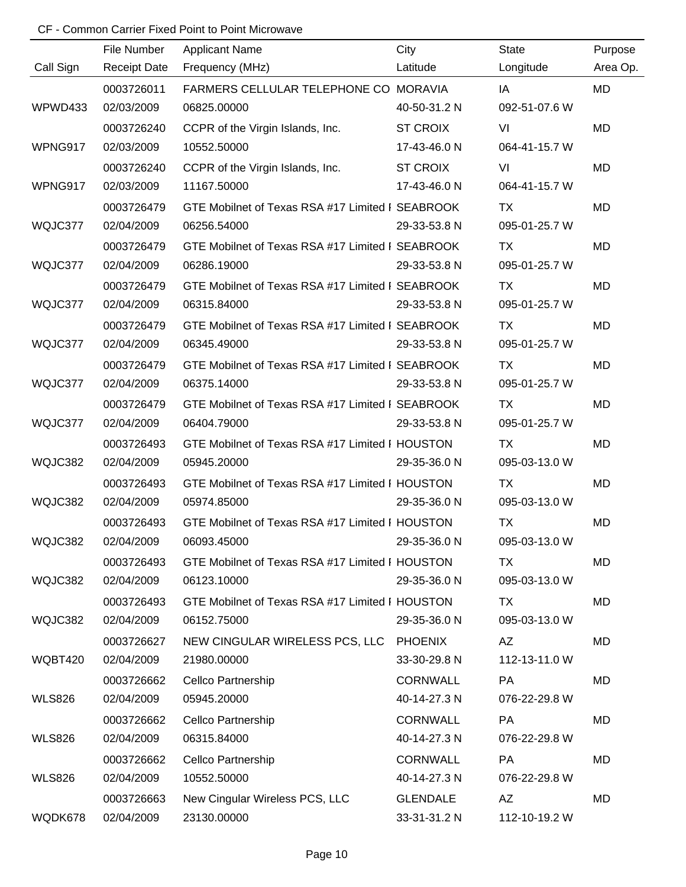CF - Common Carrier Fixed Point to Point Microwave

| Call Sign | File Number<br>Receipt Date | Applicant Name<br>Frequency (MHz) | City<br>Latitude | State<br>Longitude | Purpose<br>Area Op. |
|---|---|---|---|---|---|
| WPWD433 | 0003726011<br>02/03/2009 | FARMERS CELLULAR TELEPHONE CO<br>06825.00000 | MORAVIA<br>40-50-31.2 N | IA<br>092-51-07.6 W | MD |
| WPNG917 | 0003726240<br>02/03/2009 | CCPR of the Virgin Islands, Inc.<br>10552.50000 | ST CROIX<br>17-43-46.0 N | VI<br>064-41-15.7 W | MD |
| WPNG917 | 0003726240<br>02/03/2009 | CCPR of the Virgin Islands, Inc.<br>11167.50000 | ST CROIX<br>17-43-46.0 N | VI<br>064-41-15.7 W | MD |
| WQJC377 | 0003726479<br>02/04/2009 | GTE Mobilnet of Texas RSA #17 Limited I<br>06256.54000 | SEABROOK<br>29-33-53.8 N | TX<br>095-01-25.7 W | MD |
| WQJC377 | 0003726479<br>02/04/2009 | GTE Mobilnet of Texas RSA #17 Limited I<br>06286.19000 | SEABROOK<br>29-33-53.8 N | TX<br>095-01-25.7 W | MD |
| WQJC377 | 0003726479<br>02/04/2009 | GTE Mobilnet of Texas RSA #17 Limited I<br>06315.84000 | SEABROOK<br>29-33-53.8 N | TX<br>095-01-25.7 W | MD |
| WQJC377 | 0003726479<br>02/04/2009 | GTE Mobilnet of Texas RSA #17 Limited I<br>06345.49000 | SEABROOK<br>29-33-53.8 N | TX<br>095-01-25.7 W | MD |
| WQJC377 | 0003726479<br>02/04/2009 | GTE Mobilnet of Texas RSA #17 Limited I<br>06375.14000 | SEABROOK<br>29-33-53.8 N | TX<br>095-01-25.7 W | MD |
| WQJC377 | 0003726479<br>02/04/2009 | GTE Mobilnet of Texas RSA #17 Limited I<br>06404.79000 | SEABROOK<br>29-33-53.8 N | TX<br>095-01-25.7 W | MD |
| WQJC382 | 0003726493<br>02/04/2009 | GTE Mobilnet of Texas RSA #17 Limited I<br>05945.20000 | HOUSTON<br>29-35-36.0 N | TX<br>095-03-13.0 W | MD |
| WQJC382 | 0003726493<br>02/04/2009 | GTE Mobilnet of Texas RSA #17 Limited I<br>05974.85000 | HOUSTON<br>29-35-36.0 N | TX<br>095-03-13.0 W | MD |
| WQJC382 | 0003726493<br>02/04/2009 | GTE Mobilnet of Texas RSA #17 Limited I<br>06093.45000 | HOUSTON<br>29-35-36.0 N | TX<br>095-03-13.0 W | MD |
| WQJC382 | 0003726493<br>02/04/2009 | GTE Mobilnet of Texas RSA #17 Limited I<br>06123.10000 | HOUSTON<br>29-35-36.0 N | TX<br>095-03-13.0 W | MD |
| WQJC382 | 0003726493<br>02/04/2009 | GTE Mobilnet of Texas RSA #17 Limited I<br>06152.75000 | HOUSTON<br>29-35-36.0 N | TX<br>095-03-13.0 W | MD |
| WQBT420 | 0003726627<br>02/04/2009 | NEW CINGULAR WIRELESS PCS, LLC<br>21980.00000 | PHOENIX<br>33-30-29.8 N | AZ<br>112-13-11.0 W | MD |
| WLS826 | 0003726662<br>02/04/2009 | Cellco Partnership<br>05945.20000 | CORNWALL<br>40-14-27.3 N | PA<br>076-22-29.8 W | MD |
| WLS826 | 0003726662<br>02/04/2009 | Cellco Partnership<br>06315.84000 | CORNWALL<br>40-14-27.3 N | PA<br>076-22-29.8 W | MD |
| WLS826 | 0003726662<br>02/04/2009 | Cellco Partnership<br>10552.50000 | CORNWALL<br>40-14-27.3 N | PA<br>076-22-29.8 W | MD |
| WQDK678 | 0003726663<br>02/04/2009 | New Cingular Wireless PCS, LLC<br>23130.00000 | GLENDALE<br>33-31-31.2 N | AZ<br>112-10-19.2 W | MD |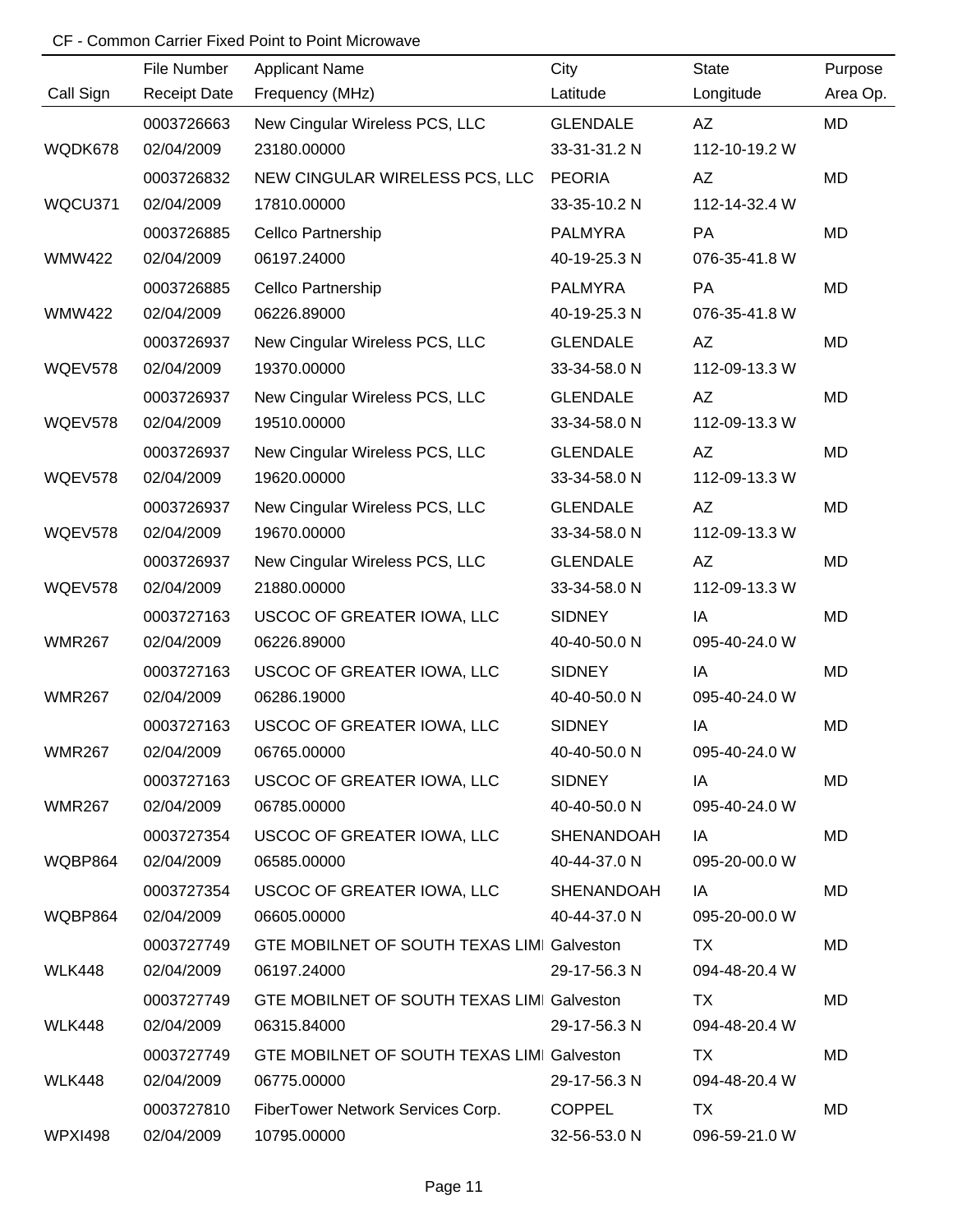CF - Common Carrier Fixed Point to Point Microwave

| Call Sign | File Number<br>Receipt Date | Applicant Name<br>Frequency (MHz) | City<br>Latitude | State<br>Longitude | Purpose<br>Area Op. |
|---|---|---|---|---|---|
| WQDK678 | 0003726663<br>02/04/2009 | New Cingular Wireless PCS, LLC<br>23180.00000 | GLENDALE<br>33-31-31.2 N | AZ<br>112-10-19.2 W | MD |
| WQCU371 | 0003726832<br>02/04/2009 | NEW CINGULAR WIRELESS PCS, LLC<br>17810.00000 | PEORIA<br>33-35-10.2 N | AZ<br>112-14-32.4 W | MD |
| WMW422 | 0003726885<br>02/04/2009 | Cellco Partnership<br>06197.24000 | PALMYRA<br>40-19-25.3 N | PA<br>076-35-41.8 W | MD |
| WMW422 | 0003726885<br>02/04/2009 | Cellco Partnership<br>06226.89000 | PALMYRA<br>40-19-25.3 N | PA<br>076-35-41.8 W | MD |
| WQEV578 | 0003726937<br>02/04/2009 | New Cingular Wireless PCS, LLC<br>19370.00000 | GLENDALE<br>33-34-58.0 N | AZ<br>112-09-13.3 W | MD |
| WQEV578 | 0003726937<br>02/04/2009 | New Cingular Wireless PCS, LLC<br>19510.00000 | GLENDALE<br>33-34-58.0 N | AZ<br>112-09-13.3 W | MD |
| WQEV578 | 0003726937<br>02/04/2009 | New Cingular Wireless PCS, LLC<br>19620.00000 | GLENDALE<br>33-34-58.0 N | AZ<br>112-09-13.3 W | MD |
| WQEV578 | 0003726937<br>02/04/2009 | New Cingular Wireless PCS, LLC<br>19670.00000 | GLENDALE<br>33-34-58.0 N | AZ<br>112-09-13.3 W | MD |
| WQEV578 | 0003726937<br>02/04/2009 | New Cingular Wireless PCS, LLC<br>21880.00000 | GLENDALE<br>33-34-58.0 N | AZ<br>112-09-13.3 W | MD |
| WMR267 | 0003727163<br>02/04/2009 | USCOC OF GREATER IOWA, LLC<br>06226.89000 | SIDNEY<br>40-40-50.0 N | IA<br>095-40-24.0 W | MD |
| WMR267 | 0003727163<br>02/04/2009 | USCOC OF GREATER IOWA, LLC<br>06286.19000 | SIDNEY<br>40-40-50.0 N | IA<br>095-40-24.0 W | MD |
| WMR267 | 0003727163<br>02/04/2009 | USCOC OF GREATER IOWA, LLC<br>06765.00000 | SIDNEY<br>40-40-50.0 N | IA<br>095-40-24.0 W | MD |
| WMR267 | 0003727163<br>02/04/2009 | USCOC OF GREATER IOWA, LLC<br>06785.00000 | SIDNEY<br>40-40-50.0 N | IA<br>095-40-24.0 W | MD |
| WQBP864 | 0003727354<br>02/04/2009 | USCOC OF GREATER IOWA, LLC<br>06585.00000 | SHENANDOAH<br>40-44-37.0 N | IA<br>095-20-00.0 W | MD |
| WQBP864 | 0003727354<br>02/04/2009 | USCOC OF GREATER IOWA, LLC<br>06605.00000 | SHENANDOAH<br>40-44-37.0 N | IA<br>095-20-00.0 W | MD |
| WLK448 | 0003727749<br>02/04/2009 | GTE MOBILNET OF SOUTH TEXAS LIMI<br>06197.24000 | Galveston<br>29-17-56.3 N | TX<br>094-48-20.4 W | MD |
| WLK448 | 0003727749<br>02/04/2009 | GTE MOBILNET OF SOUTH TEXAS LIMI<br>06315.84000 | Galveston<br>29-17-56.3 N | TX<br>094-48-20.4 W | MD |
| WLK448 | 0003727749<br>02/04/2009 | GTE MOBILNET OF SOUTH TEXAS LIMI<br>06775.00000 | Galveston<br>29-17-56.3 N | TX<br>094-48-20.4 W | MD |
| WPXI498 | 0003727810<br>02/04/2009 | FiberTower Network Services Corp.<br>10795.00000 | COPPEL<br>32-56-53.0 N | TX<br>096-59-21.0 W | MD |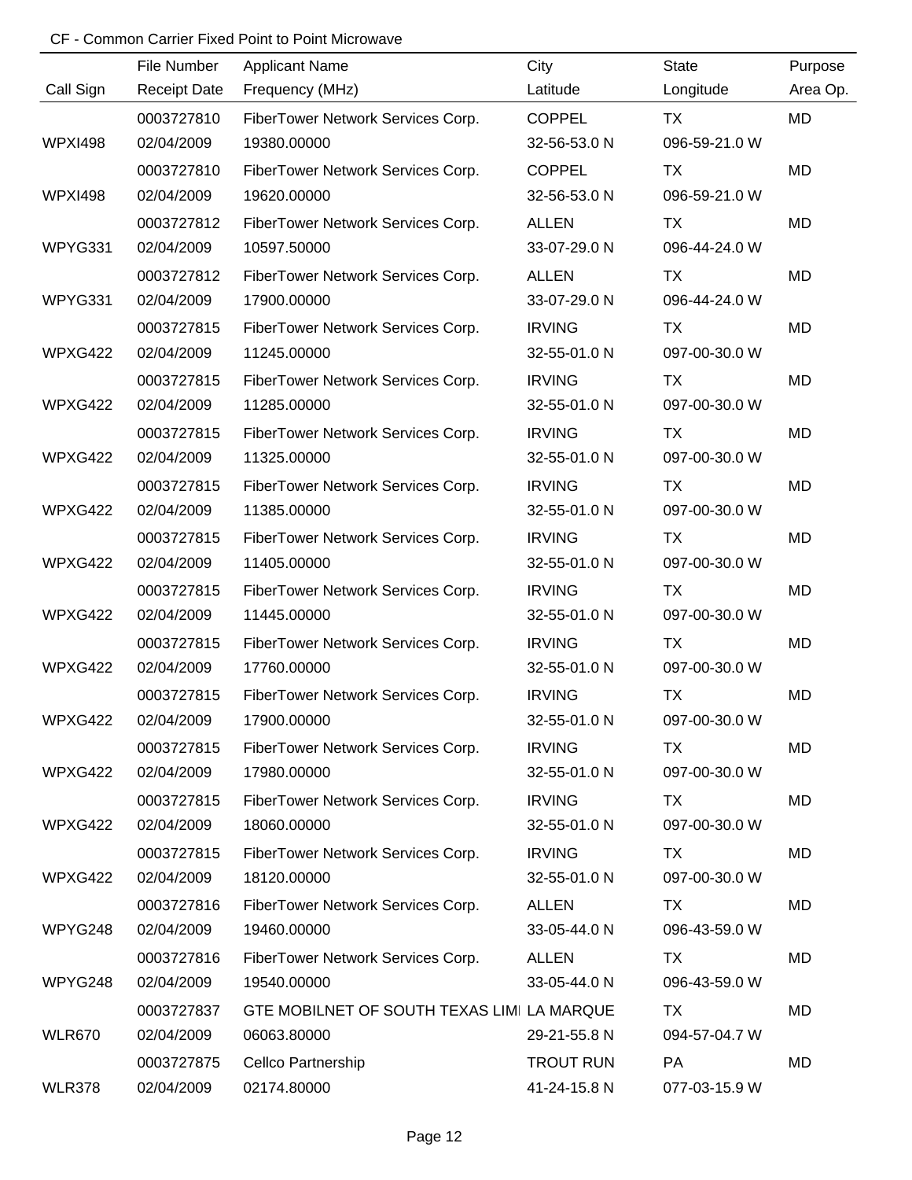CF - Common Carrier Fixed Point to Point Microwave

| Call Sign | File Number<br>Receipt Date | Applicant Name<br>Frequency (MHz) | City<br>Latitude | State<br>Longitude | Purpose<br>Area Op. |
|---|---|---|---|---|---|
| WPXI498 | 0003727810<br>02/04/2009 | FiberTower Network Services Corp.<br>19380.00000 | COPPEL<br>32-56-53.0 N | TX<br>096-59-21.0 W | MD |
| WPXI498 | 0003727810<br>02/04/2009 | FiberTower Network Services Corp.<br>19620.00000 | COPPEL<br>32-56-53.0 N | TX<br>096-59-21.0 W | MD |
| WPYG331 | 0003727812<br>02/04/2009 | FiberTower Network Services Corp.<br>10597.50000 | ALLEN<br>33-07-29.0 N | TX<br>096-44-24.0 W | MD |
| WPYG331 | 0003727812<br>02/04/2009 | FiberTower Network Services Corp.<br>17900.00000 | ALLEN<br>33-07-29.0 N | TX<br>096-44-24.0 W | MD |
| WPXG422 | 0003727815<br>02/04/2009 | FiberTower Network Services Corp.<br>11245.00000 | IRVING<br>32-55-01.0 N | TX<br>097-00-30.0 W | MD |
| WPXG422 | 0003727815<br>02/04/2009 | FiberTower Network Services Corp.<br>11285.00000 | IRVING<br>32-55-01.0 N | TX<br>097-00-30.0 W | MD |
| WPXG422 | 0003727815<br>02/04/2009 | FiberTower Network Services Corp.<br>11325.00000 | IRVING<br>32-55-01.0 N | TX<br>097-00-30.0 W | MD |
| WPXG422 | 0003727815<br>02/04/2009 | FiberTower Network Services Corp.<br>11385.00000 | IRVING<br>32-55-01.0 N | TX<br>097-00-30.0 W | MD |
| WPXG422 | 0003727815<br>02/04/2009 | FiberTower Network Services Corp.<br>11405.00000 | IRVING<br>32-55-01.0 N | TX<br>097-00-30.0 W | MD |
| WPXG422 | 0003727815<br>02/04/2009 | FiberTower Network Services Corp.<br>11445.00000 | IRVING<br>32-55-01.0 N | TX<br>097-00-30.0 W | MD |
| WPXG422 | 0003727815<br>02/04/2009 | FiberTower Network Services Corp.<br>17760.00000 | IRVING<br>32-55-01.0 N | TX<br>097-00-30.0 W | MD |
| WPXG422 | 0003727815<br>02/04/2009 | FiberTower Network Services Corp.<br>17900.00000 | IRVING<br>32-55-01.0 N | TX<br>097-00-30.0 W | MD |
| WPXG422 | 0003727815<br>02/04/2009 | FiberTower Network Services Corp.<br>17980.00000 | IRVING<br>32-55-01.0 N | TX<br>097-00-30.0 W | MD |
| WPXG422 | 0003727815<br>02/04/2009 | FiberTower Network Services Corp.<br>18060.00000 | IRVING<br>32-55-01.0 N | TX<br>097-00-30.0 W | MD |
| WPXG422 | 0003727815<br>02/04/2009 | FiberTower Network Services Corp.<br>18120.00000 | IRVING<br>32-55-01.0 N | TX<br>097-00-30.0 W | MD |
| WPYG248 | 0003727816<br>02/04/2009 | FiberTower Network Services Corp.<br>19460.00000 | ALLEN<br>33-05-44.0 N | TX<br>096-43-59.0 W | MD |
| WPYG248 | 0003727816<br>02/04/2009 | FiberTower Network Services Corp.<br>19540.00000 | ALLEN<br>33-05-44.0 N | TX<br>096-43-59.0 W | MD |
| WLR670 | 0003727837<br>02/04/2009 | GTE MOBILNET OF SOUTH TEXAS LIMI<br>06063.80000 | LA MARQUE<br>29-21-55.8 N | TX<br>094-57-04.7 W | MD |
| WLR378 | 0003727875<br>02/04/2009 | Cellco Partnership<br>02174.80000 | TROUT RUN<br>41-24-15.8 N | PA<br>077-03-15.9 W | MD |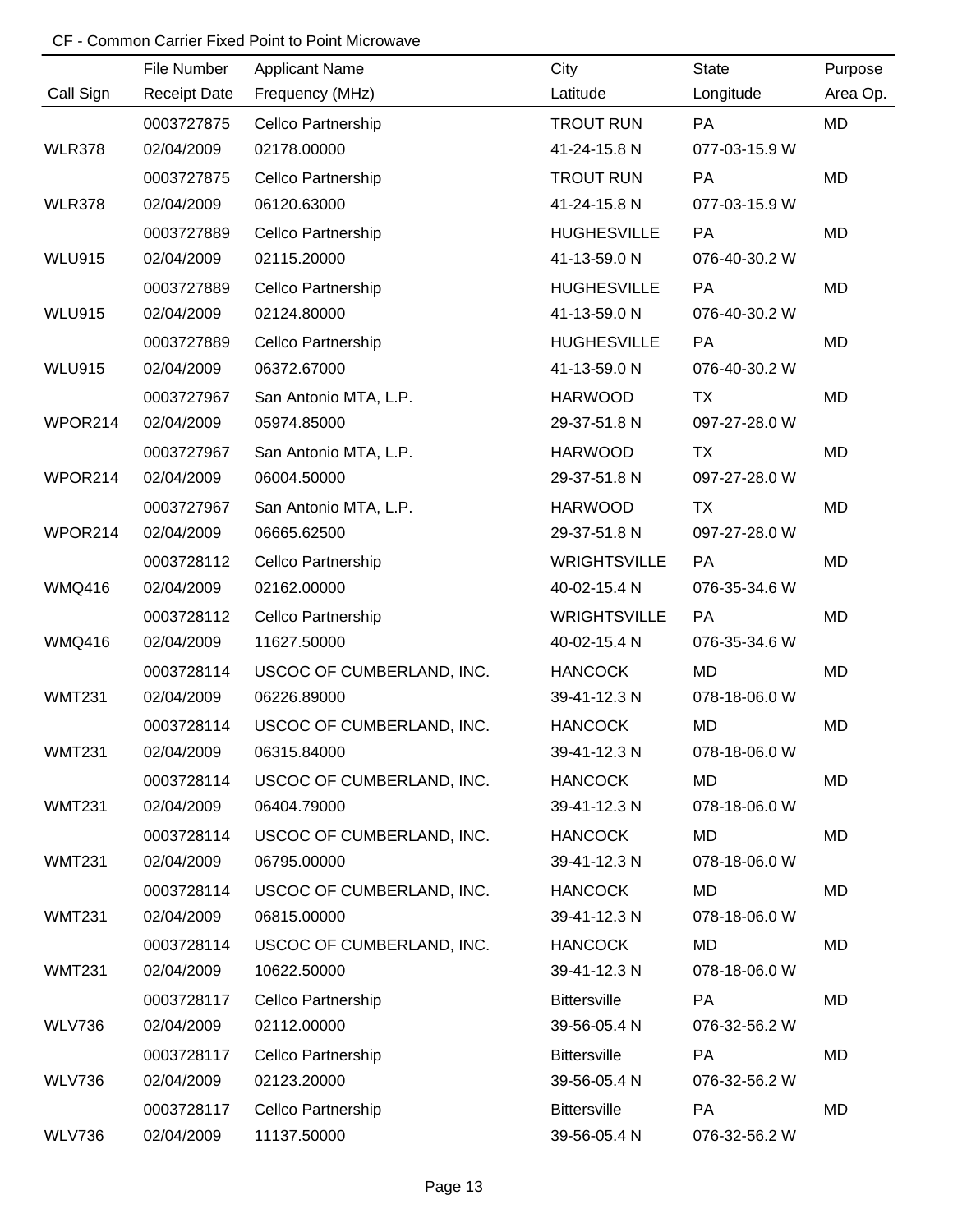CF - Common Carrier Fixed Point to Point Microwave

| Call Sign | File Number / Receipt Date | Applicant Name / Frequency (MHz) | City / Latitude | State / Longitude | Purpose / Area Op. |
|---|---|---|---|---|---|
| | 0003727875 | Cellco Partnership | TROUT RUN | PA | MD |
| WLR378 | 02/04/2009 | 02178.00000 | 41-24-15.8 N | 077-03-15.9 W | |
| | 0003727875 | Cellco Partnership | TROUT RUN | PA | MD |
| WLR378 | 02/04/2009 | 06120.63000 | 41-24-15.8 N | 077-03-15.9 W | |
| | 0003727889 | Cellco Partnership | HUGHESVILLE | PA | MD |
| WLU915 | 02/04/2009 | 02115.20000 | 41-13-59.0 N | 076-40-30.2 W | |
| | 0003727889 | Cellco Partnership | HUGHESVILLE | PA | MD |
| WLU915 | 02/04/2009 | 02124.80000 | 41-13-59.0 N | 076-40-30.2 W | |
| | 0003727889 | Cellco Partnership | HUGHESVILLE | PA | MD |
| WLU915 | 02/04/2009 | 06372.67000 | 41-13-59.0 N | 076-40-30.2 W | |
| | 0003727967 | San Antonio MTA, L.P. | HARWOOD | TX | MD |
| WPOR214 | 02/04/2009 | 05974.85000 | 29-37-51.8 N | 097-27-28.0 W | |
| | 0003727967 | San Antonio MTA, L.P. | HARWOOD | TX | MD |
| WPOR214 | 02/04/2009 | 06004.50000 | 29-37-51.8 N | 097-27-28.0 W | |
| | 0003727967 | San Antonio MTA, L.P. | HARWOOD | TX | MD |
| WPOR214 | 02/04/2009 | 06665.62500 | 29-37-51.8 N | 097-27-28.0 W | |
| | 0003728112 | Cellco Partnership | WRIGHTSVILLE | PA | MD |
| WMQ416 | 02/04/2009 | 02162.00000 | 40-02-15.4 N | 076-35-34.6 W | |
| | 0003728112 | Cellco Partnership | WRIGHTSVILLE | PA | MD |
| WMQ416 | 02/04/2009 | 11627.50000 | 40-02-15.4 N | 076-35-34.6 W | |
| | 0003728114 | USCOC OF CUMBERLAND, INC. | HANCOCK | MD | MD |
| WMT231 | 02/04/2009 | 06226.89000 | 39-41-12.3 N | 078-18-06.0 W | |
| | 0003728114 | USCOC OF CUMBERLAND, INC. | HANCOCK | MD | MD |
| WMT231 | 02/04/2009 | 06315.84000 | 39-41-12.3 N | 078-18-06.0 W | |
| | 0003728114 | USCOC OF CUMBERLAND, INC. | HANCOCK | MD | MD |
| WMT231 | 02/04/2009 | 06404.79000 | 39-41-12.3 N | 078-18-06.0 W | |
| | 0003728114 | USCOC OF CUMBERLAND, INC. | HANCOCK | MD | MD |
| WMT231 | 02/04/2009 | 06795.00000 | 39-41-12.3 N | 078-18-06.0 W | |
| | 0003728114 | USCOC OF CUMBERLAND, INC. | HANCOCK | MD | MD |
| WMT231 | 02/04/2009 | 06815.00000 | 39-41-12.3 N | 078-18-06.0 W | |
| | 0003728114 | USCOC OF CUMBERLAND, INC. | HANCOCK | MD | MD |
| WMT231 | 02/04/2009 | 10622.50000 | 39-41-12.3 N | 078-18-06.0 W | |
| | 0003728117 | Cellco Partnership | Bittersville | PA | MD |
| WLV736 | 02/04/2009 | 02112.00000 | 39-56-05.4 N | 076-32-56.2 W | |
| | 0003728117 | Cellco Partnership | Bittersville | PA | MD |
| WLV736 | 02/04/2009 | 02123.20000 | 39-56-05.4 N | 076-32-56.2 W | |
| | 0003728117 | Cellco Partnership | Bittersville | PA | MD |
| WLV736 | 02/04/2009 | 11137.50000 | 39-56-05.4 N | 076-32-56.2 W | |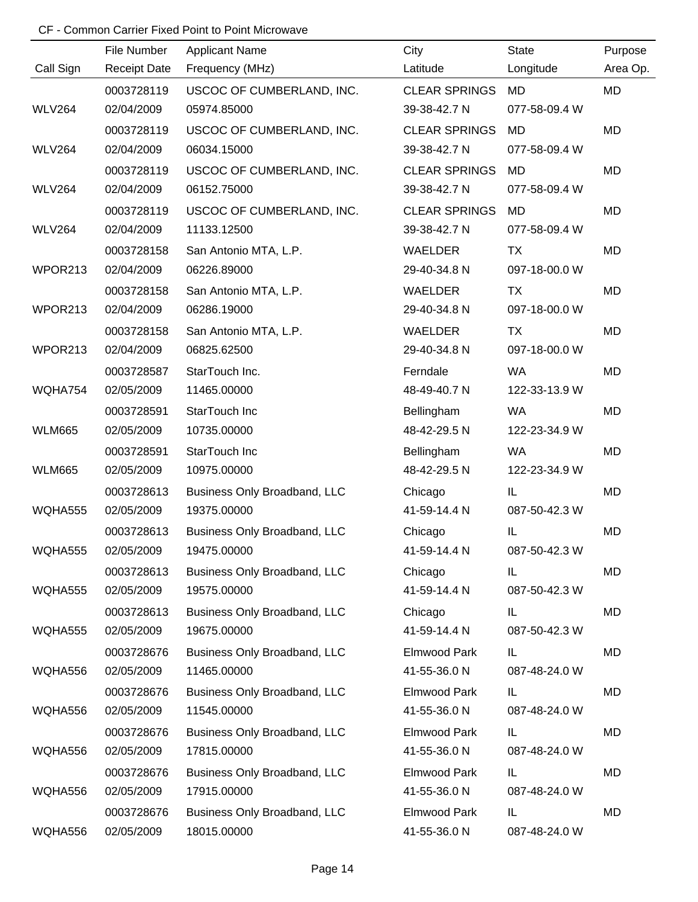CF - Common Carrier Fixed Point to Point Microwave

| Call Sign | File Number / Receipt Date | Applicant Name / Frequency (MHz) | City / Latitude | State / Longitude | Purpose / Area Op. |
|---|---|---|---|---|---|
| | 0003728119 | USCOC OF CUMBERLAND, INC. | CLEAR SPRINGS | MD | MD |
| WLV264 | 02/04/2009 | 05974.85000 | 39-38-42.7 N | 077-58-09.4 W | |
| | 0003728119 | USCOC OF CUMBERLAND, INC. | CLEAR SPRINGS | MD | MD |
| WLV264 | 02/04/2009 | 06034.15000 | 39-38-42.7 N | 077-58-09.4 W | |
| | 0003728119 | USCOC OF CUMBERLAND, INC. | CLEAR SPRINGS | MD | MD |
| WLV264 | 02/04/2009 | 06152.75000 | 39-38-42.7 N | 077-58-09.4 W | |
| | 0003728119 | USCOC OF CUMBERLAND, INC. | CLEAR SPRINGS | MD | MD |
| WLV264 | 02/04/2009 | 11133.12500 | 39-38-42.7 N | 077-58-09.4 W | |
| | 0003728158 | San Antonio MTA, L.P. | WAELDER | TX | MD |
| WPOR213 | 02/04/2009 | 06226.89000 | 29-40-34.8 N | 097-18-00.0 W | |
| | 0003728158 | San Antonio MTA, L.P. | WAELDER | TX | MD |
| WPOR213 | 02/04/2009 | 06286.19000 | 29-40-34.8 N | 097-18-00.0 W | |
| | 0003728158 | San Antonio MTA, L.P. | WAELDER | TX | MD |
| WPOR213 | 02/04/2009 | 06825.62500 | 29-40-34.8 N | 097-18-00.0 W | |
| | 0003728587 | StarTouch Inc. | Ferndale | WA | MD |
| WQHA754 | 02/05/2009 | 11465.00000 | 48-49-40.7 N | 122-33-13.9 W | |
| | 0003728591 | StarTouch Inc | Bellingham | WA | MD |
| WLM665 | 02/05/2009 | 10735.00000 | 48-42-29.5 N | 122-23-34.9 W | |
| | 0003728591 | StarTouch Inc | Bellingham | WA | MD |
| WLM665 | 02/05/2009 | 10975.00000 | 48-42-29.5 N | 122-23-34.9 W | |
| | 0003728613 | Business Only Broadband, LLC | Chicago | IL | MD |
| WQHA555 | 02/05/2009 | 19375.00000 | 41-59-14.4 N | 087-50-42.3 W | |
| | 0003728613 | Business Only Broadband, LLC | Chicago | IL | MD |
| WQHA555 | 02/05/2009 | 19475.00000 | 41-59-14.4 N | 087-50-42.3 W | |
| | 0003728613 | Business Only Broadband, LLC | Chicago | IL | MD |
| WQHA555 | 02/05/2009 | 19575.00000 | 41-59-14.4 N | 087-50-42.3 W | |
| | 0003728613 | Business Only Broadband, LLC | Chicago | IL | MD |
| WQHA555 | 02/05/2009 | 19675.00000 | 41-59-14.4 N | 087-50-42.3 W | |
| | 0003728676 | Business Only Broadband, LLC | Elmwood Park | IL | MD |
| WQHA556 | 02/05/2009 | 11465.00000 | 41-55-36.0 N | 087-48-24.0 W | |
| | 0003728676 | Business Only Broadband, LLC | Elmwood Park | IL | MD |
| WQHA556 | 02/05/2009 | 11545.00000 | 41-55-36.0 N | 087-48-24.0 W | |
| | 0003728676 | Business Only Broadband, LLC | Elmwood Park | IL | MD |
| WQHA556 | 02/05/2009 | 17815.00000 | 41-55-36.0 N | 087-48-24.0 W | |
| | 0003728676 | Business Only Broadband, LLC | Elmwood Park | IL | MD |
| WQHA556 | 02/05/2009 | 17915.00000 | 41-55-36.0 N | 087-48-24.0 W | |
| | 0003728676 | Business Only Broadband, LLC | Elmwood Park | IL | MD |
| WQHA556 | 02/05/2009 | 18015.00000 | 41-55-36.0 N | 087-48-24.0 W | |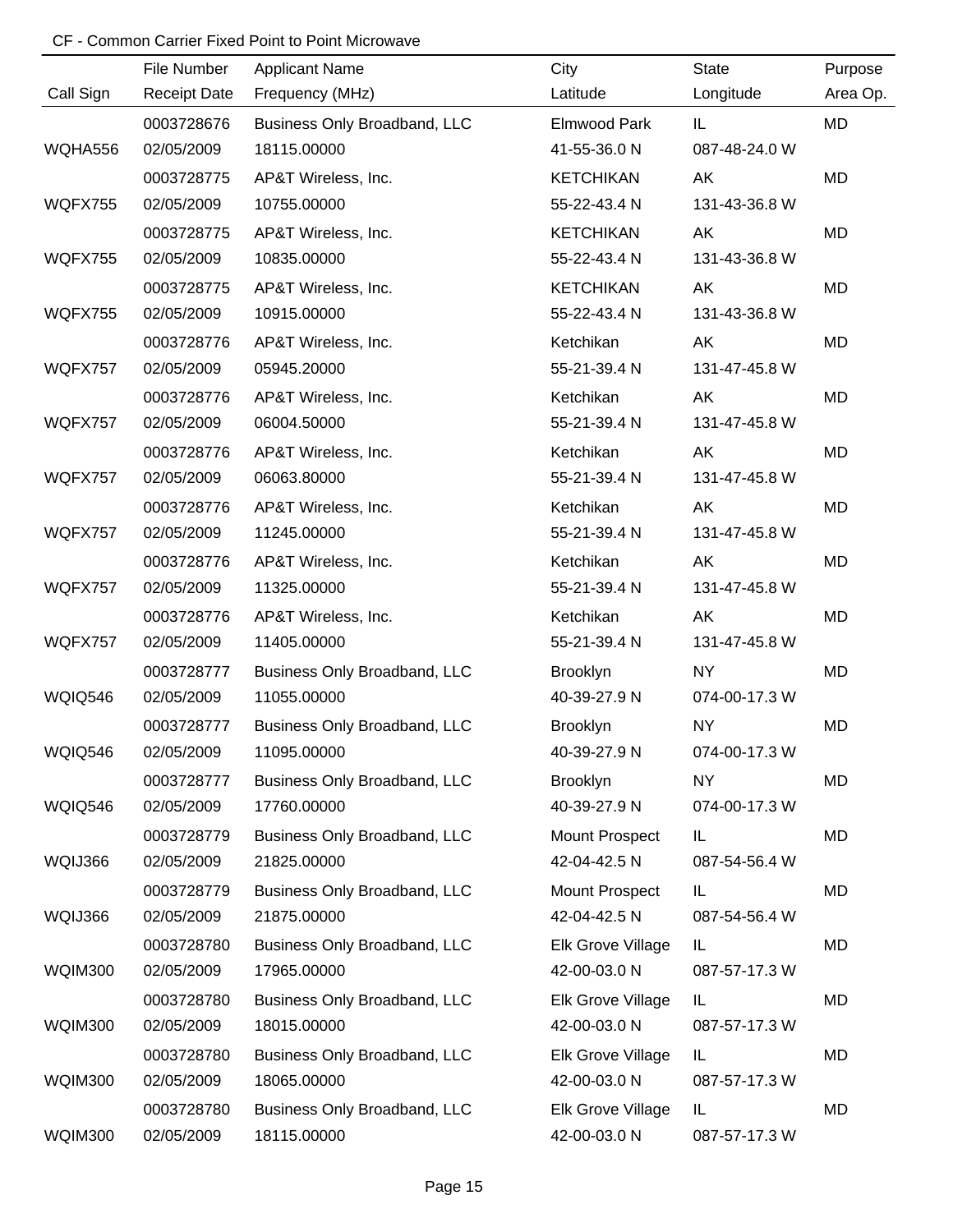CF - Common Carrier Fixed Point to Point Microwave

| Call Sign | File Number<br>Receipt Date | Applicant Name<br>Frequency (MHz) | City<br>Latitude | State<br>Longitude | Purpose<br>Area Op. |
|---|---|---|---|---|---|
| WQHA556 | 0003728676<br>02/05/2009 | Business Only Broadband, LLC<br>18115.00000 | Elmwood Park<br>41-55-36.0 N | IL<br>087-48-24.0 W | MD |
| WQFX755 | 0003728775<br>02/05/2009 | AP&T Wireless, Inc.<br>10755.00000 | KETCHIKAN<br>55-22-43.4 N | AK<br>131-43-36.8 W | MD |
| WQFX755 | 0003728775<br>02/05/2009 | AP&T Wireless, Inc.<br>10835.00000 | KETCHIKAN<br>55-22-43.4 N | AK<br>131-43-36.8 W | MD |
| WQFX755 | 0003728775<br>02/05/2009 | AP&T Wireless, Inc.<br>10915.00000 | KETCHIKAN<br>55-22-43.4 N | AK<br>131-43-36.8 W | MD |
| WQFX757 | 0003728776<br>02/05/2009 | AP&T Wireless, Inc.<br>05945.20000 | Ketchikan<br>55-21-39.4 N | AK<br>131-47-45.8 W | MD |
| WQFX757 | 0003728776<br>02/05/2009 | AP&T Wireless, Inc.<br>06004.50000 | Ketchikan<br>55-21-39.4 N | AK<br>131-47-45.8 W | MD |
| WQFX757 | 0003728776<br>02/05/2009 | AP&T Wireless, Inc.<br>06063.80000 | Ketchikan<br>55-21-39.4 N | AK<br>131-47-45.8 W | MD |
| WQFX757 | 0003728776<br>02/05/2009 | AP&T Wireless, Inc.<br>11245.00000 | Ketchikan<br>55-21-39.4 N | AK<br>131-47-45.8 W | MD |
| WQFX757 | 0003728776<br>02/05/2009 | AP&T Wireless, Inc.<br>11325.00000 | Ketchikan<br>55-21-39.4 N | AK<br>131-47-45.8 W | MD |
| WQFX757 | 0003728776<br>02/05/2009 | AP&T Wireless, Inc.<br>11405.00000 | Ketchikan<br>55-21-39.4 N | AK<br>131-47-45.8 W | MD |
| WQIQ546 | 0003728777<br>02/05/2009 | Business Only Broadband, LLC<br>11055.00000 | Brooklyn<br>40-39-27.9 N | NY<br>074-00-17.3 W | MD |
| WQIQ546 | 0003728777<br>02/05/2009 | Business Only Broadband, LLC<br>11095.00000 | Brooklyn<br>40-39-27.9 N | NY<br>074-00-17.3 W | MD |
| WQIQ546 | 0003728777<br>02/05/2009 | Business Only Broadband, LLC<br>17760.00000 | Brooklyn<br>40-39-27.9 N | NY<br>074-00-17.3 W | MD |
| WQIJ366 | 0003728779<br>02/05/2009 | Business Only Broadband, LLC<br>21825.00000 | Mount Prospect<br>42-04-42.5 N | IL<br>087-54-56.4 W | MD |
| WQIJ366 | 0003728779<br>02/05/2009 | Business Only Broadband, LLC<br>21875.00000 | Mount Prospect<br>42-04-42.5 N | IL<br>087-54-56.4 W | MD |
| WQIM300 | 0003728780<br>02/05/2009 | Business Only Broadband, LLC<br>17965.00000 | Elk Grove Village<br>42-00-03.0 N | IL<br>087-57-17.3 W | MD |
| WQIM300 | 0003728780<br>02/05/2009 | Business Only Broadband, LLC<br>18015.00000 | Elk Grove Village<br>42-00-03.0 N | IL<br>087-57-17.3 W | MD |
| WQIM300 | 0003728780<br>02/05/2009 | Business Only Broadband, LLC<br>18065.00000 | Elk Grove Village<br>42-00-03.0 N | IL<br>087-57-17.3 W | MD |
| WQIM300 | 0003728780<br>02/05/2009 | Business Only Broadband, LLC<br>18115.00000 | Elk Grove Village<br>42-00-03.0 N | IL<br>087-57-17.3 W | MD |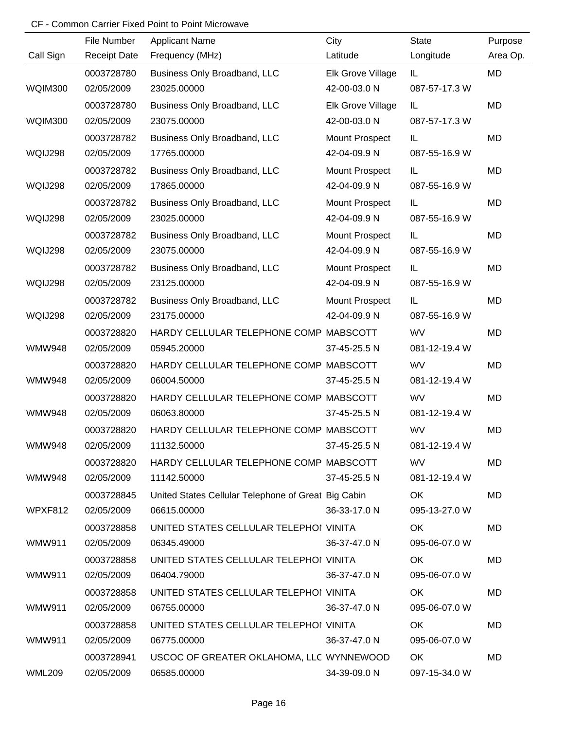CF - Common Carrier Fixed Point to Point Microwave

| Call Sign | File Number<br>Receipt Date | Applicant Name<br>Frequency (MHz) | City<br>Latitude | State<br>Longitude | Purpose<br>Area Op. |
|---|---|---|---|---|---|
| WQIM300 | 0003728780<br>02/05/2009 | Business Only Broadband, LLC<br>23025.00000 | Elk Grove Village<br>42-00-03.0 N | IL<br>087-57-17.3 W | MD |
| WQIM300 | 0003728780<br>02/05/2009 | Business Only Broadband, LLC<br>23075.00000 | Elk Grove Village<br>42-00-03.0 N | IL<br>087-57-17.3 W | MD |
| WQIJ298 | 0003728782<br>02/05/2009 | Business Only Broadband, LLC<br>17765.00000 | Mount Prospect<br>42-04-09.9 N | IL<br>087-55-16.9 W | MD |
| WQIJ298 | 0003728782<br>02/05/2009 | Business Only Broadband, LLC<br>17865.00000 | Mount Prospect<br>42-04-09.9 N | IL<br>087-55-16.9 W | MD |
| WQIJ298 | 0003728782<br>02/05/2009 | Business Only Broadband, LLC<br>23025.00000 | Mount Prospect<br>42-04-09.9 N | IL<br>087-55-16.9 W | MD |
| WQIJ298 | 0003728782<br>02/05/2009 | Business Only Broadband, LLC<br>23075.00000 | Mount Prospect<br>42-04-09.9 N | IL<br>087-55-16.9 W | MD |
| WQIJ298 | 0003728782<br>02/05/2009 | Business Only Broadband, LLC<br>23125.00000 | Mount Prospect<br>42-04-09.9 N | IL<br>087-55-16.9 W | MD |
| WQIJ298 | 0003728782<br>02/05/2009 | Business Only Broadband, LLC<br>23175.00000 | Mount Prospect<br>42-04-09.9 N | IL<br>087-55-16.9 W | MD |
| WMW948 | 0003728820<br>02/05/2009 | HARDY CELLULAR TELEPHONE COMP<br>05945.20000 | MABSCOTT<br>37-45-25.5 N | WV<br>081-12-19.4 W | MD |
| WMW948 | 0003728820<br>02/05/2009 | HARDY CELLULAR TELEPHONE COMP<br>06004.50000 | MABSCOTT<br>37-45-25.5 N | WV<br>081-12-19.4 W | MD |
| WMW948 | 0003728820<br>02/05/2009 | HARDY CELLULAR TELEPHONE COMP<br>06063.80000 | MABSCOTT<br>37-45-25.5 N | WV<br>081-12-19.4 W | MD |
| WMW948 | 0003728820<br>02/05/2009 | HARDY CELLULAR TELEPHONE COMP<br>11132.50000 | MABSCOTT<br>37-45-25.5 N | WV<br>081-12-19.4 W | MD |
| WMW948 | 0003728820<br>02/05/2009 | HARDY CELLULAR TELEPHONE COMP<br>11142.50000 | MABSCOTT<br>37-45-25.5 N | WV<br>081-12-19.4 W | MD |
| WPXF812 | 0003728845<br>02/05/2009 | United States Cellular Telephone of Great<br>06615.00000 | Big Cabin<br>36-33-17.0 N | OK<br>095-13-27.0 W | MD |
| WMW911 | 0003728858<br>02/05/2009 | UNITED STATES CELLULAR TELEPHOI<br>06345.49000 | VINITA<br>36-37-47.0 N | OK<br>095-06-07.0 W | MD |
| WMW911 | 0003728858<br>02/05/2009 | UNITED STATES CELLULAR TELEPHOI<br>06404.79000 | VINITA<br>36-37-47.0 N | OK<br>095-06-07.0 W | MD |
| WMW911 | 0003728858<br>02/05/2009 | UNITED STATES CELLULAR TELEPHOI<br>06755.00000 | VINITA<br>36-37-47.0 N | OK<br>095-06-07.0 W | MD |
| WMW911 | 0003728858<br>02/05/2009 | UNITED STATES CELLULAR TELEPHOI<br>06775.00000 | VINITA<br>36-37-47.0 N | OK<br>095-06-07.0 W | MD |
| WML209 | 0003728941<br>02/05/2009 | USCOC OF GREATER OKLAHOMA, LLC<br>06585.00000 | WYNNEWOOD<br>34-39-09.0 N | OK<br>097-15-34.0 W | MD |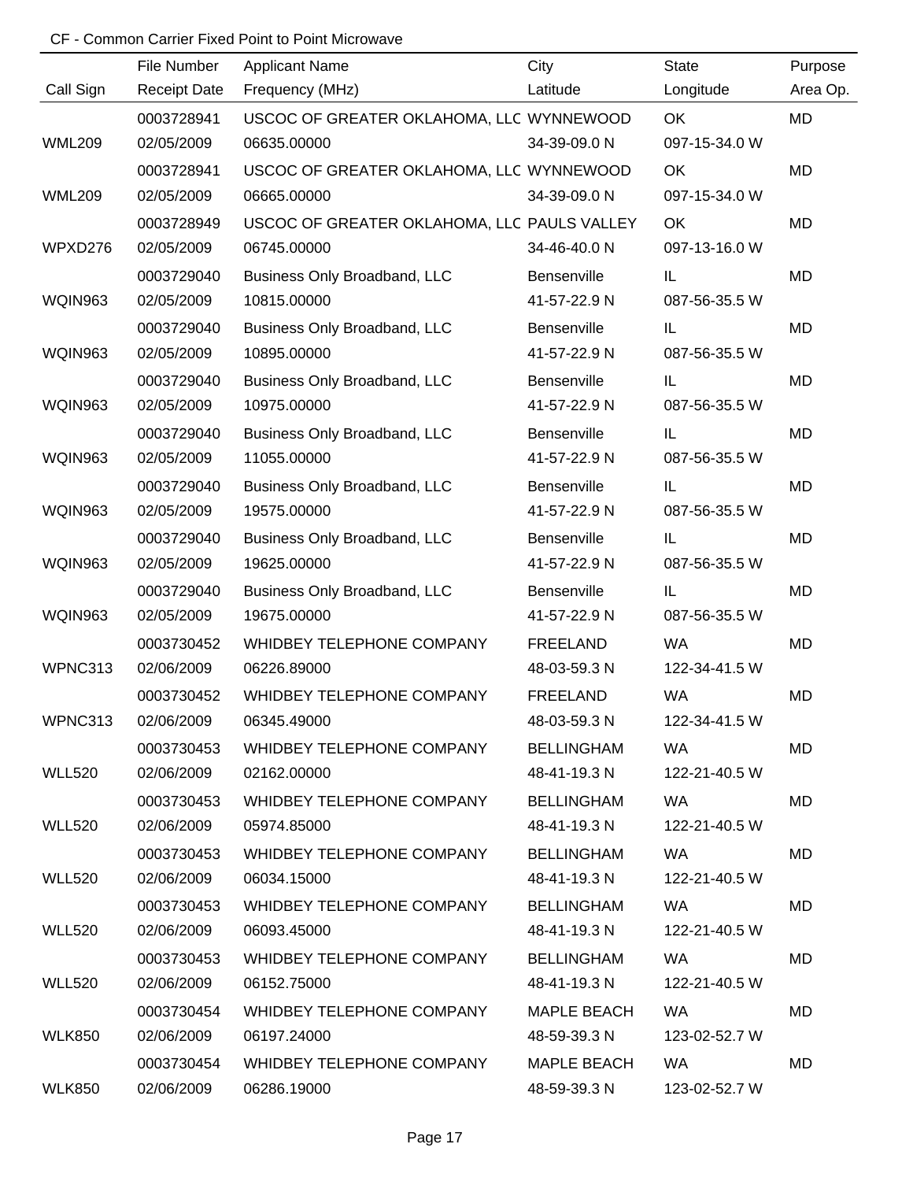CF - Common Carrier Fixed Point to Point Microwave

| Call Sign | File Number<br>Receipt Date | Applicant Name<br>Frequency (MHz) | City<br>Latitude | State<br>Longitude | Purpose<br>Area Op. |
|---|---|---|---|---|---|
| WML209 | 0003728941<br>02/05/2009 | USCOC OF GREATER OKLAHOMA, LLC<br>06635.00000 | WYNNEWOOD<br>34-39-09.0 N | OK<br>097-15-34.0 W | MD |
| WML209 | 0003728941<br>02/05/2009 | USCOC OF GREATER OKLAHOMA, LLC<br>06665.00000 | WYNNEWOOD<br>34-39-09.0 N | OK<br>097-15-34.0 W | MD |
| WPXD276 | 0003728949<br>02/05/2009 | USCOC OF GREATER OKLAHOMA, LLC<br>06745.00000 | PAULS VALLEY<br>34-46-40.0 N | OK<br>097-13-16.0 W | MD |
| WQIN963 | 0003729040<br>02/05/2009 | Business Only Broadband, LLC<br>10815.00000 | Bensenville<br>41-57-22.9 N | IL<br>087-56-35.5 W | MD |
| WQIN963 | 0003729040<br>02/05/2009 | Business Only Broadband, LLC<br>10895.00000 | Bensenville<br>41-57-22.9 N | IL<br>087-56-35.5 W | MD |
| WQIN963 | 0003729040<br>02/05/2009 | Business Only Broadband, LLC<br>10975.00000 | Bensenville<br>41-57-22.9 N | IL<br>087-56-35.5 W | MD |
| WQIN963 | 0003729040<br>02/05/2009 | Business Only Broadband, LLC<br>11055.00000 | Bensenville<br>41-57-22.9 N | IL<br>087-56-35.5 W | MD |
| WQIN963 | 0003729040<br>02/05/2009 | Business Only Broadband, LLC<br>19575.00000 | Bensenville<br>41-57-22.9 N | IL<br>087-56-35.5 W | MD |
| WQIN963 | 0003729040<br>02/05/2009 | Business Only Broadband, LLC<br>19625.00000 | Bensenville<br>41-57-22.9 N | IL<br>087-56-35.5 W | MD |
| WQIN963 | 0003729040<br>02/05/2009 | Business Only Broadband, LLC<br>19675.00000 | Bensenville<br>41-57-22.9 N | IL<br>087-56-35.5 W | MD |
| WPNC313 | 0003730452<br>02/06/2009 | WHIDBEY TELEPHONE COMPANY<br>06226.89000 | FREELAND<br>48-03-59.3 N | WA<br>122-34-41.5 W | MD |
| WPNC313 | 0003730452<br>02/06/2009 | WHIDBEY TELEPHONE COMPANY<br>06345.49000 | FREELAND<br>48-03-59.3 N | WA<br>122-34-41.5 W | MD |
| WLL520 | 0003730453<br>02/06/2009 | WHIDBEY TELEPHONE COMPANY<br>02162.00000 | BELLINGHAM<br>48-41-19.3 N | WA<br>122-21-40.5 W | MD |
| WLL520 | 0003730453<br>02/06/2009 | WHIDBEY TELEPHONE COMPANY<br>05974.85000 | BELLINGHAM<br>48-41-19.3 N | WA<br>122-21-40.5 W | MD |
| WLL520 | 0003730453<br>02/06/2009 | WHIDBEY TELEPHONE COMPANY<br>06034.15000 | BELLINGHAM<br>48-41-19.3 N | WA<br>122-21-40.5 W | MD |
| WLL520 | 0003730453<br>02/06/2009 | WHIDBEY TELEPHONE COMPANY<br>06093.45000 | BELLINGHAM<br>48-41-19.3 N | WA<br>122-21-40.5 W | MD |
| WLL520 | 0003730453<br>02/06/2009 | WHIDBEY TELEPHONE COMPANY<br>06152.75000 | BELLINGHAM<br>48-41-19.3 N | WA<br>122-21-40.5 W | MD |
| WLK850 | 0003730454<br>02/06/2009 | WHIDBEY TELEPHONE COMPANY<br>06197.24000 | MAPLE BEACH<br>48-59-39.3 N | WA<br>123-02-52.7 W | MD |
| WLK850 | 0003730454<br>02/06/2009 | WHIDBEY TELEPHONE COMPANY<br>06286.19000 | MAPLE BEACH<br>48-59-39.3 N | WA<br>123-02-52.7 W | MD |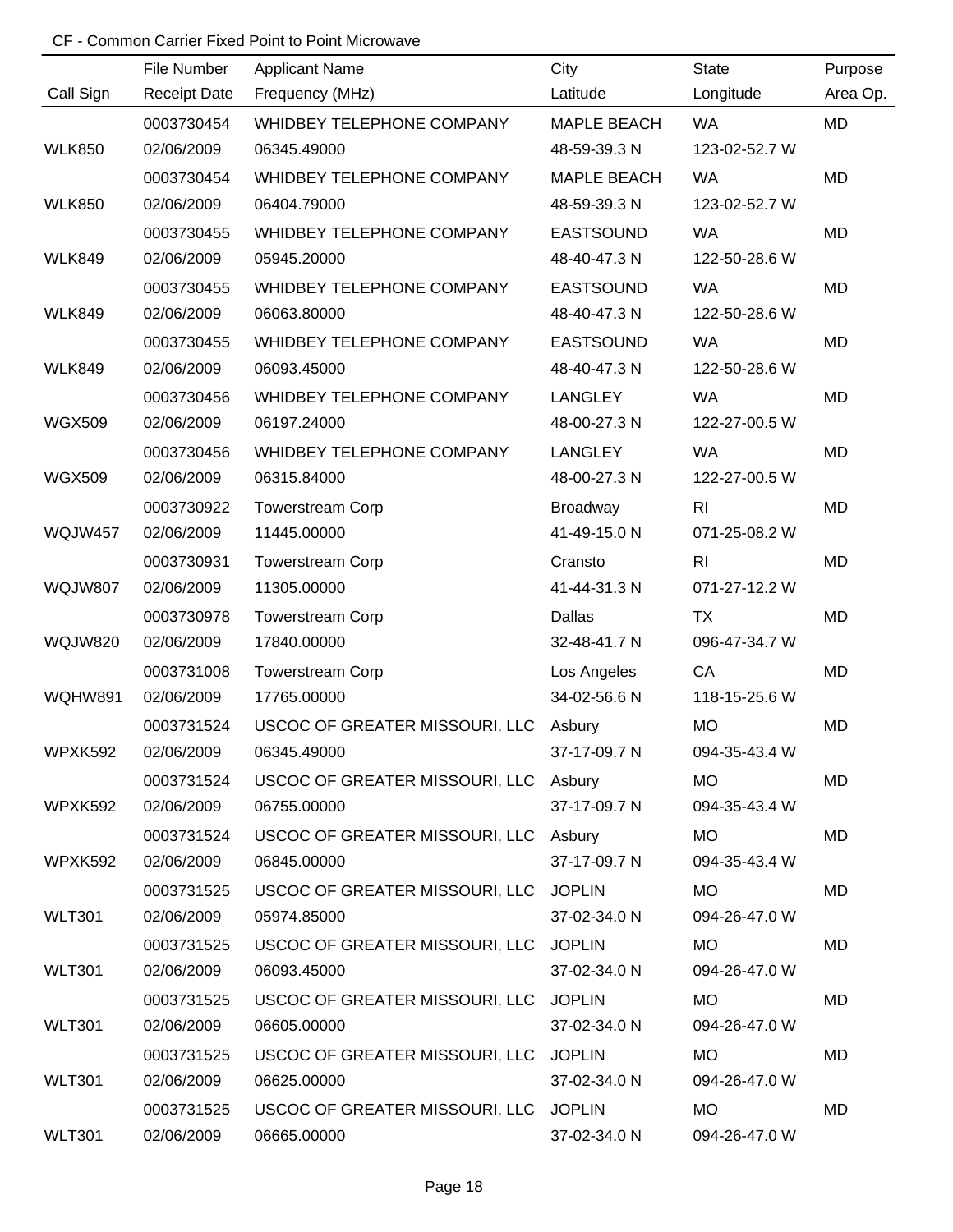CF - Common Carrier Fixed Point to Point Microwave

| Call Sign | File Number<br>Receipt Date | Applicant Name<br>Frequency (MHz) | City<br>Latitude | State<br>Longitude | Purpose<br>Area Op. |
|---|---|---|---|---|---|
| WLK850 | 0003730454<br>02/06/2009 | WHIDBEY TELEPHONE COMPANY<br>06345.49000 | MAPLE BEACH<br>48-59-39.3 N | WA<br>123-02-52.7 W | MD |
| WLK850 | 0003730454<br>02/06/2009 | WHIDBEY TELEPHONE COMPANY<br>06404.79000 | MAPLE BEACH<br>48-59-39.3 N | WA<br>123-02-52.7 W | MD |
| WLK849 | 0003730455<br>02/06/2009 | WHIDBEY TELEPHONE COMPANY<br>05945.20000 | EASTSOUND<br>48-40-47.3 N | WA<br>122-50-28.6 W | MD |
| WLK849 | 0003730455<br>02/06/2009 | WHIDBEY TELEPHONE COMPANY<br>06063.80000 | EASTSOUND<br>48-40-47.3 N | WA<br>122-50-28.6 W | MD |
| WLK849 | 0003730455<br>02/06/2009 | WHIDBEY TELEPHONE COMPANY<br>06093.45000 | EASTSOUND<br>48-40-47.3 N | WA<br>122-50-28.6 W | MD |
| WGX509 | 0003730456<br>02/06/2009 | WHIDBEY TELEPHONE COMPANY<br>06197.24000 | LANGLEY<br>48-00-27.3 N | WA<br>122-27-00.5 W | MD |
| WGX509 | 0003730456<br>02/06/2009 | WHIDBEY TELEPHONE COMPANY<br>06315.84000 | LANGLEY<br>48-00-27.3 N | WA<br>122-27-00.5 W | MD |
| WQJW457 | 0003730922<br>02/06/2009 | Towerstream Corp<br>11445.00000 | Broadway<br>41-49-15.0 N | RI<br>071-25-08.2 W | MD |
| WQJW807 | 0003730931<br>02/06/2009 | Towerstream Corp<br>11305.00000 | Cransto<br>41-44-31.3 N | RI<br>071-27-12.2 W | MD |
| WQJW820 | 0003730978<br>02/06/2009 | Towerstream Corp<br>17840.00000 | Dallas<br>32-48-41.7 N | TX<br>096-47-34.7 W | MD |
| WQHW891 | 0003731008<br>02/06/2009 | Towerstream Corp<br>17765.00000 | Los Angeles<br>34-02-56.6 N | CA<br>118-15-25.6 W | MD |
| WPXK592 | 0003731524<br>02/06/2009 | USCOC OF GREATER MISSOURI, LLC<br>06345.49000 | Asbury<br>37-17-09.7 N | MO<br>094-35-43.4 W | MD |
| WPXK592 | 0003731524<br>02/06/2009 | USCOC OF GREATER MISSOURI, LLC<br>06755.00000 | Asbury<br>37-17-09.7 N | MO<br>094-35-43.4 W | MD |
| WPXK592 | 0003731524<br>02/06/2009 | USCOC OF GREATER MISSOURI, LLC<br>06845.00000 | Asbury<br>37-17-09.7 N | MO<br>094-35-43.4 W | MD |
| WLT301 | 0003731525<br>02/06/2009 | USCOC OF GREATER MISSOURI, LLC<br>05974.85000 | JOPLIN<br>37-02-34.0 N | MO<br>094-26-47.0 W | MD |
| WLT301 | 0003731525<br>02/06/2009 | USCOC OF GREATER MISSOURI, LLC<br>06093.45000 | JOPLIN<br>37-02-34.0 N | MO<br>094-26-47.0 W | MD |
| WLT301 | 0003731525<br>02/06/2009 | USCOC OF GREATER MISSOURI, LLC<br>06605.00000 | JOPLIN<br>37-02-34.0 N | MO<br>094-26-47.0 W | MD |
| WLT301 | 0003731525<br>02/06/2009 | USCOC OF GREATER MISSOURI, LLC<br>06625.00000 | JOPLIN<br>37-02-34.0 N | MO<br>094-26-47.0 W | MD |
| WLT301 | 0003731525<br>02/06/2009 | USCOC OF GREATER MISSOURI, LLC<br>06665.00000 | JOPLIN<br>37-02-34.0 N | MO<br>094-26-47.0 W | MD |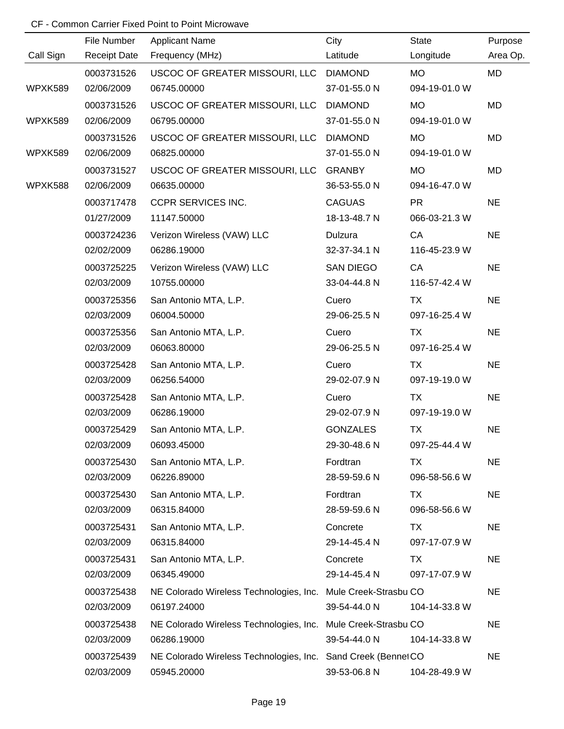CF - Common Carrier Fixed Point to Point Microwave

| Call Sign | File Number / Receipt Date | Applicant Name / Frequency (MHz) | City / Latitude | State / Longitude | Purpose / Area Op. |
|---|---|---|---|---|---|
| | 0003731526 | USCOC OF GREATER MISSOURI, LLC | DIAMOND | MO | MD |
| WPXK589 | 02/06/2009 | 06745.00000 | 37-01-55.0 N | 094-19-01.0 W | |
| | 0003731526 | USCOC OF GREATER MISSOURI, LLC | DIAMOND | MO | MD |
| WPXK589 | 02/06/2009 | 06795.00000 | 37-01-55.0 N | 094-19-01.0 W | |
| | 0003731526 | USCOC OF GREATER MISSOURI, LLC | DIAMOND | MO | MD |
| WPXK589 | 02/06/2009 | 06825.00000 | 37-01-55.0 N | 094-19-01.0 W | |
| | 0003731527 | USCOC OF GREATER MISSOURI, LLC | GRANBY | MO | MD |
| WPXK588 | 02/06/2009 | 06635.00000 | 36-53-55.0 N | 094-16-47.0 W | |
| | 0003717478 | CCPR SERVICES INC. | CAGUAS | PR | NE |
| | 01/27/2009 | 11147.50000 | 18-13-48.7 N | 066-03-21.3 W | |
| | 0003724236 | Verizon Wireless (VAW) LLC | Dulzura | CA | NE |
| | 02/02/2009 | 06286.19000 | 32-37-34.1 N | 116-45-23.9 W | |
| | 0003725225 | Verizon Wireless (VAW) LLC | SAN DIEGO | CA | NE |
| | 02/03/2009 | 10755.00000 | 33-04-44.8 N | 116-57-42.4 W | |
| | 0003725356 | San Antonio MTA, L.P. | Cuero | TX | NE |
| | 02/03/2009 | 06004.50000 | 29-06-25.5 N | 097-16-25.4 W | |
| | 0003725356 | San Antonio MTA, L.P. | Cuero | TX | NE |
| | 02/03/2009 | 06063.80000 | 29-06-25.5 N | 097-16-25.4 W | |
| | 0003725428 | San Antonio MTA, L.P. | Cuero | TX | NE |
| | 02/03/2009 | 06256.54000 | 29-02-07.9 N | 097-19-19.0 W | |
| | 0003725428 | San Antonio MTA, L.P. | Cuero | TX | NE |
| | 02/03/2009 | 06286.19000 | 29-02-07.9 N | 097-19-19.0 W | |
| | 0003725429 | San Antonio MTA, L.P. | GONZALES | TX | NE |
| | 02/03/2009 | 06093.45000 | 29-30-48.6 N | 097-25-44.4 W | |
| | 0003725430 | San Antonio MTA, L.P. | Fordtran | TX | NE |
| | 02/03/2009 | 06226.89000 | 28-59-59.6 N | 096-58-56.6 W | |
| | 0003725430 | San Antonio MTA, L.P. | Fordtran | TX | NE |
| | 02/03/2009 | 06315.84000 | 28-59-59.6 N | 096-58-56.6 W | |
| | 0003725431 | San Antonio MTA, L.P. | Concrete | TX | NE |
| | 02/03/2009 | 06315.84000 | 29-14-45.4 N | 097-17-07.9 W | |
| | 0003725431 | San Antonio MTA, L.P. | Concrete | TX | NE |
| | 02/03/2009 | 06345.49000 | 29-14-45.4 N | 097-17-07.9 W | |
| | 0003725438 | NE Colorado Wireless Technologies, Inc. | Mule Creek-Strasbu | CO | NE |
| | 02/03/2009 | 06197.24000 | 39-54-44.0 N | 104-14-33.8 W | |
| | 0003725438 | NE Colorado Wireless Technologies, Inc. | Mule Creek-Strasbu | CO | NE |
| | 02/03/2009 | 06286.19000 | 39-54-44.0 N | 104-14-33.8 W | |
| | 0003725439 | NE Colorado Wireless Technologies, Inc. | Sand Creek (Bennet | CO | NE |
| | 02/03/2009 | 05945.20000 | 39-53-06.8 N | 104-28-49.9 W | |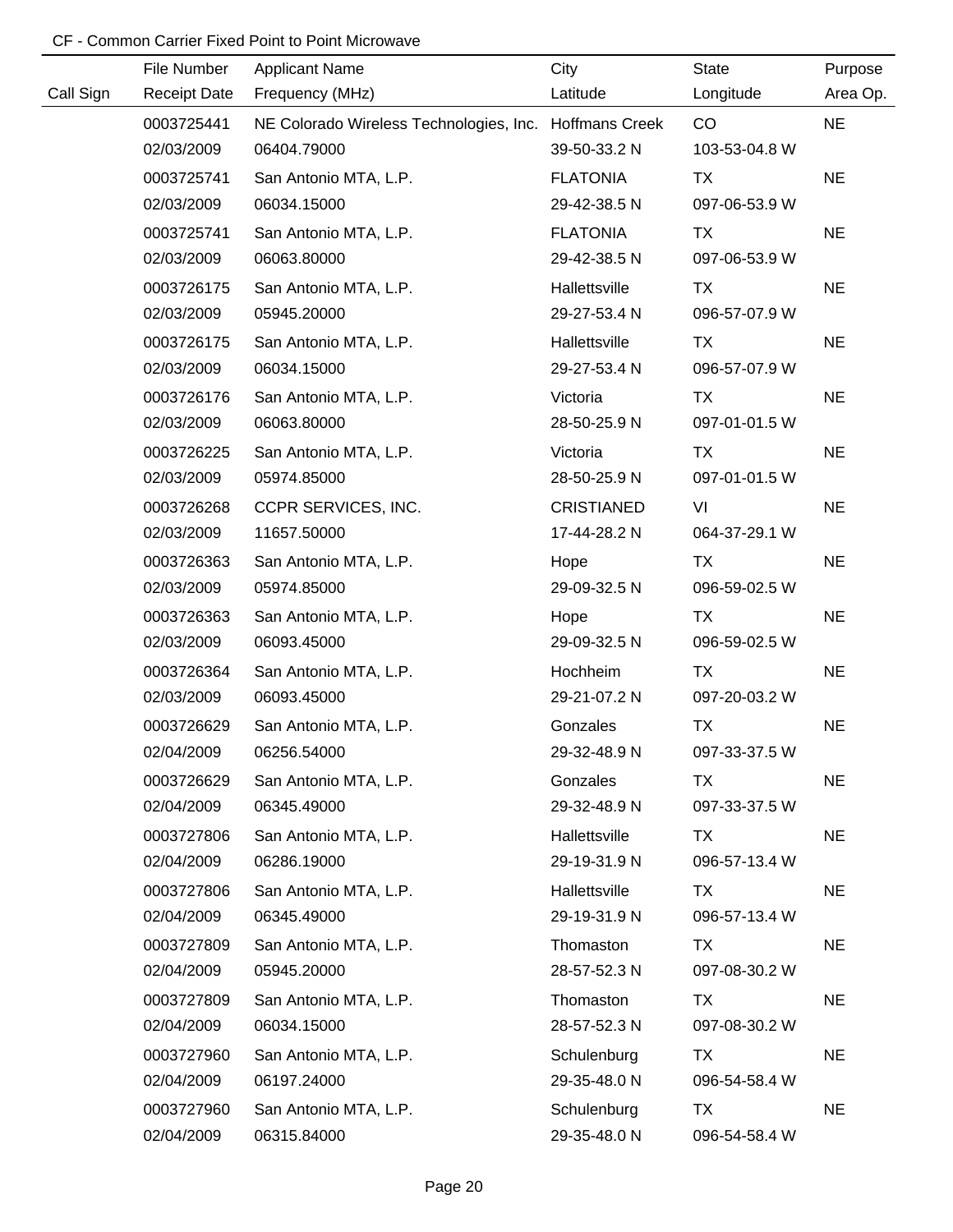CF - Common Carrier Fixed Point to Point Microwave

| Call Sign | File Number<br>Receipt Date | Applicant Name<br>Frequency (MHz) | City<br>Latitude | State<br>Longitude | Purpose<br>Area Op. |
|---|---|---|---|---|---|
| | 0003725441<br>02/03/2009 | NE Colorado Wireless Technologies, Inc.<br>06404.79000 | Hoffmans Creek<br>39-50-33.2 N | CO<br>103-53-04.8 W | NE |
| | 0003725741<br>02/03/2009 | San Antonio MTA, L.P.<br>06034.15000 | FLATONIA<br>29-42-38.5 N | TX<br>097-06-53.9 W | NE |
| | 0003725741<br>02/03/2009 | San Antonio MTA, L.P.<br>06063.80000 | FLATONIA<br>29-42-38.5 N | TX<br>097-06-53.9 W | NE |
| | 0003726175<br>02/03/2009 | San Antonio MTA, L.P.<br>05945.20000 | Hallettsville<br>29-27-53.4 N | TX<br>096-57-07.9 W | NE |
| | 0003726175<br>02/03/2009 | San Antonio MTA, L.P.<br>06034.15000 | Hallettsville<br>29-27-53.4 N | TX<br>096-57-07.9 W | NE |
| | 0003726176<br>02/03/2009 | San Antonio MTA, L.P.<br>06063.80000 | Victoria<br>28-50-25.9 N | TX<br>097-01-01.5 W | NE |
| | 0003726225<br>02/03/2009 | San Antonio MTA, L.P.<br>05974.85000 | Victoria<br>28-50-25.9 N | TX<br>097-01-01.5 W | NE |
| | 0003726268<br>02/03/2009 | CCPR SERVICES, INC.<br>11657.50000 | CRISTIANED<br>17-44-28.2 N | VI<br>064-37-29.1 W | NE |
| | 0003726363<br>02/03/2009 | San Antonio MTA, L.P.<br>05974.85000 | Hope<br>29-09-32.5 N | TX<br>096-59-02.5 W | NE |
| | 0003726363<br>02/03/2009 | San Antonio MTA, L.P.<br>06093.45000 | Hope<br>29-09-32.5 N | TX<br>096-59-02.5 W | NE |
| | 0003726364<br>02/03/2009 | San Antonio MTA, L.P.<br>06093.45000 | Hochheim<br>29-21-07.2 N | TX<br>097-20-03.2 W | NE |
| | 0003726629<br>02/04/2009 | San Antonio MTA, L.P.<br>06256.54000 | Gonzales<br>29-32-48.9 N | TX<br>097-33-37.5 W | NE |
| | 0003726629<br>02/04/2009 | San Antonio MTA, L.P.<br>06345.49000 | Gonzales<br>29-32-48.9 N | TX<br>097-33-37.5 W | NE |
| | 0003727806<br>02/04/2009 | San Antonio MTA, L.P.<br>06286.19000 | Hallettsville<br>29-19-31.9 N | TX<br>096-57-13.4 W | NE |
| | 0003727806<br>02/04/2009 | San Antonio MTA, L.P.<br>06345.49000 | Hallettsville<br>29-19-31.9 N | TX<br>096-57-13.4 W | NE |
| | 0003727809<br>02/04/2009 | San Antonio MTA, L.P.<br>05945.20000 | Thomaston<br>28-57-52.3 N | TX<br>097-08-30.2 W | NE |
| | 0003727809<br>02/04/2009 | San Antonio MTA, L.P.<br>06034.15000 | Thomaston<br>28-57-52.3 N | TX<br>097-08-30.2 W | NE |
| | 0003727960<br>02/04/2009 | San Antonio MTA, L.P.<br>06197.24000 | Schulenburg<br>29-35-48.0 N | TX<br>096-54-58.4 W | NE |
| | 0003727960<br>02/04/2009 | San Antonio MTA, L.P.<br>06315.84000 | Schulenburg<br>29-35-48.0 N | TX<br>096-54-58.4 W | NE |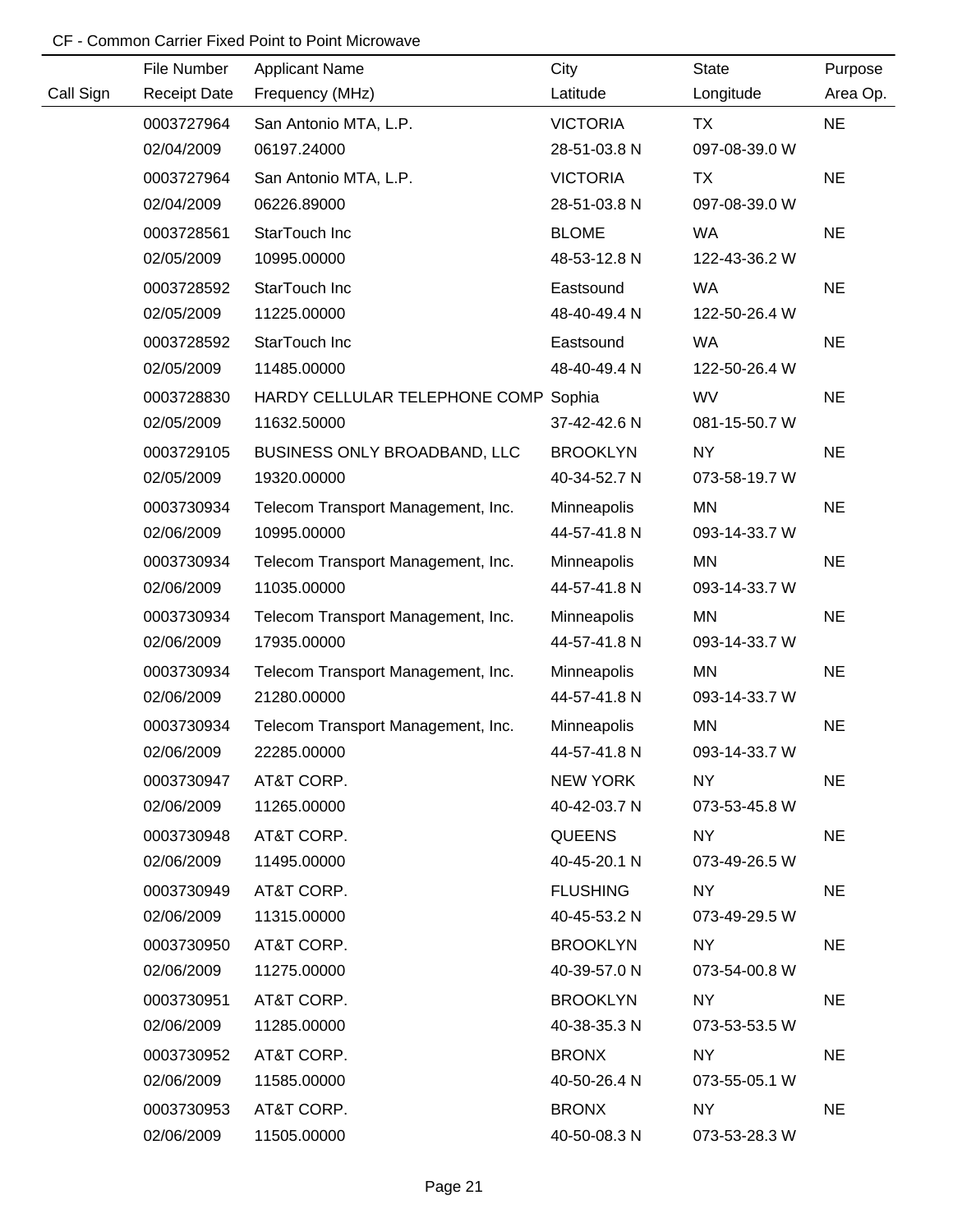CF - Common Carrier Fixed Point to Point Microwave

| Call Sign | File Number<br>Receipt Date | Applicant Name<br>Frequency (MHz) | City<br>Latitude | State<br>Longitude | Purpose<br>Area Op. |
|---|---|---|---|---|---|
| | 0003727964<br>02/04/2009 | San Antonio MTA, L.P.<br>06197.24000 | VICTORIA<br>28-51-03.8 N | TX<br>097-08-39.0 W | NE |
| | 0003727964<br>02/04/2009 | San Antonio MTA, L.P.<br>06226.89000 | VICTORIA<br>28-51-03.8 N | TX<br>097-08-39.0 W | NE |
| | 0003728561<br>02/05/2009 | StarTouch Inc<br>10995.00000 | BLOME<br>48-53-12.8 N | WA<br>122-43-36.2 W | NE |
| | 0003728592<br>02/05/2009 | StarTouch Inc<br>11225.00000 | Eastsound<br>48-40-49.4 N | WA<br>122-50-26.4 W | NE |
| | 0003728592<br>02/05/2009 | StarTouch Inc<br>11485.00000 | Eastsound<br>48-40-49.4 N | WA<br>122-50-26.4 W | NE |
| | 0003728830<br>02/05/2009 | HARDY CELLULAR TELEPHONE COMP<br>11632.50000 | Sophia<br>37-42-42.6 N | WV<br>081-15-50.7 W | NE |
| | 0003729105<br>02/05/2009 | BUSINESS ONLY BROADBAND, LLC<br>19320.00000 | BROOKLYN<br>40-34-52.7 N | NY<br>073-58-19.7 W | NE |
| | 0003730934<br>02/06/2009 | Telecom Transport Management, Inc.<br>10995.00000 | Minneapolis<br>44-57-41.8 N | MN<br>093-14-33.7 W | NE |
| | 0003730934<br>02/06/2009 | Telecom Transport Management, Inc.<br>11035.00000 | Minneapolis<br>44-57-41.8 N | MN<br>093-14-33.7 W | NE |
| | 0003730934<br>02/06/2009 | Telecom Transport Management, Inc.<br>17935.00000 | Minneapolis<br>44-57-41.8 N | MN<br>093-14-33.7 W | NE |
| | 0003730934<br>02/06/2009 | Telecom Transport Management, Inc.<br>21280.00000 | Minneapolis<br>44-57-41.8 N | MN<br>093-14-33.7 W | NE |
| | 0003730934<br>02/06/2009 | Telecom Transport Management, Inc.<br>22285.00000 | Minneapolis<br>44-57-41.8 N | MN<br>093-14-33.7 W | NE |
| | 0003730947<br>02/06/2009 | AT&T CORP.<br>11265.00000 | NEW YORK<br>40-42-03.7 N | NY<br>073-53-45.8 W | NE |
| | 0003730948<br>02/06/2009 | AT&T CORP.<br>11495.00000 | QUEENS<br>40-45-20.1 N | NY<br>073-49-26.5 W | NE |
| | 0003730949<br>02/06/2009 | AT&T CORP.<br>11315.00000 | FLUSHING<br>40-45-53.2 N | NY<br>073-49-29.5 W | NE |
| | 0003730950<br>02/06/2009 | AT&T CORP.<br>11275.00000 | BROOKLYN<br>40-39-57.0 N | NY<br>073-54-00.8 W | NE |
| | 0003730951<br>02/06/2009 | AT&T CORP.<br>11285.00000 | BROOKLYN<br>40-38-35.3 N | NY<br>073-53-53.5 W | NE |
| | 0003730952<br>02/06/2009 | AT&T CORP.<br>11585.00000 | BRONX<br>40-50-26.4 N | NY<br>073-55-05.1 W | NE |
| | 0003730953<br>02/06/2009 | AT&T CORP.<br>11505.00000 | BRONX<br>40-50-08.3 N | NY<br>073-53-28.3 W | NE |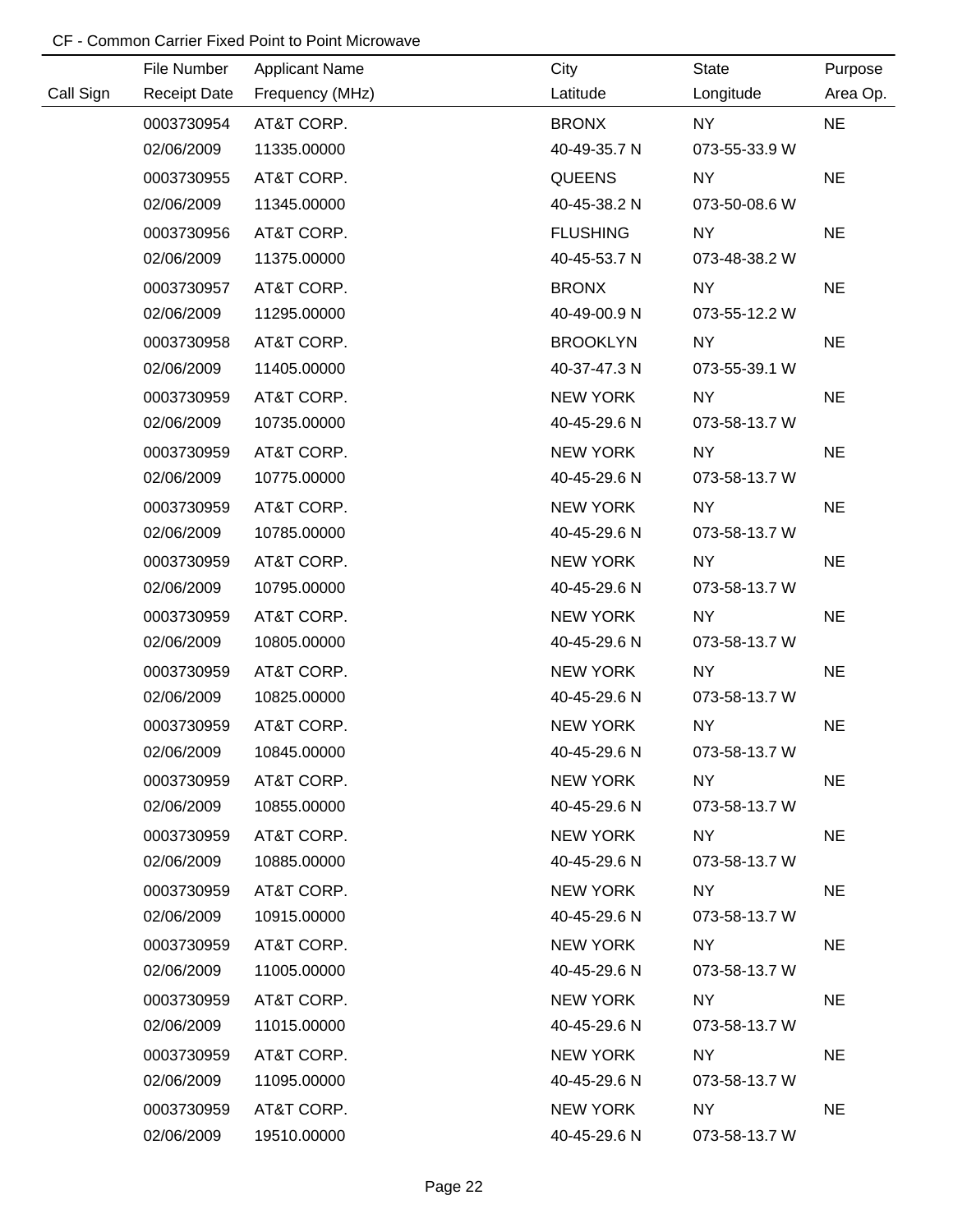CF - Common Carrier Fixed Point to Point Microwave

| Call Sign | File Number / Receipt Date | Applicant Name / Frequency (MHz) | City / Latitude | State / Longitude | Purpose / Area Op. |
|---|---|---|---|---|---|
| | 0003730954 | AT&T CORP. | BRONX | NY | NE |
| | 02/06/2009 | 11335.00000 | 40-49-35.7 N | 073-55-33.9 W | |
| | 0003730955 | AT&T CORP. | QUEENS | NY | NE |
| | 02/06/2009 | 11345.00000 | 40-45-38.2 N | 073-50-08.6 W | |
| | 0003730956 | AT&T CORP. | FLUSHING | NY | NE |
| | 02/06/2009 | 11375.00000 | 40-45-53.7 N | 073-48-38.2 W | |
| | 0003730957 | AT&T CORP. | BRONX | NY | NE |
| | 02/06/2009 | 11295.00000 | 40-49-00.9 N | 073-55-12.2 W | |
| | 0003730958 | AT&T CORP. | BROOKLYN | NY | NE |
| | 02/06/2009 | 11405.00000 | 40-37-47.3 N | 073-55-39.1 W | |
| | 0003730959 | AT&T CORP. | NEW YORK | NY | NE |
| | 02/06/2009 | 10735.00000 | 40-45-29.6 N | 073-58-13.7 W | |
| | 0003730959 | AT&T CORP. | NEW YORK | NY | NE |
| | 02/06/2009 | 10775.00000 | 40-45-29.6 N | 073-58-13.7 W | |
| | 0003730959 | AT&T CORP. | NEW YORK | NY | NE |
| | 02/06/2009 | 10785.00000 | 40-45-29.6 N | 073-58-13.7 W | |
| | 0003730959 | AT&T CORP. | NEW YORK | NY | NE |
| | 02/06/2009 | 10795.00000 | 40-45-29.6 N | 073-58-13.7 W | |
| | 0003730959 | AT&T CORP. | NEW YORK | NY | NE |
| | 02/06/2009 | 10805.00000 | 40-45-29.6 N | 073-58-13.7 W | |
| | 0003730959 | AT&T CORP. | NEW YORK | NY | NE |
| | 02/06/2009 | 10825.00000 | 40-45-29.6 N | 073-58-13.7 W | |
| | 0003730959 | AT&T CORP. | NEW YORK | NY | NE |
| | 02/06/2009 | 10845.00000 | 40-45-29.6 N | 073-58-13.7 W | |
| | 0003730959 | AT&T CORP. | NEW YORK | NY | NE |
| | 02/06/2009 | 10855.00000 | 40-45-29.6 N | 073-58-13.7 W | |
| | 0003730959 | AT&T CORP. | NEW YORK | NY | NE |
| | 02/06/2009 | 10885.00000 | 40-45-29.6 N | 073-58-13.7 W | |
| | 0003730959 | AT&T CORP. | NEW YORK | NY | NE |
| | 02/06/2009 | 10915.00000 | 40-45-29.6 N | 073-58-13.7 W | |
| | 0003730959 | AT&T CORP. | NEW YORK | NY | NE |
| | 02/06/2009 | 11005.00000 | 40-45-29.6 N | 073-58-13.7 W | |
| | 0003730959 | AT&T CORP. | NEW YORK | NY | NE |
| | 02/06/2009 | 11015.00000 | 40-45-29.6 N | 073-58-13.7 W | |
| | 0003730959 | AT&T CORP. | NEW YORK | NY | NE |
| | 02/06/2009 | 11095.00000 | 40-45-29.6 N | 073-58-13.7 W | |
| | 0003730959 | AT&T CORP. | NEW YORK | NY | NE |
| | 02/06/2009 | 19510.00000 | 40-45-29.6 N | 073-58-13.7 W | |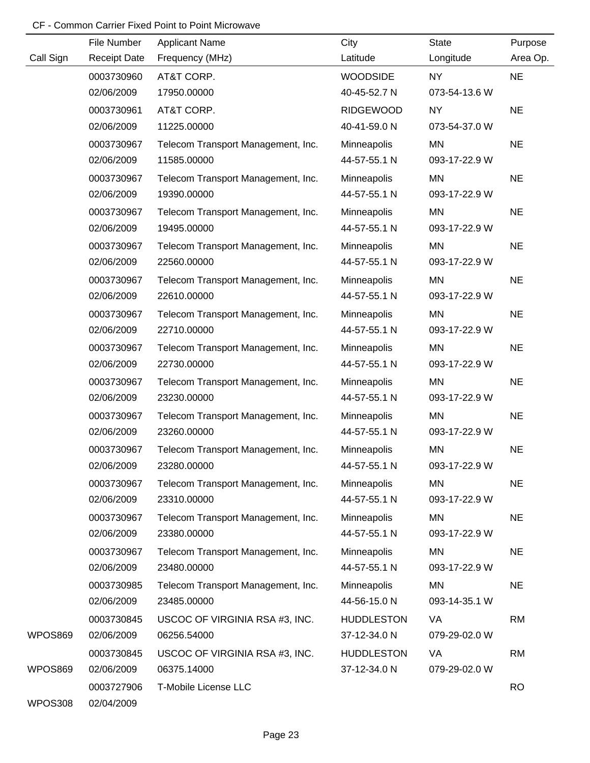CF - Common Carrier Fixed Point to Point Microwave

| Call Sign | File Number<br>Receipt Date | Applicant Name<br>Frequency (MHz) | City<br>Latitude | State<br>Longitude | Purpose<br>Area Op. |
|---|---|---|---|---|---|
| | 0003730960<br>02/06/2009 | AT&T CORP.<br>17950.00000 | WOODSIDE<br>40-45-52.7 N | NY<br>073-54-13.6 W | NE |
| | 0003730961<br>02/06/2009 | AT&T CORP.<br>11225.00000 | RIDGEWOOD<br>40-41-59.0 N | NY<br>073-54-37.0 W | NE |
| | 0003730967<br>02/06/2009 | Telecom Transport Management, Inc.<br>11585.00000 | Minneapolis<br>44-57-55.1 N | MN<br>093-17-22.9 W | NE |
| | 0003730967<br>02/06/2009 | Telecom Transport Management, Inc.<br>19390.00000 | Minneapolis<br>44-57-55.1 N | MN<br>093-17-22.9 W | NE |
| | 0003730967<br>02/06/2009 | Telecom Transport Management, Inc.<br>19495.00000 | Minneapolis<br>44-57-55.1 N | MN<br>093-17-22.9 W | NE |
| | 0003730967<br>02/06/2009 | Telecom Transport Management, Inc.<br>22560.00000 | Minneapolis<br>44-57-55.1 N | MN<br>093-17-22.9 W | NE |
| | 0003730967<br>02/06/2009 | Telecom Transport Management, Inc.<br>22610.00000 | Minneapolis<br>44-57-55.1 N | MN<br>093-17-22.9 W | NE |
| | 0003730967<br>02/06/2009 | Telecom Transport Management, Inc.<br>22710.00000 | Minneapolis<br>44-57-55.1 N | MN<br>093-17-22.9 W | NE |
| | 0003730967<br>02/06/2009 | Telecom Transport Management, Inc.<br>22730.00000 | Minneapolis<br>44-57-55.1 N | MN<br>093-17-22.9 W | NE |
| | 0003730967<br>02/06/2009 | Telecom Transport Management, Inc.<br>23230.00000 | Minneapolis<br>44-57-55.1 N | MN<br>093-17-22.9 W | NE |
| | 0003730967<br>02/06/2009 | Telecom Transport Management, Inc.<br>23260.00000 | Minneapolis<br>44-57-55.1 N | MN<br>093-17-22.9 W | NE |
| | 0003730967<br>02/06/2009 | Telecom Transport Management, Inc.<br>23280.00000 | Minneapolis<br>44-57-55.1 N | MN<br>093-17-22.9 W | NE |
| | 0003730967<br>02/06/2009 | Telecom Transport Management, Inc.<br>23310.00000 | Minneapolis<br>44-57-55.1 N | MN<br>093-17-22.9 W | NE |
| | 0003730967<br>02/06/2009 | Telecom Transport Management, Inc.<br>23380.00000 | Minneapolis<br>44-57-55.1 N | MN<br>093-17-22.9 W | NE |
| | 0003730967<br>02/06/2009 | Telecom Transport Management, Inc.<br>23480.00000 | Minneapolis<br>44-57-55.1 N | MN<br>093-17-22.9 W | NE |
| | 0003730985<br>02/06/2009 | Telecom Transport Management, Inc.<br>23485.00000 | Minneapolis<br>44-56-15.0 N | MN<br>093-14-35.1 W | NE |
| WPOS869 | 0003730845<br>02/06/2009 | USCOC OF VIRGINIA RSA #3, INC.<br>06256.54000 | HUDDLESTON<br>37-12-34.0 N | VA<br>079-29-02.0 W | RM |
| WPOS869 | 0003730845<br>02/06/2009 | USCOC OF VIRGINIA RSA #3, INC.<br>06375.14000 | HUDDLESTON<br>37-12-34.0 N | VA<br>079-29-02.0 W | RM |
| WPOS308 | 0003727906<br>02/04/2009 | T-Mobile License LLC | | | RO |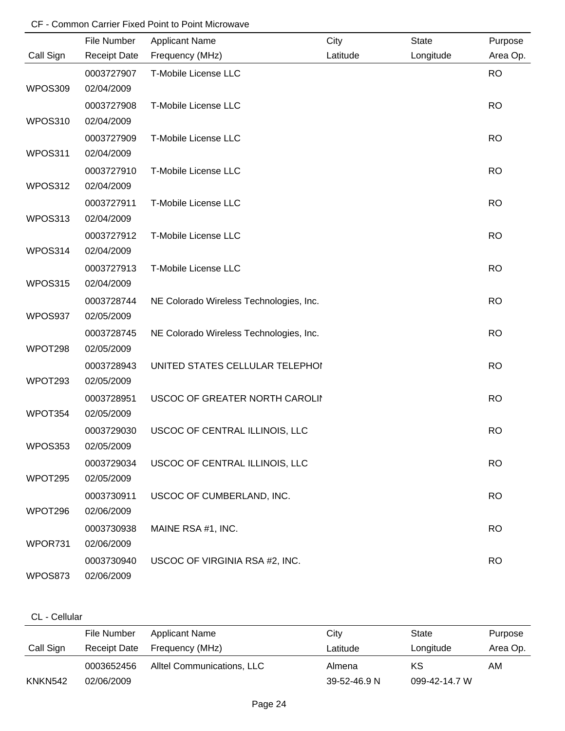CF - Common Carrier Fixed Point to Point Microwave

| Call Sign | File Number<br>Receipt Date | Applicant Name<br>Frequency (MHz) | City<br>Latitude | State<br>Longitude | Purpose<br>Area Op. |
|---|---|---|---|---|---|
| WPOS309 | 0003727907<br>02/04/2009 | T-Mobile License LLC | | | RO |
| WPOS310 | 0003727908<br>02/04/2009 | T-Mobile License LLC | | | RO |
| WPOS311 | 0003727909<br>02/04/2009 | T-Mobile License LLC | | | RO |
| WPOS312 | 0003727910<br>02/04/2009 | T-Mobile License LLC | | | RO |
| WPOS313 | 0003727911<br>02/04/2009 | T-Mobile License LLC | | | RO |
| WPOS314 | 0003727912<br>02/04/2009 | T-Mobile License LLC | | | RO |
| WPOS315 | 0003727913<br>02/04/2009 | T-Mobile License LLC | | | RO |
| WPOS937 | 0003728744<br>02/05/2009 | NE Colorado Wireless Technologies, Inc. | | | RO |
| WPOT298 | 0003728745<br>02/05/2009 | NE Colorado Wireless Technologies, Inc. | | | RO |
| WPOT293 | 0003728943<br>02/05/2009 | UNITED STATES CELLULAR TELEPHOI | | | RO |
| WPOT354 | 0003728951<br>02/05/2009 | USCOC OF GREATER NORTH CAROLII | | | RO |
| WPOS353 | 0003729030<br>02/05/2009 | USCOC OF CENTRAL ILLINOIS, LLC | | | RO |
| WPOT295 | 0003729034<br>02/05/2009 | USCOC OF CENTRAL ILLINOIS, LLC | | | RO |
| WPOT296 | 0003730911<br>02/06/2009 | USCOC OF CUMBERLAND, INC. | | | RO |
| WPOR731 | 0003730938<br>02/06/2009 | MAINE RSA #1, INC. | | | RO |
| WPOS873 | 0003730940<br>02/06/2009 | USCOC OF VIRGINIA RSA #2, INC. | | | RO |

CL - Cellular

| Call Sign | File Number<br>Receipt Date | Applicant Name<br>Frequency (MHz) | City<br>Latitude | State<br>Longitude | Purpose<br>Area Op. |
|---|---|---|---|---|---|
| KNKN542 | 0003652456<br>02/06/2009 | Alltel Communications, LLC | Almena<br>39-52-46.9 N | KS<br>099-42-14.7 W | AM |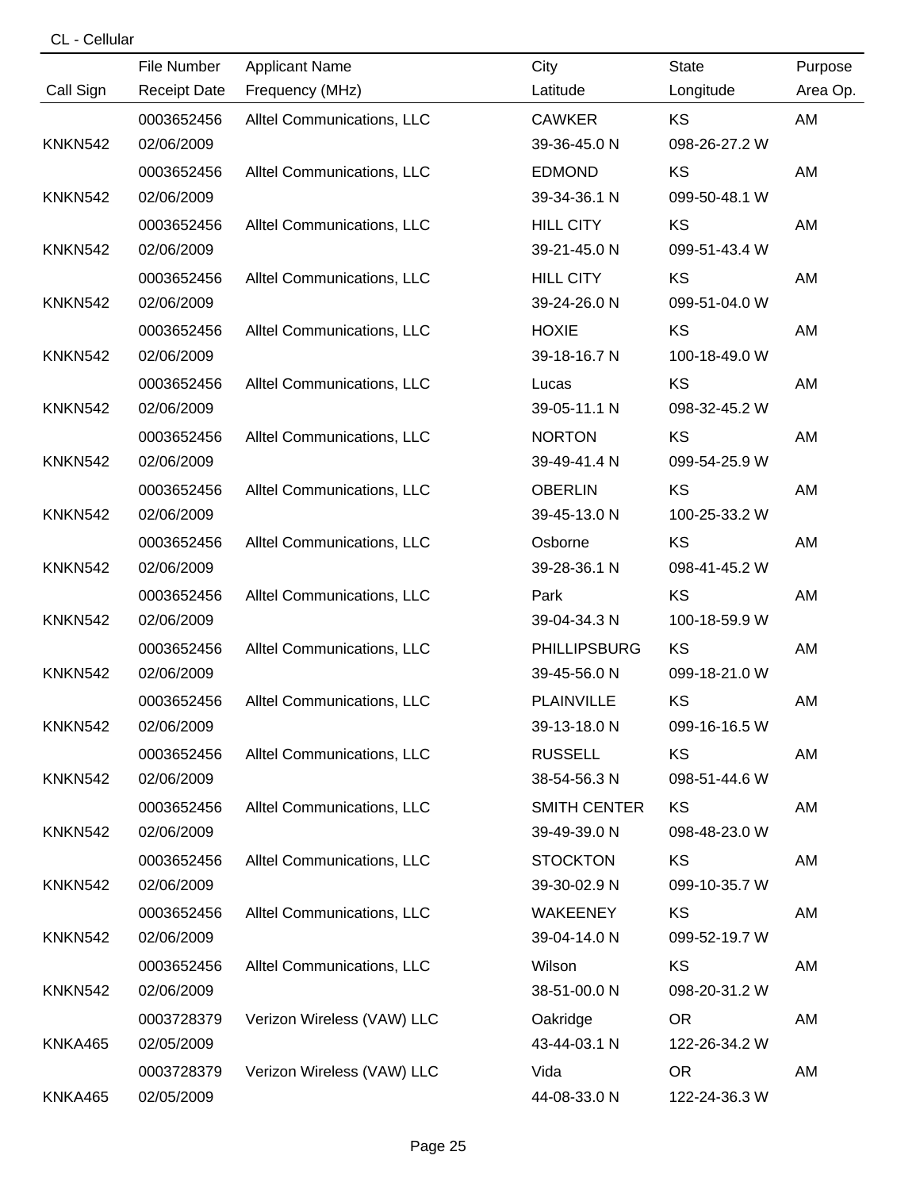CL - Cellular

| Call Sign | File Number<br>Receipt Date | Applicant Name<br>Frequency (MHz) | City<br>Latitude | State<br>Longitude | Purpose<br>Area Op. |
|---|---|---|---|---|---|
| KNKN542 | 0003652456<br>02/06/2009 | Alltel Communications, LLC | CAWKER<br>39-36-45.0 N | KS<br>098-26-27.2 W | AM |
| KNKN542 | 0003652456<br>02/06/2009 | Alltel Communications, LLC | EDMOND<br>39-34-36.1 N | KS<br>099-50-48.1 W | AM |
| KNKN542 | 0003652456<br>02/06/2009 | Alltel Communications, LLC | HILL CITY<br>39-21-45.0 N | KS<br>099-51-43.4 W | AM |
| KNKN542 | 0003652456<br>02/06/2009 | Alltel Communications, LLC | HILL CITY<br>39-24-26.0 N | KS<br>099-51-04.0 W | AM |
| KNKN542 | 0003652456<br>02/06/2009 | Alltel Communications, LLC | HOXIE<br>39-18-16.7 N | KS<br>100-18-49.0 W | AM |
| KNKN542 | 0003652456<br>02/06/2009 | Alltel Communications, LLC | Lucas<br>39-05-11.1 N | KS<br>098-32-45.2 W | AM |
| KNKN542 | 0003652456<br>02/06/2009 | Alltel Communications, LLC | NORTON<br>39-49-41.4 N | KS<br>099-54-25.9 W | AM |
| KNKN542 | 0003652456<br>02/06/2009 | Alltel Communications, LLC | OBERLIN<br>39-45-13.0 N | KS<br>100-25-33.2 W | AM |
| KNKN542 | 0003652456<br>02/06/2009 | Alltel Communications, LLC | Osborne<br>39-28-36.1 N | KS<br>098-41-45.2 W | AM |
| KNKN542 | 0003652456<br>02/06/2009 | Alltel Communications, LLC | Park<br>39-04-34.3 N | KS<br>100-18-59.9 W | AM |
| KNKN542 | 0003652456<br>02/06/2009 | Alltel Communications, LLC | PHILLIPSBURG<br>39-45-56.0 N | KS<br>099-18-21.0 W | AM |
| KNKN542 | 0003652456<br>02/06/2009 | Alltel Communications, LLC | PLAINVILLE<br>39-13-18.0 N | KS<br>099-16-16.5 W | AM |
| KNKN542 | 0003652456<br>02/06/2009 | Alltel Communications, LLC | RUSSELL<br>38-54-56.3 N | KS<br>098-51-44.6 W | AM |
| KNKN542 | 0003652456<br>02/06/2009 | Alltel Communications, LLC | SMITH CENTER<br>39-49-39.0 N | KS<br>098-48-23.0 W | AM |
| KNKN542 | 0003652456<br>02/06/2009 | Alltel Communications, LLC | STOCKTON<br>39-30-02.9 N | KS<br>099-10-35.7 W | AM |
| KNKN542 | 0003652456<br>02/06/2009 | Alltel Communications, LLC | WAKEENEY<br>39-04-14.0 N | KS<br>099-52-19.7 W | AM |
| KNKN542 | 0003652456<br>02/06/2009 | Alltel Communications, LLC | Wilson<br>38-51-00.0 N | KS<br>098-20-31.2 W | AM |
| KNKA465 | 0003728379<br>02/05/2009 | Verizon Wireless (VAW) LLC | Oakridge<br>43-44-03.1 N | OR<br>122-26-34.2 W | AM |
| KNKA465 | 0003728379<br>02/05/2009 | Verizon Wireless (VAW) LLC | Vida<br>44-08-33.0 N | OR<br>122-24-36.3 W | AM |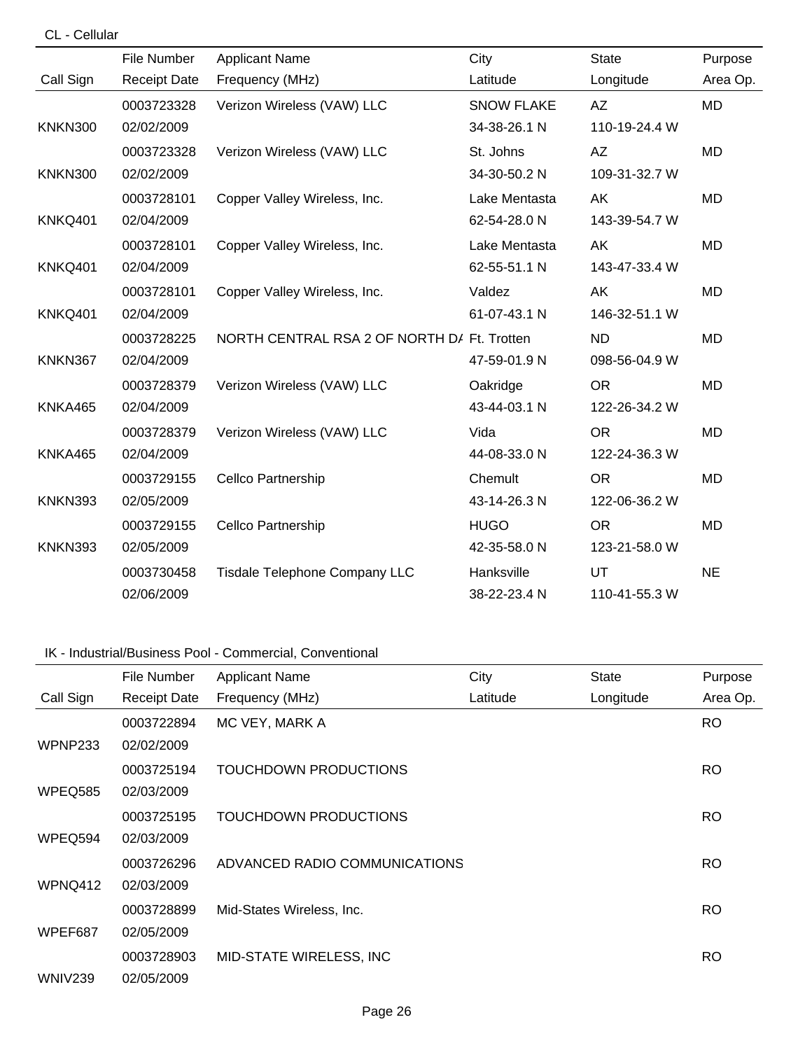CL - Cellular

| Call Sign | File Number / Receipt Date | Applicant Name / Frequency (MHz) | City / Latitude | State / Longitude | Purpose / Area Op. |
|---|---|---|---|---|---|
| KNKN300 | 0003723328 02/02/2009 | Verizon Wireless (VAW) LLC | SNOW FLAKE 34-38-26.1 N | AZ 110-19-24.4 W | MD |
| KNKN300 | 0003723328 02/02/2009 | Verizon Wireless (VAW) LLC | St. Johns 34-30-50.2 N | AZ 109-31-32.7 W | MD |
| KNKQ401 | 0003728101 02/04/2009 | Copper Valley Wireless, Inc. | Lake Mentasta 62-54-28.0 N | AK 143-39-54.7 W | MD |
| KNKQ401 | 0003728101 02/04/2009 | Copper Valley Wireless, Inc. | Lake Mentasta 62-55-51.1 N | AK 143-47-33.4 W | MD |
| KNKQ401 | 0003728101 02/04/2009 | Copper Valley Wireless, Inc. | Valdez 61-07-43.1 N | AK 146-32-51.1 W | MD |
| KNKN367 | 0003728225 02/04/2009 | NORTH CENTRAL RSA 2 OF NORTH DA | Ft. Trotten 47-59-01.9 N | ND 098-56-04.9 W | MD |
| KNKA465 | 0003728379 02/04/2009 | Verizon Wireless (VAW) LLC | Oakridge 43-44-03.1 N | OR 122-26-34.2 W | MD |
| KNKA465 | 0003728379 02/04/2009 | Verizon Wireless (VAW) LLC | Vida 44-08-33.0 N | OR 122-24-36.3 W | MD |
| KNKN393 | 0003729155 02/05/2009 | Cellco Partnership | Chemult 43-14-26.3 N | OR 122-06-36.2 W | MD |
| KNKN393 | 0003729155 02/05/2009 | Cellco Partnership | HUGO 42-35-58.0 N | OR 123-21-58.0 W | MD |
| | 0003730458 02/06/2009 | Tisdale Telephone Company LLC | Hanksville 38-22-23.4 N | UT 110-41-55.3 W | NE |

IK - Industrial/Business Pool - Commercial, Conventional

| Call Sign | File Number / Receipt Date | Applicant Name / Frequency (MHz) | City / Latitude | State / Longitude | Purpose / Area Op. |
|---|---|---|---|---|---|
| WPNP233 | 0003722894 02/02/2009 | MC VEY, MARK A | | | RO |
| WPEQ585 | 0003725194 02/03/2009 | TOUCHDOWN PRODUCTIONS | | | RO |
| WPEQ594 | 0003725195 02/03/2009 | TOUCHDOWN PRODUCTIONS | | | RO |
| WPNQ412 | 0003726296 02/03/2009 | ADVANCED RADIO COMMUNICATIONS | | | RO |
| WPEF687 | 0003728899 02/05/2009 | Mid-States Wireless, Inc. | | | RO |
| WNIV239 | 0003728903 02/05/2009 | MID-STATE WIRELESS, INC | | | RO |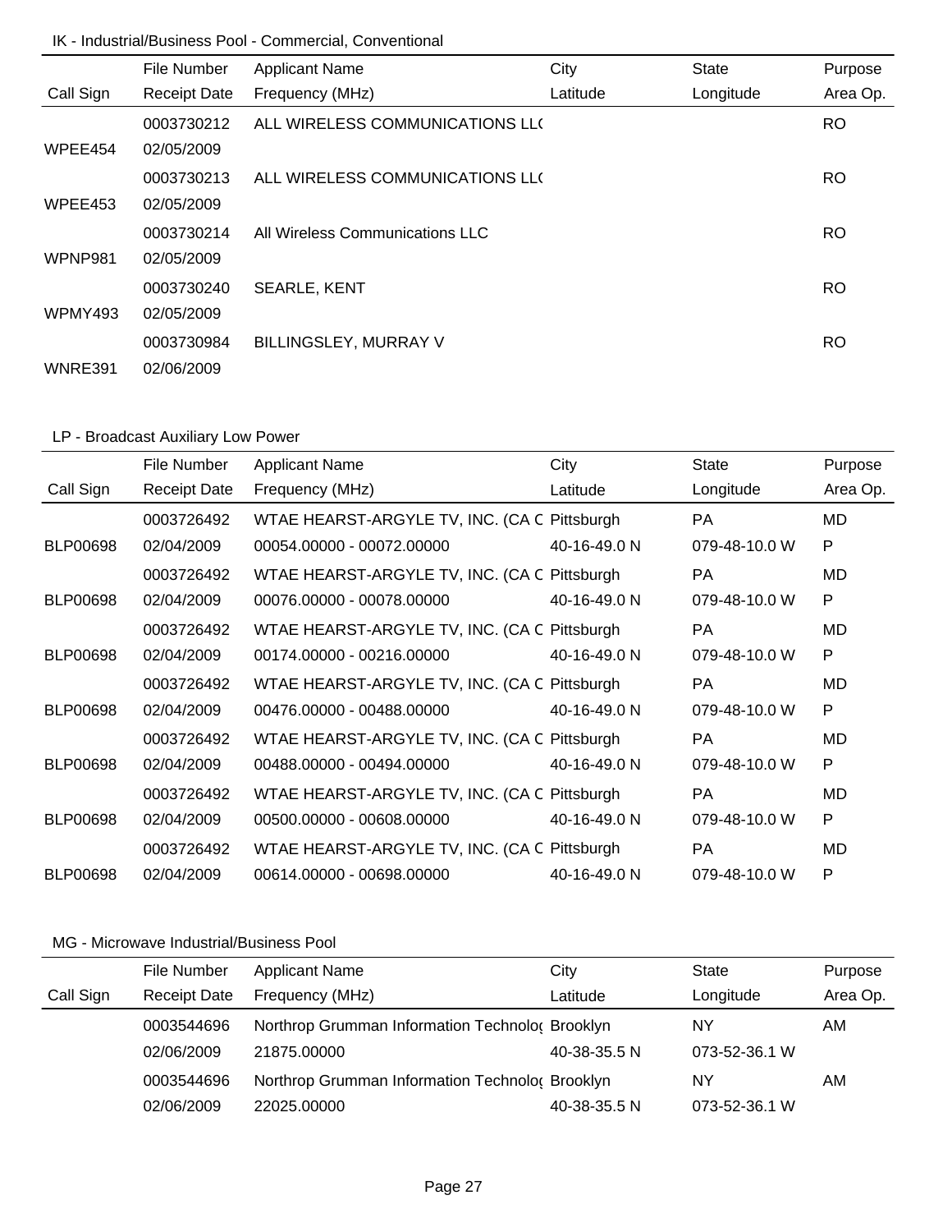IK - Industrial/Business Pool - Commercial, Conventional

| Call Sign | File Number / Receipt Date | Applicant Name / Frequency (MHz) | City / Latitude | State / Longitude | Purpose / Area Op. |
|---|---|---|---|---|---|
| | 0003730212 | ALL WIRELESS COMMUNICATIONS LL( | | | RO |
| WPEE454 | 02/05/2009 | | | | |
| | 0003730213 | ALL WIRELESS COMMUNICATIONS LL( | | | RO |
| WPEE453 | 02/05/2009 | | | | |
| | 0003730214 | All Wireless Communications LLC | | | RO |
| WPNP981 | 02/05/2009 | | | | |
| | 0003730240 | SEARLE, KENT | | | RO |
| WPMY493 | 02/05/2009 | | | | |
| | 0003730984 | BILLINGSLEY, MURRAY V | | | RO |
| WNRE391 | 02/06/2009 | | | | |

LP - Broadcast Auxiliary Low Power

| Call Sign | File Number / Receipt Date | Applicant Name / Frequency (MHz) | City / Latitude | State / Longitude | Purpose / Area Op. |
|---|---|---|---|---|---|
| | 0003726492 | WTAE HEARST-ARGYLE TV, INC. (CA C | Pittsburgh | PA | MD |
| BLP00698 | 02/04/2009 | 00054.00000 - 00072.00000 | 40-16-49.0 N | 079-48-10.0 W | P |
| | 0003726492 | WTAE HEARST-ARGYLE TV, INC. (CA C | Pittsburgh | PA | MD |
| BLP00698 | 02/04/2009 | 00076.00000 - 00078.00000 | 40-16-49.0 N | 079-48-10.0 W | P |
| | 0003726492 | WTAE HEARST-ARGYLE TV, INC. (CA C | Pittsburgh | PA | MD |
| BLP00698 | 02/04/2009 | 00174.00000 - 00216.00000 | 40-16-49.0 N | 079-48-10.0 W | P |
| | 0003726492 | WTAE HEARST-ARGYLE TV, INC. (CA C | Pittsburgh | PA | MD |
| BLP00698 | 02/04/2009 | 00476.00000 - 00488.00000 | 40-16-49.0 N | 079-48-10.0 W | P |
| | 0003726492 | WTAE HEARST-ARGYLE TV, INC. (CA C | Pittsburgh | PA | MD |
| BLP00698 | 02/04/2009 | 00488.00000 - 00494.00000 | 40-16-49.0 N | 079-48-10.0 W | P |
| | 0003726492 | WTAE HEARST-ARGYLE TV, INC. (CA C | Pittsburgh | PA | MD |
| BLP00698 | 02/04/2009 | 00500.00000 - 00608.00000 | 40-16-49.0 N | 079-48-10.0 W | P |
| | 0003726492 | WTAE HEARST-ARGYLE TV, INC. (CA C | Pittsburgh | PA | MD |
| BLP00698 | 02/04/2009 | 00614.00000 - 00698.00000 | 40-16-49.0 N | 079-48-10.0 W | P |

MG - Microwave Industrial/Business Pool

| Call Sign | File Number / Receipt Date | Applicant Name / Frequency (MHz) | City / Latitude | State / Longitude | Purpose / Area Op. |
|---|---|---|---|---|---|
| | 0003544696 | Northrop Grumman Information Technolo( | Brooklyn | NY | AM |
| | 02/06/2009 | 21875.00000 | 40-38-35.5 N | 073-52-36.1 W | |
| | 0003544696 | Northrop Grumman Information Technolo( | Brooklyn | NY | AM |
| | 02/06/2009 | 22025.00000 | 40-38-35.5 N | 073-52-36.1 W | |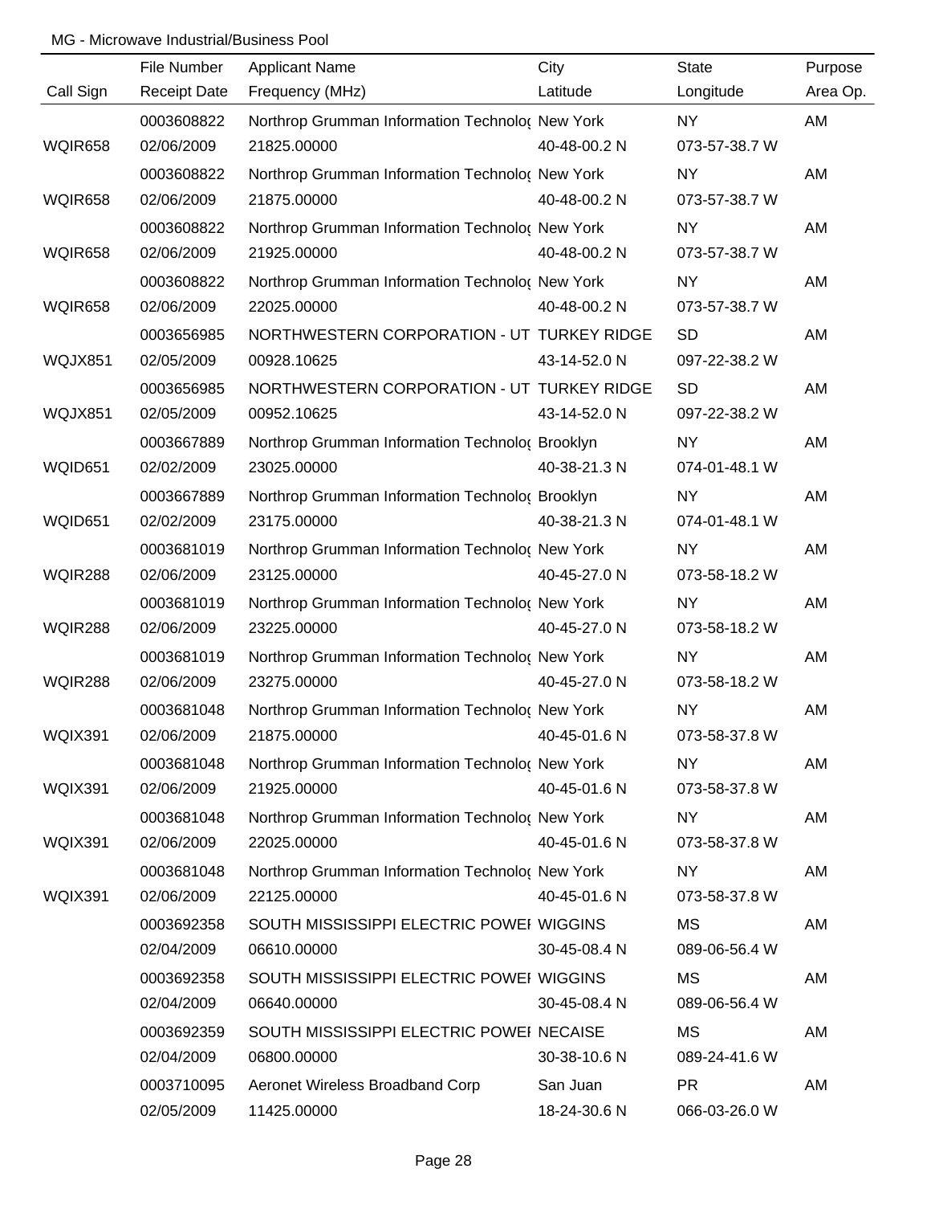MG - Microwave Industrial/Business Pool

| Call Sign | File Number<br>Receipt Date | Applicant Name<br>Frequency (MHz) | City<br>Latitude | State<br>Longitude | Purpose<br>Area Op. |
|---|---|---|---|---|---|
| | 0003608822 | Northrop Grumman Information Technolo( | New York | NY | AM |
| WQIR658 | 02/06/2009 | 21825.00000 | 40-48-00.2 N | 073-57-38.7 W | |
| | 0003608822 | Northrop Grumman Information Technolo( | New York | NY | AM |
| WQIR658 | 02/06/2009 | 21875.00000 | 40-48-00.2 N | 073-57-38.7 W | |
| | 0003608822 | Northrop Grumman Information Technolo( | New York | NY | AM |
| WQIR658 | 02/06/2009 | 21925.00000 | 40-48-00.2 N | 073-57-38.7 W | |
| | 0003608822 | Northrop Grumman Information Technolo( | New York | NY | AM |
| WQIR658 | 02/06/2009 | 22025.00000 | 40-48-00.2 N | 073-57-38.7 W | |
| | 0003656985 | NORTHWESTERN CORPORATION - UT | TURKEY RIDGE | SD | AM |
| WQJX851 | 02/05/2009 | 00928.10625 | 43-14-52.0 N | 097-22-38.2 W | |
| | 0003656985 | NORTHWESTERN CORPORATION - UT | TURKEY RIDGE | SD | AM |
| WQJX851 | 02/05/2009 | 00952.10625 | 43-14-52.0 N | 097-22-38.2 W | |
| | 0003667889 | Northrop Grumman Information Technolo( | Brooklyn | NY | AM |
| WQID651 | 02/02/2009 | 23025.00000 | 40-38-21.3 N | 074-01-48.1 W | |
| | 0003667889 | Northrop Grumman Information Technolo( | Brooklyn | NY | AM |
| WQID651 | 02/02/2009 | 23175.00000 | 40-38-21.3 N | 074-01-48.1 W | |
| | 0003681019 | Northrop Grumman Information Technolo( | New York | NY | AM |
| WQIR288 | 02/06/2009 | 23125.00000 | 40-45-27.0 N | 073-58-18.2 W | |
| | 0003681019 | Northrop Grumman Information Technolo( | New York | NY | AM |
| WQIR288 | 02/06/2009 | 23225.00000 | 40-45-27.0 N | 073-58-18.2 W | |
| | 0003681019 | Northrop Grumman Information Technolo( | New York | NY | AM |
| WQIR288 | 02/06/2009 | 23275.00000 | 40-45-27.0 N | 073-58-18.2 W | |
| | 0003681048 | Northrop Grumman Information Technolo( | New York | NY | AM |
| WQIX391 | 02/06/2009 | 21875.00000 | 40-45-01.6 N | 073-58-37.8 W | |
| | 0003681048 | Northrop Grumman Information Technolo( | New York | NY | AM |
| WQIX391 | 02/06/2009 | 21925.00000 | 40-45-01.6 N | 073-58-37.8 W | |
| | 0003681048 | Northrop Grumman Information Technolo( | New York | NY | AM |
| WQIX391 | 02/06/2009 | 22025.00000 | 40-45-01.6 N | 073-58-37.8 W | |
| | 0003681048 | Northrop Grumman Information Technolo( | New York | NY | AM |
| WQIX391 | 02/06/2009 | 22125.00000 | 40-45-01.6 N | 073-58-37.8 W | |
| | 0003692358 | SOUTH MISSISSIPPI ELECTRIC POWEI | WIGGINS | MS | AM |
| | 02/04/2009 | 06610.00000 | 30-45-08.4 N | 089-06-56.4 W | |
| | 0003692358 | SOUTH MISSISSIPPI ELECTRIC POWEI | WIGGINS | MS | AM |
| | 02/04/2009 | 06640.00000 | 30-45-08.4 N | 089-06-56.4 W | |
| | 0003692359 | SOUTH MISSISSIPPI ELECTRIC POWEI | NECAISE | MS | AM |
| | 02/04/2009 | 06800.00000 | 30-38-10.6 N | 089-24-41.6 W | |
| | 0003710095 | Aeronet Wireless Broadband Corp | San Juan | PR | AM |
| | 02/05/2009 | 11425.00000 | 18-24-30.6 N | 066-03-26.0 W | |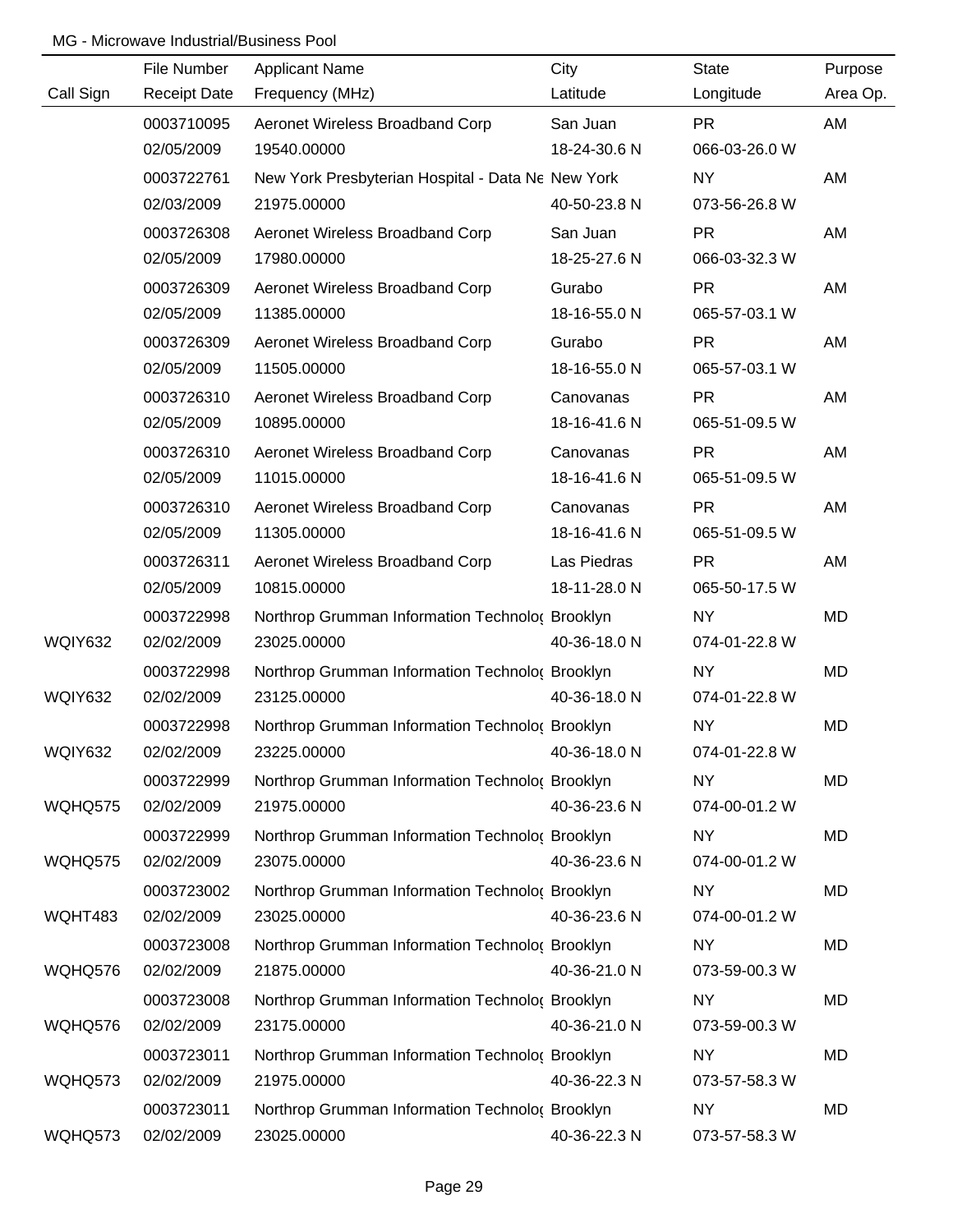MG - Microwave Industrial/Business Pool

| Call Sign | File Number / Receipt Date | Applicant Name / Frequency (MHz) | City / Latitude | State / Longitude | Purpose / Area Op. |
|---|---|---|---|---|---|
| | 0003710095 | Aeronet Wireless Broadband Corp | San Juan | PR | AM |
| | 02/05/2009 | 19540.00000 | 18-24-30.6 N | 066-03-26.0 W | |
| | 0003722761 | New York Presbyterian Hospital - Data Ne | New York | NY | AM |
| | 02/03/2009 | 21975.00000 | 40-50-23.8 N | 073-56-26.8 W | |
| | 0003726308 | Aeronet Wireless Broadband Corp | San Juan | PR | AM |
| | 02/05/2009 | 17980.00000 | 18-25-27.6 N | 066-03-32.3 W | |
| | 0003726309 | Aeronet Wireless Broadband Corp | Gurabo | PR | AM |
| | 02/05/2009 | 11385.00000 | 18-16-55.0 N | 065-57-03.1 W | |
| | 0003726309 | Aeronet Wireless Broadband Corp | Gurabo | PR | AM |
| | 02/05/2009 | 11505.00000 | 18-16-55.0 N | 065-57-03.1 W | |
| | 0003726310 | Aeronet Wireless Broadband Corp | Canovanas | PR | AM |
| | 02/05/2009 | 10895.00000 | 18-16-41.6 N | 065-51-09.5 W | |
| | 0003726310 | Aeronet Wireless Broadband Corp | Canovanas | PR | AM |
| | 02/05/2009 | 11015.00000 | 18-16-41.6 N | 065-51-09.5 W | |
| | 0003726310 | Aeronet Wireless Broadband Corp | Canovanas | PR | AM |
| | 02/05/2009 | 11305.00000 | 18-16-41.6 N | 065-51-09.5 W | |
| | 0003726311 | Aeronet Wireless Broadband Corp | Las Piedras | PR | AM |
| | 02/05/2009 | 10815.00000 | 18-11-28.0 N | 065-50-17.5 W | |
| | 0003722998 | Northrop Grumman Information Technolog | Brooklyn | NY | MD |
| WQIY632 | 02/02/2009 | 23025.00000 | 40-36-18.0 N | 074-01-22.8 W | |
| | 0003722998 | Northrop Grumman Information Technolog | Brooklyn | NY | MD |
| WQIY632 | 02/02/2009 | 23125.00000 | 40-36-18.0 N | 074-01-22.8 W | |
| | 0003722998 | Northrop Grumman Information Technolog | Brooklyn | NY | MD |
| WQIY632 | 02/02/2009 | 23225.00000 | 40-36-18.0 N | 074-01-22.8 W | |
| | 0003722999 | Northrop Grumman Information Technolog | Brooklyn | NY | MD |
| WQHQ575 | 02/02/2009 | 21975.00000 | 40-36-23.6 N | 074-00-01.2 W | |
| | 0003722999 | Northrop Grumman Information Technolog | Brooklyn | NY | MD |
| WQHQ575 | 02/02/2009 | 23075.00000 | 40-36-23.6 N | 074-00-01.2 W | |
| | 0003723002 | Northrop Grumman Information Technolog | Brooklyn | NY | MD |
| WQHT483 | 02/02/2009 | 23025.00000 | 40-36-23.6 N | 074-00-01.2 W | |
| | 0003723008 | Northrop Grumman Information Technolog | Brooklyn | NY | MD |
| WQHQ576 | 02/02/2009 | 21875.00000 | 40-36-21.0 N | 073-59-00.3 W | |
| | 0003723008 | Northrop Grumman Information Technolog | Brooklyn | NY | MD |
| WQHQ576 | 02/02/2009 | 23175.00000 | 40-36-21.0 N | 073-59-00.3 W | |
| | 0003723011 | Northrop Grumman Information Technolog | Brooklyn | NY | MD |
| WQHQ573 | 02/02/2009 | 21975.00000 | 40-36-22.3 N | 073-57-58.3 W | |
| | 0003723011 | Northrop Grumman Information Technolog | Brooklyn | NY | MD |
| WQHQ573 | 02/02/2009 | 23025.00000 | 40-36-22.3 N | 073-57-58.3 W | |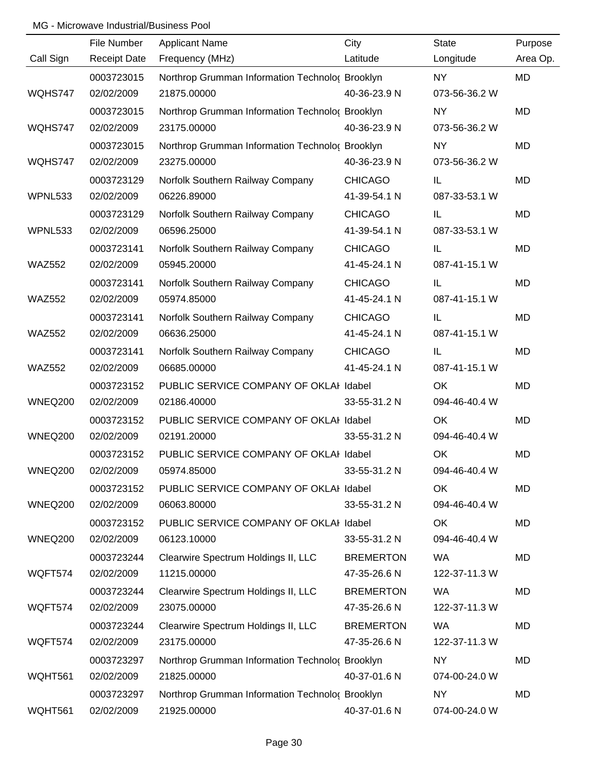MG - Microwave Industrial/Business Pool

| Call Sign | File Number<br>Receipt Date | Applicant Name<br>Frequency (MHz) | City<br>Latitude | State<br>Longitude | Purpose<br>Area Op. |
|---|---|---|---|---|---|
| | 0003723015 | Northrop Grumman Information Technolog | Brooklyn | NY | MD |
| WQHS747 | 02/02/2009 | 21875.00000 | 40-36-23.9 N | 073-56-36.2 W | |
| | 0003723015 | Northrop Grumman Information Technolog | Brooklyn | NY | MD |
| WQHS747 | 02/02/2009 | 23175.00000 | 40-36-23.9 N | 073-56-36.2 W | |
| | 0003723015 | Northrop Grumman Information Technolog | Brooklyn | NY | MD |
| WQHS747 | 02/02/2009 | 23275.00000 | 40-36-23.9 N | 073-56-36.2 W | |
| | 0003723129 | Norfolk Southern Railway Company | CHICAGO | IL | MD |
| WPNL533 | 02/02/2009 | 06226.89000 | 41-39-54.1 N | 087-33-53.1 W | |
| | 0003723129 | Norfolk Southern Railway Company | CHICAGO | IL | MD |
| WPNL533 | 02/02/2009 | 06596.25000 | 41-39-54.1 N | 087-33-53.1 W | |
| | 0003723141 | Norfolk Southern Railway Company | CHICAGO | IL | MD |
| WAZ552 | 02/02/2009 | 05945.20000 | 41-45-24.1 N | 087-41-15.1 W | |
| | 0003723141 | Norfolk Southern Railway Company | CHICAGO | IL | MD |
| WAZ552 | 02/02/2009 | 05974.85000 | 41-45-24.1 N | 087-41-15.1 W | |
| | 0003723141 | Norfolk Southern Railway Company | CHICAGO | IL | MD |
| WAZ552 | 02/02/2009 | 06636.25000 | 41-45-24.1 N | 087-41-15.1 W | |
| | 0003723141 | Norfolk Southern Railway Company | CHICAGO | IL | MD |
| WAZ552 | 02/02/2009 | 06685.00000 | 41-45-24.1 N | 087-41-15.1 W | |
| | 0003723152 | PUBLIC SERVICE COMPANY OF OKLAH | Idabel | OK | MD |
| WNEQ200 | 02/02/2009 | 02186.40000 | 33-55-31.2 N | 094-46-40.4 W | |
| | 0003723152 | PUBLIC SERVICE COMPANY OF OKLAH | Idabel | OK | MD |
| WNEQ200 | 02/02/2009 | 02191.20000 | 33-55-31.2 N | 094-46-40.4 W | |
| | 0003723152 | PUBLIC SERVICE COMPANY OF OKLAH | Idabel | OK | MD |
| WNEQ200 | 02/02/2009 | 05974.85000 | 33-55-31.2 N | 094-46-40.4 W | |
| | 0003723152 | PUBLIC SERVICE COMPANY OF OKLAH | Idabel | OK | MD |
| WNEQ200 | 02/02/2009 | 06063.80000 | 33-55-31.2 N | 094-46-40.4 W | |
| | 0003723152 | PUBLIC SERVICE COMPANY OF OKLAH | Idabel | OK | MD |
| WNEQ200 | 02/02/2009 | 06123.10000 | 33-55-31.2 N | 094-46-40.4 W | |
| | 0003723244 | Clearwire Spectrum Holdings II, LLC | BREMERTON | WA | MD |
| WQFT574 | 02/02/2009 | 11215.00000 | 47-35-26.6 N | 122-37-11.3 W | |
| | 0003723244 | Clearwire Spectrum Holdings II, LLC | BREMERTON | WA | MD |
| WQFT574 | 02/02/2009 | 23075.00000 | 47-35-26.6 N | 122-37-11.3 W | |
| | 0003723244 | Clearwire Spectrum Holdings II, LLC | BREMERTON | WA | MD |
| WQFT574 | 02/02/2009 | 23175.00000 | 47-35-26.6 N | 122-37-11.3 W | |
| | 0003723297 | Northrop Grumman Information Technolog | Brooklyn | NY | MD |
| WQHT561 | 02/02/2009 | 21825.00000 | 40-37-01.6 N | 074-00-24.0 W | |
| | 0003723297 | Northrop Grumman Information Technolog | Brooklyn | NY | MD |
| WQHT561 | 02/02/2009 | 21925.00000 | 40-37-01.6 N | 074-00-24.0 W | |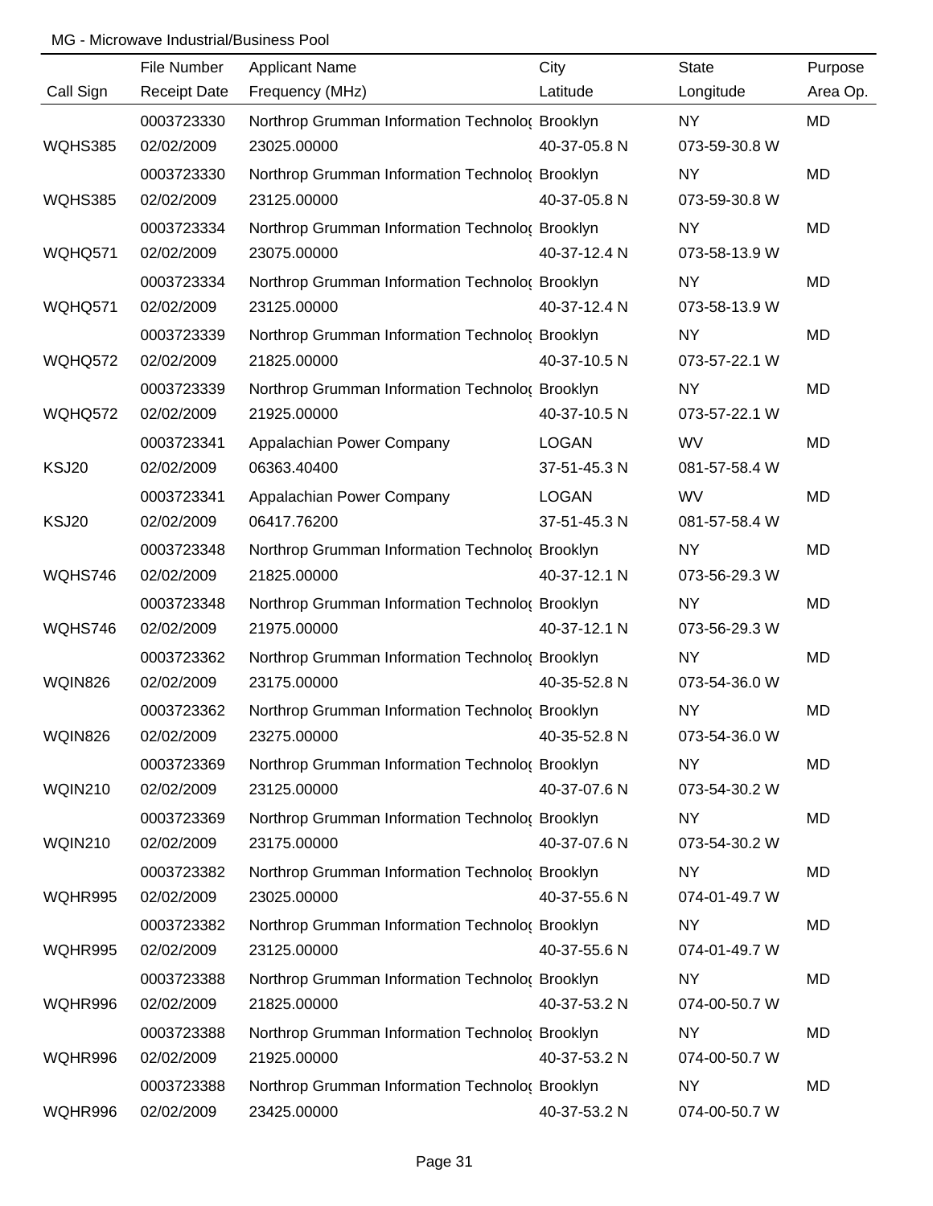MG - Microwave Industrial/Business Pool

| Call Sign | File Number / Receipt Date | Applicant Name / Frequency (MHz) | City / Latitude | State / Longitude | Purpose / Area Op. |
|---|---|---|---|---|---|
| | 0003723330 | Northrop Grumman Information Technolog | Brooklyn | NY | MD |
| WQHS385 | 02/02/2009 | 23025.00000 | 40-37-05.8 N | 073-59-30.8 W | |
| | 0003723330 | Northrop Grumman Information Technolog | Brooklyn | NY | MD |
| WQHS385 | 02/02/2009 | 23125.00000 | 40-37-05.8 N | 073-59-30.8 W | |
| | 0003723334 | Northrop Grumman Information Technolog | Brooklyn | NY | MD |
| WQHQ571 | 02/02/2009 | 23075.00000 | 40-37-12.4 N | 073-58-13.9 W | |
| | 0003723334 | Northrop Grumman Information Technolog | Brooklyn | NY | MD |
| WQHQ571 | 02/02/2009 | 23125.00000 | 40-37-12.4 N | 073-58-13.9 W | |
| | 0003723339 | Northrop Grumman Information Technolog | Brooklyn | NY | MD |
| WQHQ572 | 02/02/2009 | 21825.00000 | 40-37-10.5 N | 073-57-22.1 W | |
| | 0003723339 | Northrop Grumman Information Technolog | Brooklyn | NY | MD |
| WQHQ572 | 02/02/2009 | 21925.00000 | 40-37-10.5 N | 073-57-22.1 W | |
| | 0003723341 | Appalachian Power Company | LOGAN | WV | MD |
| KSJ20 | 02/02/2009 | 06363.40400 | 37-51-45.3 N | 081-57-58.4 W | |
| | 0003723341 | Appalachian Power Company | LOGAN | WV | MD |
| KSJ20 | 02/02/2009 | 06417.76200 | 37-51-45.3 N | 081-57-58.4 W | |
| | 0003723348 | Northrop Grumman Information Technolog | Brooklyn | NY | MD |
| WQHS746 | 02/02/2009 | 21825.00000 | 40-37-12.1 N | 073-56-29.3 W | |
| | 0003723348 | Northrop Grumman Information Technolog | Brooklyn | NY | MD |
| WQHS746 | 02/02/2009 | 21975.00000 | 40-37-12.1 N | 073-56-29.3 W | |
| | 0003723362 | Northrop Grumman Information Technolog | Brooklyn | NY | MD |
| WQIN826 | 02/02/2009 | 23175.00000 | 40-35-52.8 N | 073-54-36.0 W | |
| | 0003723362 | Northrop Grumman Information Technolog | Brooklyn | NY | MD |
| WQIN826 | 02/02/2009 | 23275.00000 | 40-35-52.8 N | 073-54-36.0 W | |
| | 0003723369 | Northrop Grumman Information Technolog | Brooklyn | NY | MD |
| WQIN210 | 02/02/2009 | 23125.00000 | 40-37-07.6 N | 073-54-30.2 W | |
| | 0003723369 | Northrop Grumman Information Technolog | Brooklyn | NY | MD |
| WQIN210 | 02/02/2009 | 23175.00000 | 40-37-07.6 N | 073-54-30.2 W | |
| | 0003723382 | Northrop Grumman Information Technolog | Brooklyn | NY | MD |
| WQHR995 | 02/02/2009 | 23025.00000 | 40-37-55.6 N | 074-01-49.7 W | |
| | 0003723382 | Northrop Grumman Information Technolog | Brooklyn | NY | MD |
| WQHR995 | 02/02/2009 | 23125.00000 | 40-37-55.6 N | 074-01-49.7 W | |
| | 0003723388 | Northrop Grumman Information Technolog | Brooklyn | NY | MD |
| WQHR996 | 02/02/2009 | 21825.00000 | 40-37-53.2 N | 074-00-50.7 W | |
| | 0003723388 | Northrop Grumman Information Technolog | Brooklyn | NY | MD |
| WQHR996 | 02/02/2009 | 21925.00000 | 40-37-53.2 N | 074-00-50.7 W | |
| | 0003723388 | Northrop Grumman Information Technolog | Brooklyn | NY | MD |
| WQHR996 | 02/02/2009 | 23425.00000 | 40-37-53.2 N | 074-00-50.7 W | |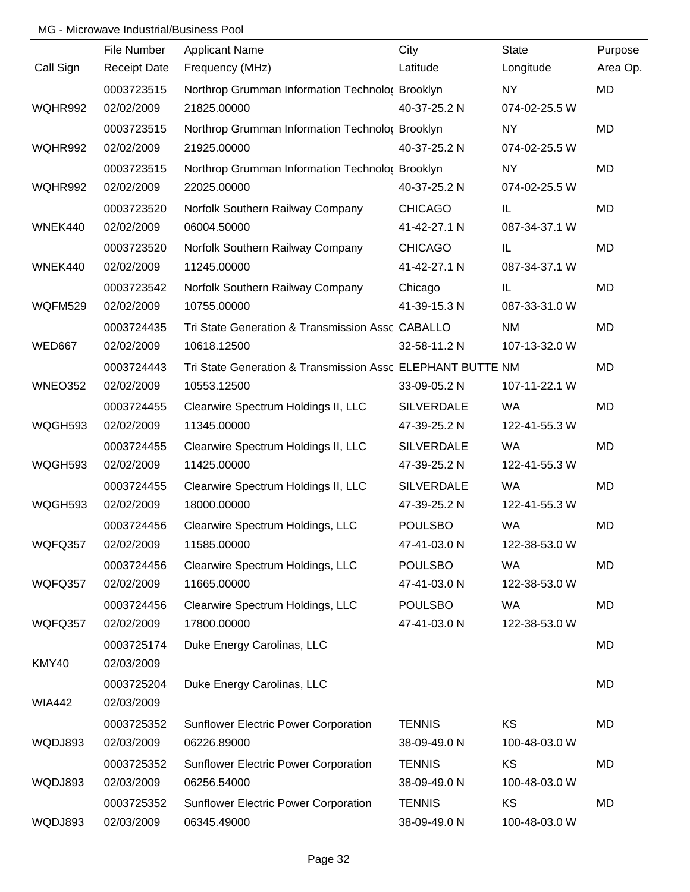MG - Microwave Industrial/Business Pool

| Call Sign | File Number<br>Receipt Date | Applicant Name<br>Frequency (MHz) | City<br>Latitude | State<br>Longitude | Purpose<br>Area Op. |
|---|---|---|---|---|---|
| WQHR992 | 0003723515<br>02/02/2009 | Northrop Grumman Information Technolog<br>21825.00000 | Brooklyn<br>40-37-25.2 N | NY<br>074-02-25.5 W | MD |
| WQHR992 | 0003723515<br>02/02/2009 | Northrop Grumman Information Technolog<br>21925.00000 | Brooklyn<br>40-37-25.2 N | NY<br>074-02-25.5 W | MD |
| WQHR992 | 0003723515<br>02/02/2009 | Northrop Grumman Information Technolog<br>22025.00000 | Brooklyn<br>40-37-25.2 N | NY<br>074-02-25.5 W | MD |
| WNEK440 | 0003723520<br>02/02/2009 | Norfolk Southern Railway Company<br>06004.50000 | CHICAGO<br>41-42-27.1 N | IL<br>087-34-37.1 W | MD |
| WNEK440 | 0003723520<br>02/02/2009 | Norfolk Southern Railway Company<br>11245.00000 | CHICAGO<br>41-42-27.1 N | IL<br>087-34-37.1 W | MD |
| WQFM529 | 0003723542<br>02/02/2009 | Norfolk Southern Railway Company<br>10755.00000 | Chicago<br>41-39-15.3 N | IL<br>087-33-31.0 W | MD |
| WED667 | 0003724435<br>02/02/2009 | Tri State Generation & Transmission Assc<br>10618.12500 | CABALLO<br>32-58-11.2 N | NM<br>107-13-32.0 W | MD |
| WNEO352 | 0003724443<br>02/02/2009 | Tri State Generation & Transmission Assc<br>10553.12500 | ELEPHANT BUTTE<br>33-09-05.2 N | NM<br>107-11-22.1 W | MD |
| WQGH593 | 0003724455<br>02/02/2009 | Clearwire Spectrum Holdings II, LLC<br>11345.00000 | SILVERDALE<br>47-39-25.2 N | WA<br>122-41-55.3 W | MD |
| WQGH593 | 0003724455<br>02/02/2009 | Clearwire Spectrum Holdings II, LLC<br>11425.00000 | SILVERDALE<br>47-39-25.2 N | WA<br>122-41-55.3 W | MD |
| WQGH593 | 0003724455<br>02/02/2009 | Clearwire Spectrum Holdings II, LLC<br>18000.00000 | SILVERDALE<br>47-39-25.2 N | WA<br>122-41-55.3 W | MD |
| WQFQ357 | 0003724456<br>02/02/2009 | Clearwire Spectrum Holdings, LLC<br>11585.00000 | POULSBO<br>47-41-03.0 N | WA<br>122-38-53.0 W | MD |
| WQFQ357 | 0003724456<br>02/02/2009 | Clearwire Spectrum Holdings, LLC<br>11665.00000 | POULSBO<br>47-41-03.0 N | WA<br>122-38-53.0 W | MD |
| WQFQ357 | 0003724456<br>02/02/2009 | Clearwire Spectrum Holdings, LLC<br>17800.00000 | POULSBO<br>47-41-03.0 N | WA<br>122-38-53.0 W | MD |
| KMY40 | 0003725174<br>02/03/2009 | Duke Energy Carolinas, LLC | | | MD |
| WIA442 | 0003725204<br>02/03/2009 | Duke Energy Carolinas, LLC | | | MD |
| WQDJ893 | 0003725352<br>02/03/2009 | Sunflower Electric Power Corporation<br>06226.89000 | TENNIS<br>38-09-49.0 N | KS<br>100-48-03.0 W | MD |
| WQDJ893 | 0003725352<br>02/03/2009 | Sunflower Electric Power Corporation<br>06256.54000 | TENNIS<br>38-09-49.0 N | KS<br>100-48-03.0 W | MD |
| WQDJ893 | 0003725352<br>02/03/2009 | Sunflower Electric Power Corporation<br>06345.49000 | TENNIS<br>38-09-49.0 N | KS<br>100-48-03.0 W | MD |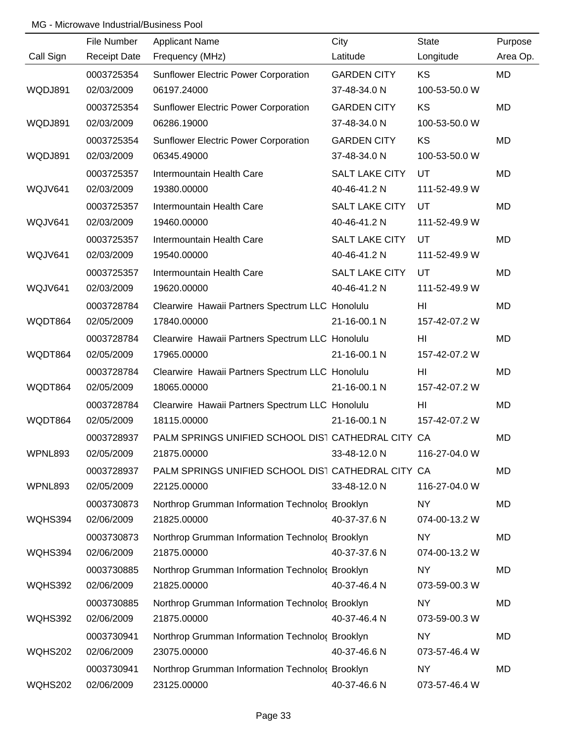MG - Microwave Industrial/Business Pool

| Call Sign | File Number<br>Receipt Date | Applicant Name<br>Frequency (MHz) | City<br>Latitude | State<br>Longitude | Purpose<br>Area Op. |
|---|---|---|---|---|---|
| WQDJ891 | 0003725354<br>02/03/2009 | Sunflower Electric Power Corporation<br>06197.24000 | GARDEN CITY<br>37-48-34.0 N | KS<br>100-53-50.0 W | MD |
| WQDJ891 | 0003725354<br>02/03/2009 | Sunflower Electric Power Corporation<br>06286.19000 | GARDEN CITY<br>37-48-34.0 N | KS<br>100-53-50.0 W | MD |
| WQDJ891 | 0003725354<br>02/03/2009 | Sunflower Electric Power Corporation<br>06345.49000 | GARDEN CITY<br>37-48-34.0 N | KS<br>100-53-50.0 W | MD |
| WQJV641 | 0003725357<br>02/03/2009 | Intermountain Health Care<br>19380.00000 | SALT LAKE CITY<br>40-46-41.2 N | UT<br>111-52-49.9 W | MD |
| WQJV641 | 0003725357<br>02/03/2009 | Intermountain Health Care<br>19460.00000 | SALT LAKE CITY<br>40-46-41.2 N | UT<br>111-52-49.9 W | MD |
| WQJV641 | 0003725357<br>02/03/2009 | Intermountain Health Care<br>19540.00000 | SALT LAKE CITY<br>40-46-41.2 N | UT<br>111-52-49.9 W | MD |
| WQJV641 | 0003725357<br>02/03/2009 | Intermountain Health Care<br>19620.00000 | SALT LAKE CITY<br>40-46-41.2 N | UT<br>111-52-49.9 W | MD |
| WQDT864 | 0003728784<br>02/05/2009 | Clearwire Hawaii Partners Spectrum LLC<br>17840.00000 | Honolulu<br>21-16-00.1 N | HI<br>157-42-07.2 W | MD |
| WQDT864 | 0003728784<br>02/05/2009 | Clearwire Hawaii Partners Spectrum LLC<br>17965.00000 | Honolulu<br>21-16-00.1 N | HI<br>157-42-07.2 W | MD |
| WQDT864 | 0003728784<br>02/05/2009 | Clearwire Hawaii Partners Spectrum LLC<br>18065.00000 | Honolulu<br>21-16-00.1 N | HI<br>157-42-07.2 W | MD |
| WQDT864 | 0003728784<br>02/05/2009 | Clearwire Hawaii Partners Spectrum LLC<br>18115.00000 | Honolulu<br>21-16-00.1 N | HI<br>157-42-07.2 W | MD |
| WPNL893 | 0003728937<br>02/05/2009 | PALM SPRINGS UNIFIED SCHOOL DIST<br>21875.00000 | CATHEDRAL CITY<br>33-48-12.0 N | CA<br>116-27-04.0 W | MD |
| WPNL893 | 0003728937<br>02/05/2009 | PALM SPRINGS UNIFIED SCHOOL DIST<br>22125.00000 | CATHEDRAL CITY<br>33-48-12.0 N | CA<br>116-27-04.0 W | MD |
| WQHS394 | 0003730873<br>02/06/2009 | Northrop Grumman Information Technolog<br>21825.00000 | Brooklyn<br>40-37-37.6 N | NY<br>074-00-13.2 W | MD |
| WQHS394 | 0003730873<br>02/06/2009 | Northrop Grumman Information Technolog<br>21875.00000 | Brooklyn<br>40-37-37.6 N | NY<br>074-00-13.2 W | MD |
| WQHS392 | 0003730885<br>02/06/2009 | Northrop Grumman Information Technolog<br>21825.00000 | Brooklyn<br>40-37-46.4 N | NY<br>073-59-00.3 W | MD |
| WQHS392 | 0003730885<br>02/06/2009 | Northrop Grumman Information Technolog<br>21875.00000 | Brooklyn<br>40-37-46.4 N | NY<br>073-59-00.3 W | MD |
| WQHS202 | 0003730941<br>02/06/2009 | Northrop Grumman Information Technolog<br>23075.00000 | Brooklyn<br>40-37-46.6 N | NY<br>073-57-46.4 W | MD |
| WQHS202 | 0003730941<br>02/06/2009 | Northrop Grumman Information Technolog<br>23125.00000 | Brooklyn<br>40-37-46.6 N | NY<br>073-57-46.4 W | MD |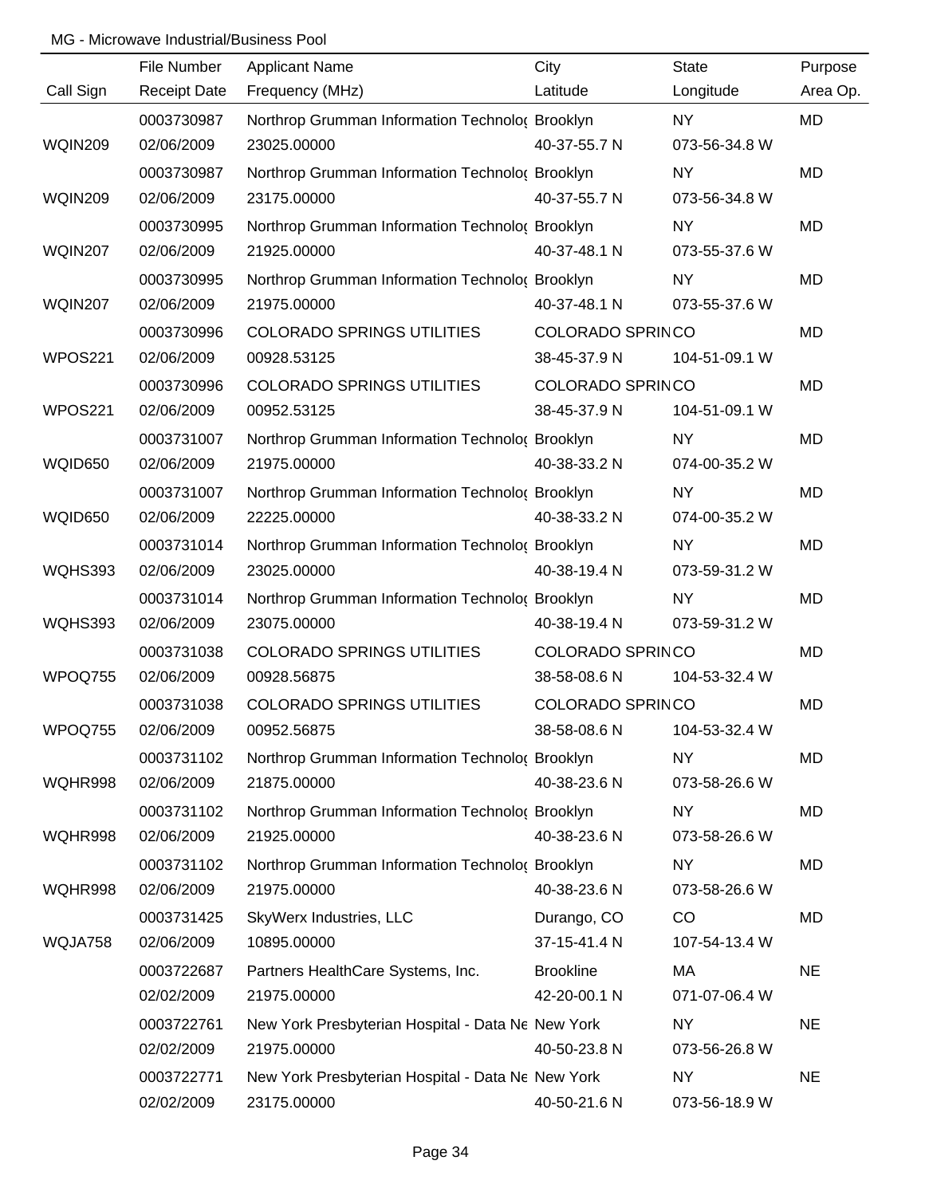MG - Microwave Industrial/Business Pool

| Call Sign | File Number<br>Receipt Date | Applicant Name<br>Frequency (MHz) | City<br>Latitude | State<br>Longitude | Purpose<br>Area Op. |
|---|---|---|---|---|---|
| WQIN209 | 0003730987<br>02/06/2009 | Northrop Grumman Information Technolo( Brooklyn<br>23025.00000 | Brooklyn<br>40-37-55.7 N | NY<br>073-56-34.8 W | MD |
| WQIN209 | 0003730987<br>02/06/2009 | Northrop Grumman Information Technolo( Brooklyn<br>23175.00000 | Brooklyn<br>40-37-55.7 N | NY<br>073-56-34.8 W | MD |
| WQIN207 | 0003730995<br>02/06/2009 | Northrop Grumman Information Technolo( Brooklyn<br>21925.00000 | Brooklyn<br>40-37-48.1 N | NY<br>073-55-37.6 W | MD |
| WQIN207 | 0003730995<br>02/06/2009 | Northrop Grumman Information Technolo( Brooklyn<br>21975.00000 | Brooklyn<br>40-37-48.1 N | NY<br>073-55-37.6 W | MD |
| WPOS221 | 0003730996<br>02/06/2009 | COLORADO SPRINGS UTILITIES<br>00928.53125 | COLORADO SPRIN<br>38-45-37.9 N | CO<br>104-51-09.1 W | MD |
| WPOS221 | 0003730996<br>02/06/2009 | COLORADO SPRINGS UTILITIES<br>00952.53125 | COLORADO SPRIN<br>38-45-37.9 N | CO<br>104-51-09.1 W | MD |
| WQID650 | 0003731007<br>02/06/2009 | Northrop Grumman Information Technolo( Brooklyn<br>21975.00000 | Brooklyn<br>40-38-33.2 N | NY<br>074-00-35.2 W | MD |
| WQID650 | 0003731007<br>02/06/2009 | Northrop Grumman Information Technolo( Brooklyn<br>22225.00000 | Brooklyn<br>40-38-33.2 N | NY<br>074-00-35.2 W | MD |
| WQHS393 | 0003731014<br>02/06/2009 | Northrop Grumman Information Technolo( Brooklyn<br>23025.00000 | Brooklyn<br>40-38-19.4 N | NY<br>073-59-31.2 W | MD |
| WQHS393 | 0003731014<br>02/06/2009 | Northrop Grumman Information Technolo( Brooklyn<br>23075.00000 | Brooklyn<br>40-38-19.4 N | NY<br>073-59-31.2 W | MD |
| WPOQ755 | 0003731038<br>02/06/2009 | COLORADO SPRINGS UTILITIES<br>00928.56875 | COLORADO SPRIN<br>38-58-08.6 N | CO<br>104-53-32.4 W | MD |
| WPOQ755 | 0003731038<br>02/06/2009 | COLORADO SPRINGS UTILITIES<br>00952.56875 | COLORADO SPRIN<br>38-58-08.6 N | CO<br>104-53-32.4 W | MD |
| WQHR998 | 0003731102<br>02/06/2009 | Northrop Grumman Information Technolo( Brooklyn<br>21875.00000 | Brooklyn<br>40-38-23.6 N | NY<br>073-58-26.6 W | MD |
| WQHR998 | 0003731102<br>02/06/2009 | Northrop Grumman Information Technolo( Brooklyn<br>21925.00000 | Brooklyn<br>40-38-23.6 N | NY<br>073-58-26.6 W | MD |
| WQHR998 | 0003731102<br>02/06/2009 | Northrop Grumman Information Technolo( Brooklyn<br>21975.00000 | Brooklyn<br>40-38-23.6 N | NY<br>073-58-26.6 W | MD |
| WQJA758 | 0003731425<br>02/06/2009 | SkyWerx Industries, LLC<br>10895.00000 | Durango, CO<br>37-15-41.4 N | CO<br>107-54-13.4 W | MD |
| | 0003722687<br>02/02/2009 | Partners HealthCare Systems, Inc.<br>21975.00000 | Brookline<br>42-20-00.1 N | MA<br>071-07-06.4 W | NE |
| | 0003722761<br>02/02/2009 | New York Presbyterian Hospital - Data Ne New York<br>21975.00000 | New York<br>40-50-23.8 N | NY<br>073-56-26.8 W | NE |
| | 0003722771<br>02/02/2009 | New York Presbyterian Hospital - Data Ne New York<br>23175.00000 | New York<br>40-50-21.6 N | NY<br>073-56-18.9 W | NE |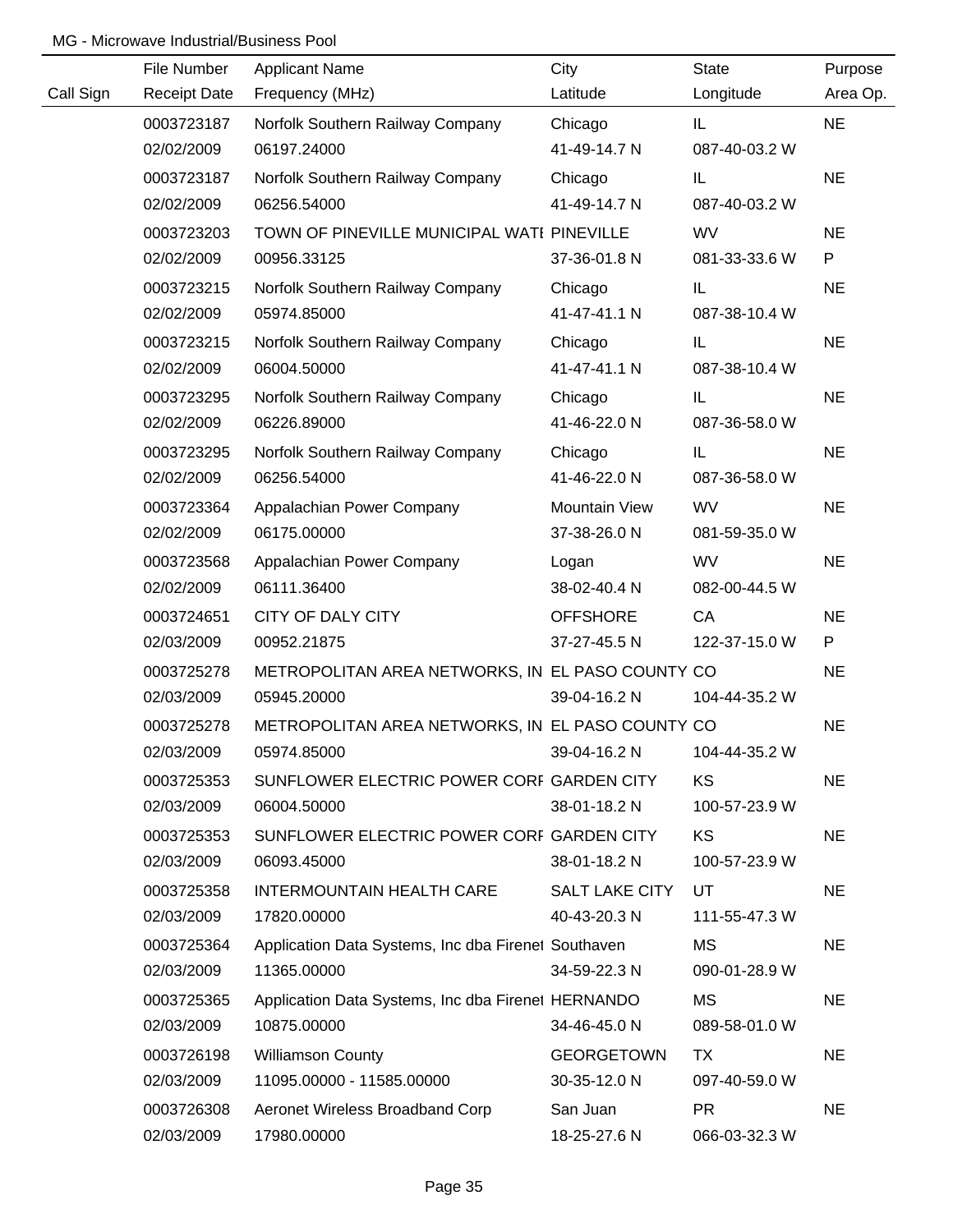MG - Microwave Industrial/Business Pool

| Call Sign | File Number<br>Receipt Date | Applicant Name<br>Frequency (MHz) | City<br>Latitude | State<br>Longitude | Purpose<br>Area Op. |
|---|---|---|---|---|---|
| | 0003723187<br>02/02/2009 | Norfolk Southern Railway Company<br>06197.24000 | Chicago<br>41-49-14.7 N | IL<br>087-40-03.2 W | NE |
| | 0003723187<br>02/02/2009 | Norfolk Southern Railway Company<br>06256.54000 | Chicago<br>41-49-14.7 N | IL<br>087-40-03.2 W | NE |
| | 0003723203<br>02/02/2009 | TOWN OF PINEVILLE MUNICIPAL WATI<br>00956.33125 | PINEVILLE<br>37-36-01.8 N | WV<br>081-33-33.6 W | NE<br>P |
| | 0003723215<br>02/02/2009 | Norfolk Southern Railway Company<br>05974.85000 | Chicago<br>41-47-41.1 N | IL<br>087-38-10.4 W | NE |
| | 0003723215<br>02/02/2009 | Norfolk Southern Railway Company<br>06004.50000 | Chicago<br>41-47-41.1 N | IL<br>087-38-10.4 W | NE |
| | 0003723295<br>02/02/2009 | Norfolk Southern Railway Company<br>06226.89000 | Chicago<br>41-46-22.0 N | IL<br>087-36-58.0 W | NE |
| | 0003723295<br>02/02/2009 | Norfolk Southern Railway Company<br>06256.54000 | Chicago<br>41-46-22.0 N | IL<br>087-36-58.0 W | NE |
| | 0003723364<br>02/02/2009 | Appalachian Power Company<br>06175.00000 | Mountain View<br>37-38-26.0 N | WV<br>081-59-35.0 W | NE |
| | 0003723568<br>02/02/2009 | Appalachian Power Company<br>06111.36400 | Logan<br>38-02-40.4 N | WV<br>082-00-44.5 W | NE |
| | 0003724651<br>02/03/2009 | CITY OF DALY CITY<br>00952.21875 | OFFSHORE<br>37-27-45.5 N | CA<br>122-37-15.0 W | NE<br>P |
| | 0003725278<br>02/03/2009 | METROPOLITAN AREA NETWORKS, IN<br>05945.20000 | EL PASO COUNTY<br>39-04-16.2 N | CO<br>104-44-35.2 W | NE |
| | 0003725278<br>02/03/2009 | METROPOLITAN AREA NETWORKS, IN<br>05974.85000 | EL PASO COUNTY<br>39-04-16.2 N | CO<br>104-44-35.2 W | NE |
| | 0003725353<br>02/03/2009 | SUNFLOWER ELECTRIC POWER CORI<br>06004.50000 | GARDEN CITY<br>38-01-18.2 N | KS<br>100-57-23.9 W | NE |
| | 0003725353<br>02/03/2009 | SUNFLOWER ELECTRIC POWER CORI<br>06093.45000 | GARDEN CITY<br>38-01-18.2 N | KS<br>100-57-23.9 W | NE |
| | 0003725358<br>02/03/2009 | INTERMOUNTAIN HEALTH CARE<br>17820.00000 | SALT LAKE CITY<br>40-43-20.3 N | UT<br>111-55-47.3 W | NE |
| | 0003725364<br>02/03/2009 | Application Data Systems, Inc dba Firenet<br>11365.00000 | Southaven<br>34-59-22.3 N | MS<br>090-01-28.9 W | NE |
| | 0003725365<br>02/03/2009 | Application Data Systems, Inc dba Firenet<br>10875.00000 | HERNANDO<br>34-46-45.0 N | MS<br>089-58-01.0 W | NE |
| | 0003726198<br>02/03/2009 | Williamson County<br>11095.00000 - 11585.00000 | GEORGETOWN<br>30-35-12.0 N | TX<br>097-40-59.0 W | NE |
| | 0003726308<br>02/03/2009 | Aeronet Wireless Broadband Corp<br>17980.00000 | San Juan<br>18-25-27.6 N | PR<br>066-03-32.3 W | NE |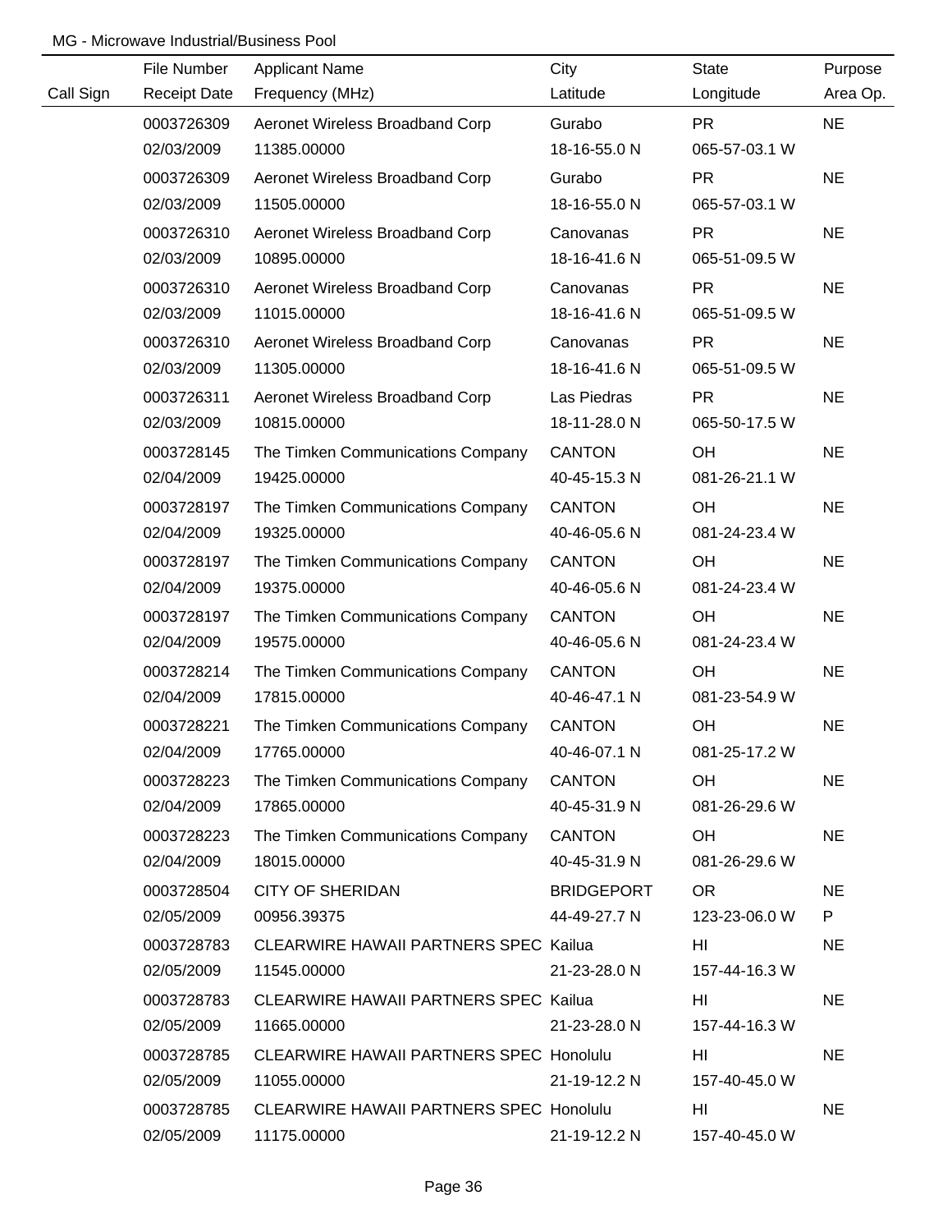MG - Microwave Industrial/Business Pool

| Call Sign | File Number / Receipt Date | Applicant Name / Frequency (MHz) | City / Latitude | State / Longitude | Purpose / Area Op. |
|---|---|---|---|---|---|
| | 0003726309 | Aeronet Wireless Broadband Corp | Gurabo | PR | NE |
| | 02/03/2009 | 11385.00000 | 18-16-55.0 N | 065-57-03.1 W | |
| | 0003726309 | Aeronet Wireless Broadband Corp | Gurabo | PR | NE |
| | 02/03/2009 | 11505.00000 | 18-16-55.0 N | 065-57-03.1 W | |
| | 0003726310 | Aeronet Wireless Broadband Corp | Canovanas | PR | NE |
| | 02/03/2009 | 10895.00000 | 18-16-41.6 N | 065-51-09.5 W | |
| | 0003726310 | Aeronet Wireless Broadband Corp | Canovanas | PR | NE |
| | 02/03/2009 | 11015.00000 | 18-16-41.6 N | 065-51-09.5 W | |
| | 0003726310 | Aeronet Wireless Broadband Corp | Canovanas | PR | NE |
| | 02/03/2009 | 11305.00000 | 18-16-41.6 N | 065-51-09.5 W | |
| | 0003726311 | Aeronet Wireless Broadband Corp | Las Piedras | PR | NE |
| | 02/03/2009 | 10815.00000 | 18-11-28.0 N | 065-50-17.5 W | |
| | 0003728145 | The Timken Communications Company | CANTON | OH | NE |
| | 02/04/2009 | 19425.00000 | 40-45-15.3 N | 081-26-21.1 W | |
| | 0003728197 | The Timken Communications Company | CANTON | OH | NE |
| | 02/04/2009 | 19325.00000 | 40-46-05.6 N | 081-24-23.4 W | |
| | 0003728197 | The Timken Communications Company | CANTON | OH | NE |
| | 02/04/2009 | 19375.00000 | 40-46-05.6 N | 081-24-23.4 W | |
| | 0003728197 | The Timken Communications Company | CANTON | OH | NE |
| | 02/04/2009 | 19575.00000 | 40-46-05.6 N | 081-24-23.4 W | |
| | 0003728214 | The Timken Communications Company | CANTON | OH | NE |
| | 02/04/2009 | 17815.00000 | 40-46-47.1 N | 081-23-54.9 W | |
| | 0003728221 | The Timken Communications Company | CANTON | OH | NE |
| | 02/04/2009 | 17765.00000 | 40-46-07.1 N | 081-25-17.2 W | |
| | 0003728223 | The Timken Communications Company | CANTON | OH | NE |
| | 02/04/2009 | 17865.00000 | 40-45-31.9 N | 081-26-29.6 W | |
| | 0003728223 | The Timken Communications Company | CANTON | OH | NE |
| | 02/04/2009 | 18015.00000 | 40-45-31.9 N | 081-26-29.6 W | |
| | 0003728504 | CITY OF SHERIDAN | BRIDGEPORT | OR | NE |
| | 02/05/2009 | 00956.39375 | 44-49-27.7 N | 123-23-06.0 W | P |
| | 0003728783 | CLEARWIRE HAWAII PARTNERS SPEC | Kailua | HI | NE |
| | 02/05/2009 | 11545.00000 | 21-23-28.0 N | 157-44-16.3 W | |
| | 0003728783 | CLEARWIRE HAWAII PARTNERS SPEC | Kailua | HI | NE |
| | 02/05/2009 | 11665.00000 | 21-23-28.0 N | 157-44-16.3 W | |
| | 0003728785 | CLEARWIRE HAWAII PARTNERS SPEC | Honolulu | HI | NE |
| | 02/05/2009 | 11055.00000 | 21-19-12.2 N | 157-40-45.0 W | |
| | 0003728785 | CLEARWIRE HAWAII PARTNERS SPEC | Honolulu | HI | NE |
| | 02/05/2009 | 11175.00000 | 21-19-12.2 N | 157-40-45.0 W | |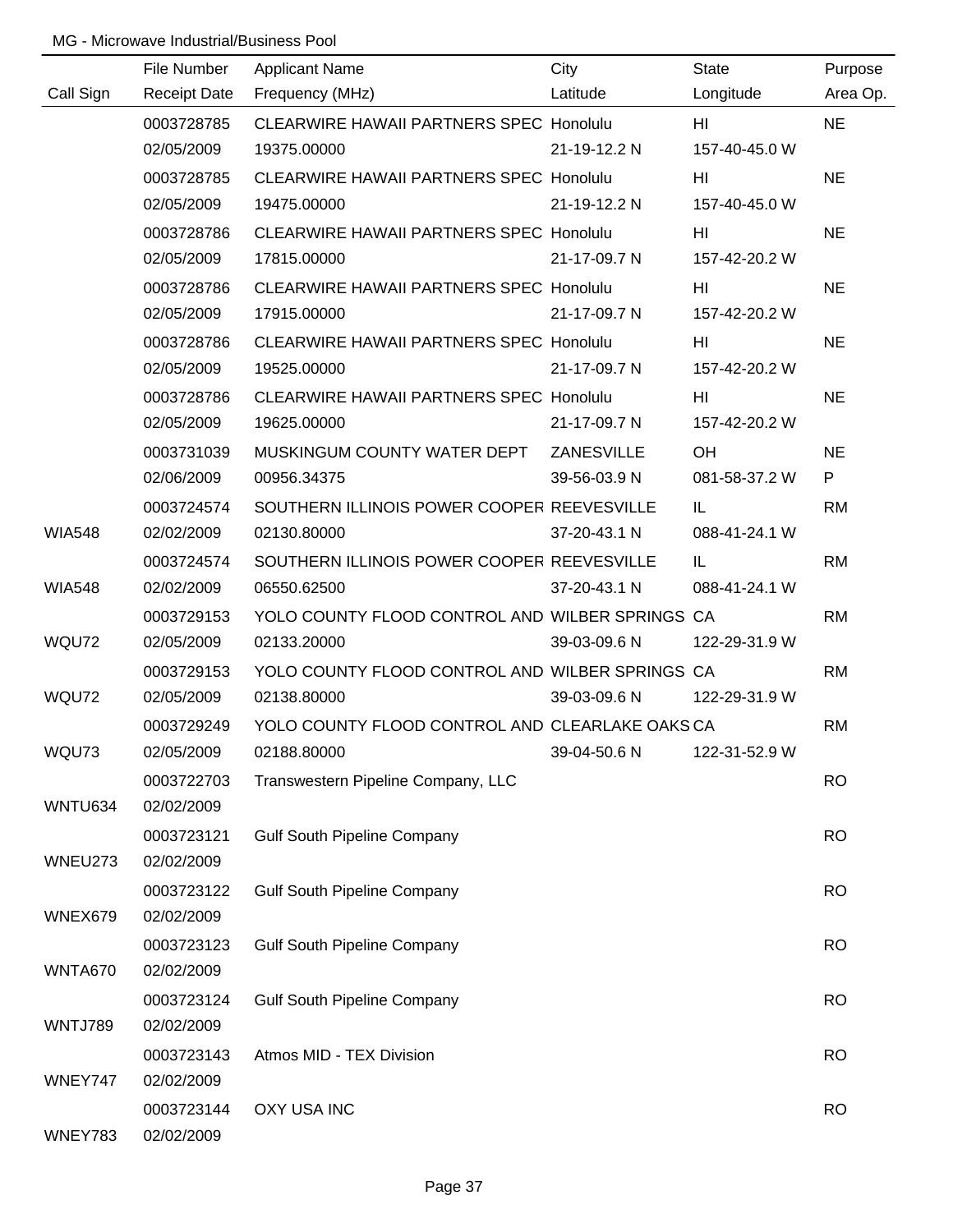MG - Microwave Industrial/Business Pool

| Call Sign | File Number<br>Receipt Date | Applicant Name<br>Frequency (MHz) | City<br>Latitude | State<br>Longitude | Purpose<br>Area Op. |
|---|---|---|---|---|---|
| | 0003728785<br>02/05/2009 | CLEARWIRE HAWAII PARTNERS SPEC<br>19375.00000 | Honolulu<br>21-19-12.2 N | HI<br>157-40-45.0 W | NE |
| | 0003728785<br>02/05/2009 | CLEARWIRE HAWAII PARTNERS SPEC<br>19475.00000 | Honolulu<br>21-19-12.2 N | HI<br>157-40-45.0 W | NE |
| | 0003728786<br>02/05/2009 | CLEARWIRE HAWAII PARTNERS SPEC<br>17815.00000 | Honolulu<br>21-17-09.7 N | HI<br>157-42-20.2 W | NE |
| | 0003728786<br>02/05/2009 | CLEARWIRE HAWAII PARTNERS SPEC<br>17915.00000 | Honolulu<br>21-17-09.7 N | HI<br>157-42-20.2 W | NE |
| | 0003728786<br>02/05/2009 | CLEARWIRE HAWAII PARTNERS SPEC<br>19525.00000 | Honolulu<br>21-17-09.7 N | HI<br>157-42-20.2 W | NE |
| | 0003728786<br>02/05/2009 | CLEARWIRE HAWAII PARTNERS SPEC<br>19625.00000 | Honolulu<br>21-17-09.7 N | HI<br>157-42-20.2 W | NE |
| | 0003731039<br>02/06/2009 | MUSKINGUM COUNTY WATER DEPT<br>00956.34375 | ZANESVILLE<br>39-56-03.9 N | OH<br>081-58-37.2 W | NE<br>P |
| WIA548 | 0003724574<br>02/02/2009 | SOUTHERN ILLINOIS POWER COOPER<br>02130.80000 | REEVESVILLE<br>37-20-43.1 N | IL<br>088-41-24.1 W | RM |
| WIA548 | 0003724574<br>02/02/2009 | SOUTHERN ILLINOIS POWER COOPER<br>06550.62500 | REEVESVILLE<br>37-20-43.1 N | IL<br>088-41-24.1 W | RM |
| WQU72 | 0003729153<br>02/05/2009 | YOLO COUNTY FLOOD CONTROL AND<br>02133.20000 | WILBER SPRINGS<br>39-03-09.6 N | CA<br>122-29-31.9 W | RM |
| WQU72 | 0003729153<br>02/05/2009 | YOLO COUNTY FLOOD CONTROL AND<br>02138.80000 | WILBER SPRINGS<br>39-03-09.6 N | CA<br>122-29-31.9 W | RM |
| WQU73 | 0003729249<br>02/05/2009 | YOLO COUNTY FLOOD CONTROL AND<br>02188.80000 | CLEARLAKE OAKS<br>39-04-50.6 N | CA<br>122-31-52.9 W | RM |
| WNTU634 | 0003722703<br>02/02/2009 | Transwestern Pipeline Company, LLC | | | RO |
| WNEU273 | 0003723121<br>02/02/2009 | Gulf South Pipeline Company | | | RO |
| WNEX679 | 0003723122<br>02/02/2009 | Gulf South Pipeline Company | | | RO |
| WNTA670 | 0003723123<br>02/02/2009 | Gulf South Pipeline Company | | | RO |
| WNTJ789 | 0003723124<br>02/02/2009 | Gulf South Pipeline Company | | | RO |
| WNEY747 | 0003723143<br>02/02/2009 | Atmos MID - TEX Division | | | RO |
| WNEY783 | 0003723144<br>02/02/2009 | OXY USA INC | | | RO |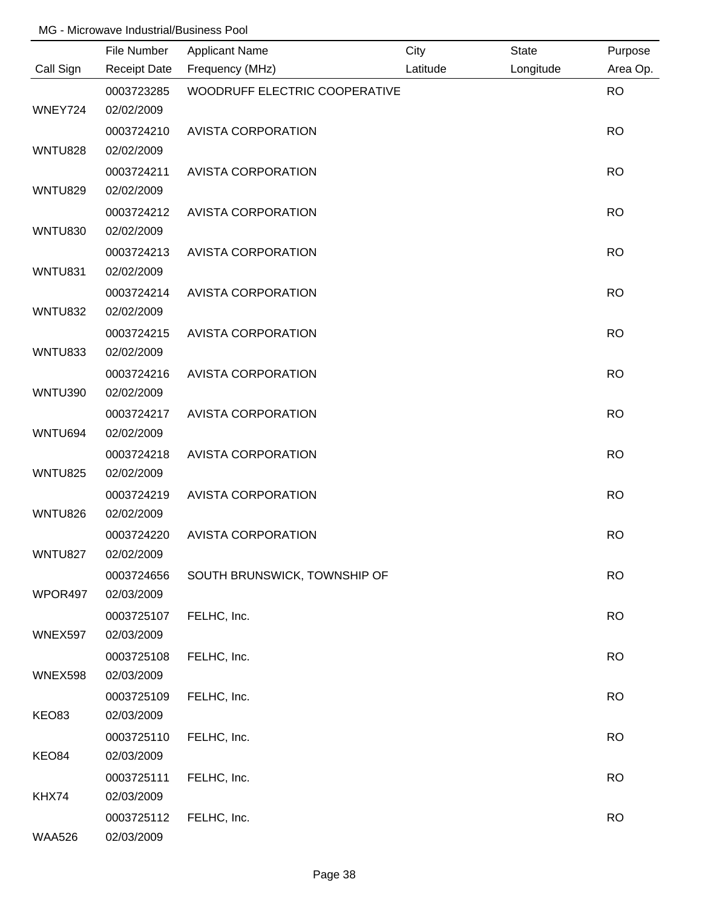MG - Microwave Industrial/Business Pool

| Call Sign | File Number<br>Receipt Date | Applicant Name<br>Frequency (MHz) | City<br>Latitude | State<br>Longitude | Purpose<br>Area Op. |
|---|---|---|---|---|---|
| WNEY724 | 0003723285<br>02/02/2009 | WOODRUFF ELECTRIC COOPERATIVE | | | RO |
| WNTU828 | 0003724210<br>02/02/2009 | AVISTA CORPORATION | | | RO |
| WNTU829 | 0003724211<br>02/02/2009 | AVISTA CORPORATION | | | RO |
| WNTU830 | 0003724212<br>02/02/2009 | AVISTA CORPORATION | | | RO |
| WNTU831 | 0003724213<br>02/02/2009 | AVISTA CORPORATION | | | RO |
| WNTU832 | 0003724214<br>02/02/2009 | AVISTA CORPORATION | | | RO |
| WNTU833 | 0003724215<br>02/02/2009 | AVISTA CORPORATION | | | RO |
| WNTU390 | 0003724216<br>02/02/2009 | AVISTA CORPORATION | | | RO |
| WNTU694 | 0003724217<br>02/02/2009 | AVISTA CORPORATION | | | RO |
| WNTU825 | 0003724218<br>02/02/2009 | AVISTA CORPORATION | | | RO |
| WNTU826 | 0003724219<br>02/02/2009 | AVISTA CORPORATION | | | RO |
| WNTU827 | 0003724220<br>02/02/2009 | AVISTA CORPORATION | | | RO |
| WPOR497 | 0003724656<br>02/03/2009 | SOUTH BRUNSWICK, TOWNSHIP OF | | | RO |
| WNEX597 | 0003725107<br>02/03/2009 | FELHC, Inc. | | | RO |
| WNEX598 | 0003725108<br>02/03/2009 | FELHC, Inc. | | | RO |
| KEO83 | 0003725109<br>02/03/2009 | FELHC, Inc. | | | RO |
| KEO84 | 0003725110<br>02/03/2009 | FELHC, Inc. | | | RO |
| KHX74 | 0003725111<br>02/03/2009 | FELHC, Inc. | | | RO |
| WAA526 | 0003725112<br>02/03/2009 | FELHC, Inc. | | | RO |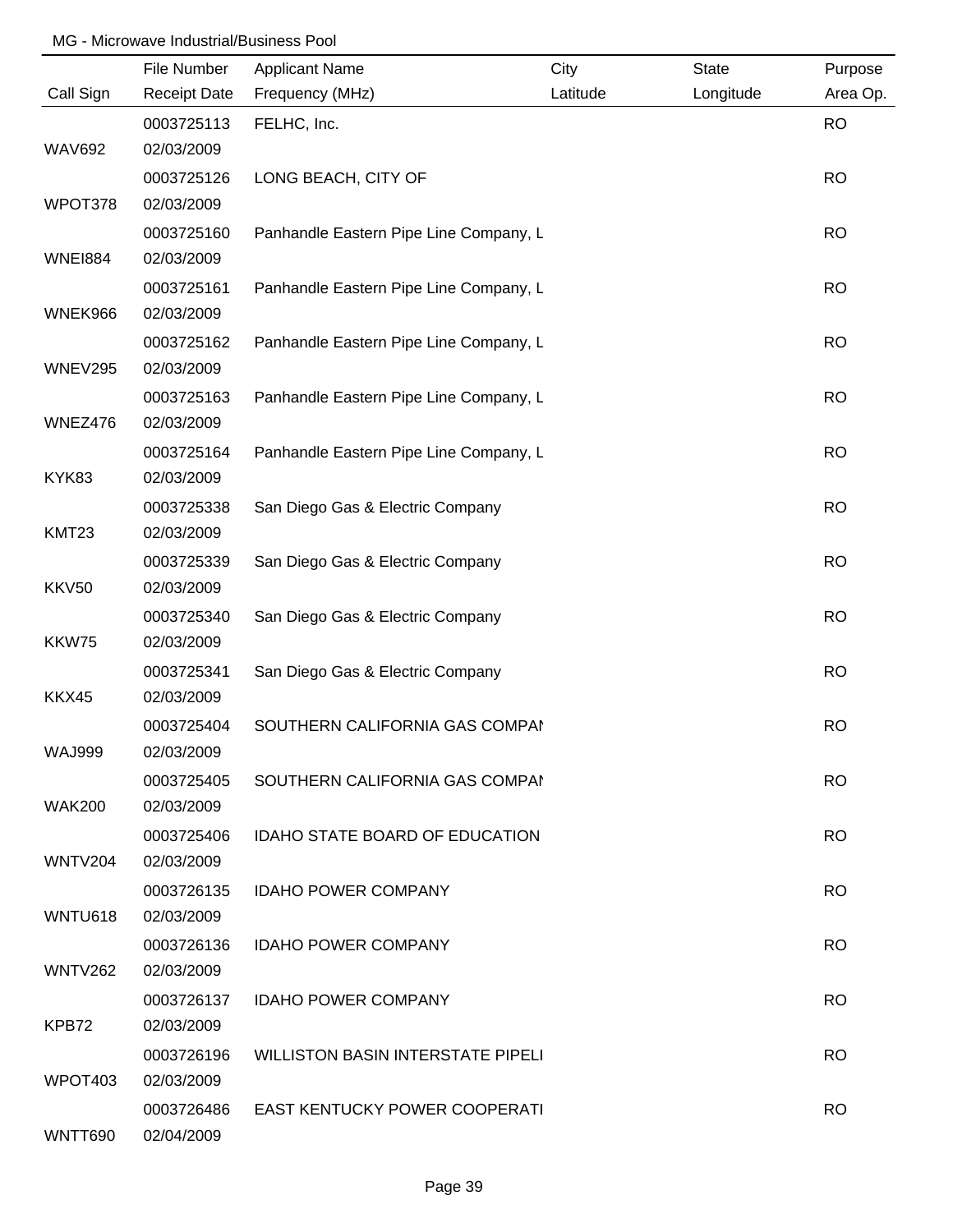MG - Microwave Industrial/Business Pool

| Call Sign | File Number / Receipt Date | Applicant Name / Frequency (MHz) | City / Latitude | State / Longitude | Purpose / Area Op. |
|---|---|---|---|---|---|
| WAV692 | 0003725113 02/03/2009 | FELHC, Inc. | | | RO |
| WPOT378 | 0003725126 02/03/2009 | LONG BEACH, CITY OF | | | RO |
| WNEI884 | 0003725160 02/03/2009 | Panhandle Eastern Pipe Line Company, L | | | RO |
| WNEK966 | 0003725161 02/03/2009 | Panhandle Eastern Pipe Line Company, L | | | RO |
| WNEV295 | 0003725162 02/03/2009 | Panhandle Eastern Pipe Line Company, L | | | RO |
| WNEZ476 | 0003725163 02/03/2009 | Panhandle Eastern Pipe Line Company, L | | | RO |
| KYK83 | 0003725164 02/03/2009 | Panhandle Eastern Pipe Line Company, L | | | RO |
| KMT23 | 0003725338 02/03/2009 | San Diego Gas & Electric Company | | | RO |
| KKV50 | 0003725339 02/03/2009 | San Diego Gas & Electric Company | | | RO |
| KKW75 | 0003725340 02/03/2009 | San Diego Gas & Electric Company | | | RO |
| KKX45 | 0003725341 02/03/2009 | San Diego Gas & Electric Company | | | RO |
| WAJ999 | 0003725404 02/03/2009 | SOUTHERN CALIFORNIA GAS COMPAI | | | RO |
| WAK200 | 0003725405 02/03/2009 | SOUTHERN CALIFORNIA GAS COMPAI | | | RO |
| WNTV204 | 0003725406 02/03/2009 | IDAHO STATE BOARD OF EDUCATION | | | RO |
| WNTU618 | 0003726135 02/03/2009 | IDAHO POWER COMPANY | | | RO |
| WNTV262 | 0003726136 02/03/2009 | IDAHO POWER COMPANY | | | RO |
| KPB72 | 0003726137 02/03/2009 | IDAHO POWER COMPANY | | | RO |
| WPOT403 | 0003726196 02/03/2009 | WILLISTON BASIN INTERSTATE PIPELI | | | RO |
| WNTT690 | 0003726486 02/04/2009 | EAST KENTUCKY POWER COOPERATI | | | RO |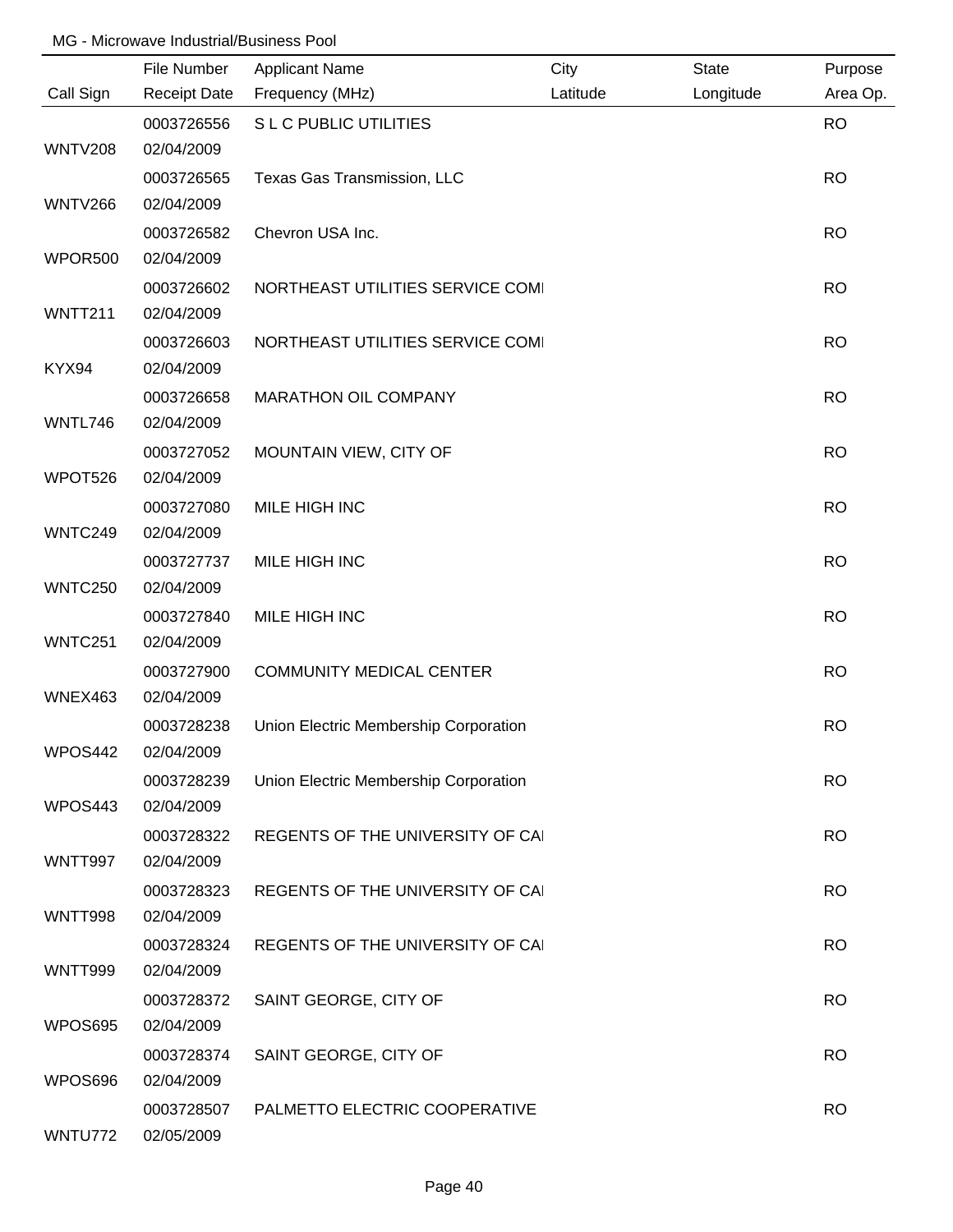MG - Microwave Industrial/Business Pool

| Call Sign | File Number / Receipt Date | Applicant Name / Frequency (MHz) | City / Latitude | State / Longitude | Purpose / Area Op. |
|---|---|---|---|---|---|
| WNTV208 | 0003726556 02/04/2009 | S L C PUBLIC UTILITIES | | | RO |
| WNTV266 | 0003726565 02/04/2009 | Texas Gas Transmission, LLC | | | RO |
| WPOR500 | 0003726582 02/04/2009 | Chevron USA Inc. | | | RO |
| WNTT211 | 0003726602 02/04/2009 | NORTHEAST UTILITIES SERVICE COMI | | | RO |
| KYX94 | 0003726603 02/04/2009 | NORTHEAST UTILITIES SERVICE COMI | | | RO |
| WNTL746 | 0003726658 02/04/2009 | MARATHON OIL COMPANY | | | RO |
| WPOT526 | 0003727052 02/04/2009 | MOUNTAIN VIEW, CITY OF | | | RO |
| WNTC249 | 0003727080 02/04/2009 | MILE HIGH INC | | | RO |
| WNTC250 | 0003727737 02/04/2009 | MILE HIGH INC | | | RO |
| WNTC251 | 0003727840 02/04/2009 | MILE HIGH INC | | | RO |
| WNEX463 | 0003727900 02/04/2009 | COMMUNITY MEDICAL CENTER | | | RO |
| WPOS442 | 0003728238 02/04/2009 | Union Electric Membership Corporation | | | RO |
| WPOS443 | 0003728239 02/04/2009 | Union Electric Membership Corporation | | | RO |
| WNTT997 | 0003728322 02/04/2009 | REGENTS OF THE UNIVERSITY OF CAI | | | RO |
| WNTT998 | 0003728323 02/04/2009 | REGENTS OF THE UNIVERSITY OF CAI | | | RO |
| WNTT999 | 0003728324 02/04/2009 | REGENTS OF THE UNIVERSITY OF CAI | | | RO |
| WPOS695 | 0003728372 02/04/2009 | SAINT GEORGE, CITY OF | | | RO |
| WPOS696 | 0003728374 02/04/2009 | SAINT GEORGE, CITY OF | | | RO |
| WNTU772 | 0003728507 02/05/2009 | PALMETTO ELECTRIC COOPERATIVE | | | RO |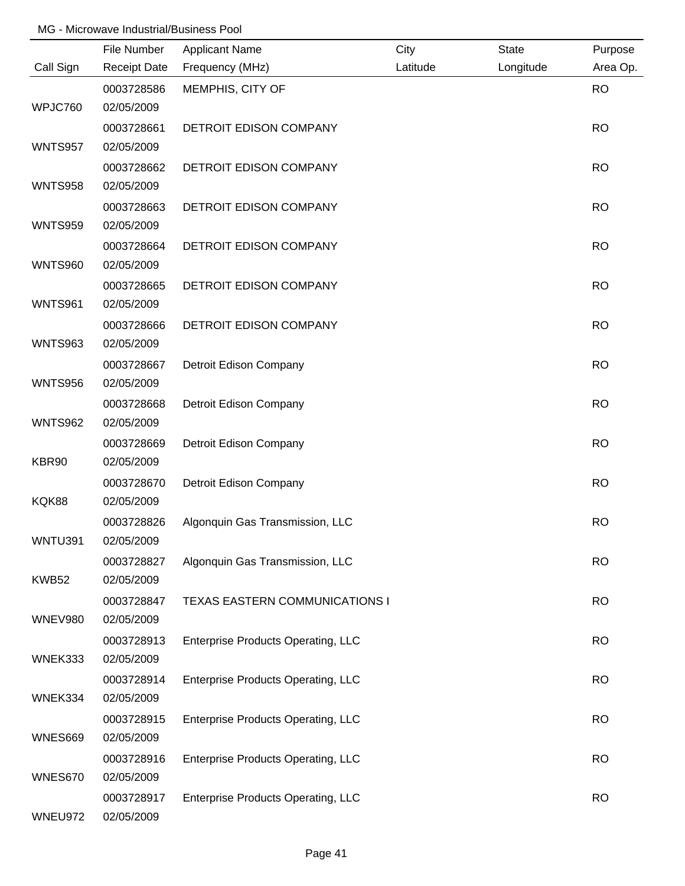MG - Microwave Industrial/Business Pool

| Call Sign | File Number / Receipt Date | Applicant Name / Frequency (MHz) | City / Latitude | State / Longitude | Purpose / Area Op. |
|---|---|---|---|---|---|
| WPJC760 | 0003728586 02/05/2009 | MEMPHIS, CITY OF | | | RO |
| WNTS957 | 0003728661 02/05/2009 | DETROIT EDISON COMPANY | | | RO |
| WNTS958 | 0003728662 02/05/2009 | DETROIT EDISON COMPANY | | | RO |
| WNTS959 | 0003728663 02/05/2009 | DETROIT EDISON COMPANY | | | RO |
| WNTS960 | 0003728664 02/05/2009 | DETROIT EDISON COMPANY | | | RO |
| WNTS961 | 0003728665 02/05/2009 | DETROIT EDISON COMPANY | | | RO |
| WNTS963 | 0003728666 02/05/2009 | DETROIT EDISON COMPANY | | | RO |
| WNTS956 | 0003728667 02/05/2009 | Detroit Edison Company | | | RO |
| WNTS962 | 0003728668 02/05/2009 | Detroit Edison Company | | | RO |
| KBR90 | 0003728669 02/05/2009 | Detroit Edison Company | | | RO |
| KQK88 | 0003728670 02/05/2009 | Detroit Edison Company | | | RO |
| WNTU391 | 0003728826 02/05/2009 | Algonquin Gas Transmission, LLC | | | RO |
| KWB52 | 0003728827 02/05/2009 | Algonquin Gas Transmission, LLC | | | RO |
| WNEV980 | 0003728847 02/05/2009 | TEXAS EASTERN COMMUNICATIONS I | | | RO |
| WNEK333 | 0003728913 02/05/2009 | Enterprise Products Operating, LLC | | | RO |
| WNEK334 | 0003728914 02/05/2009 | Enterprise Products Operating, LLC | | | RO |
| WNES669 | 0003728915 02/05/2009 | Enterprise Products Operating, LLC | | | RO |
| WNES670 | 0003728916 02/05/2009 | Enterprise Products Operating, LLC | | | RO |
| WNEU972 | 0003728917 02/05/2009 | Enterprise Products Operating, LLC | | | RO |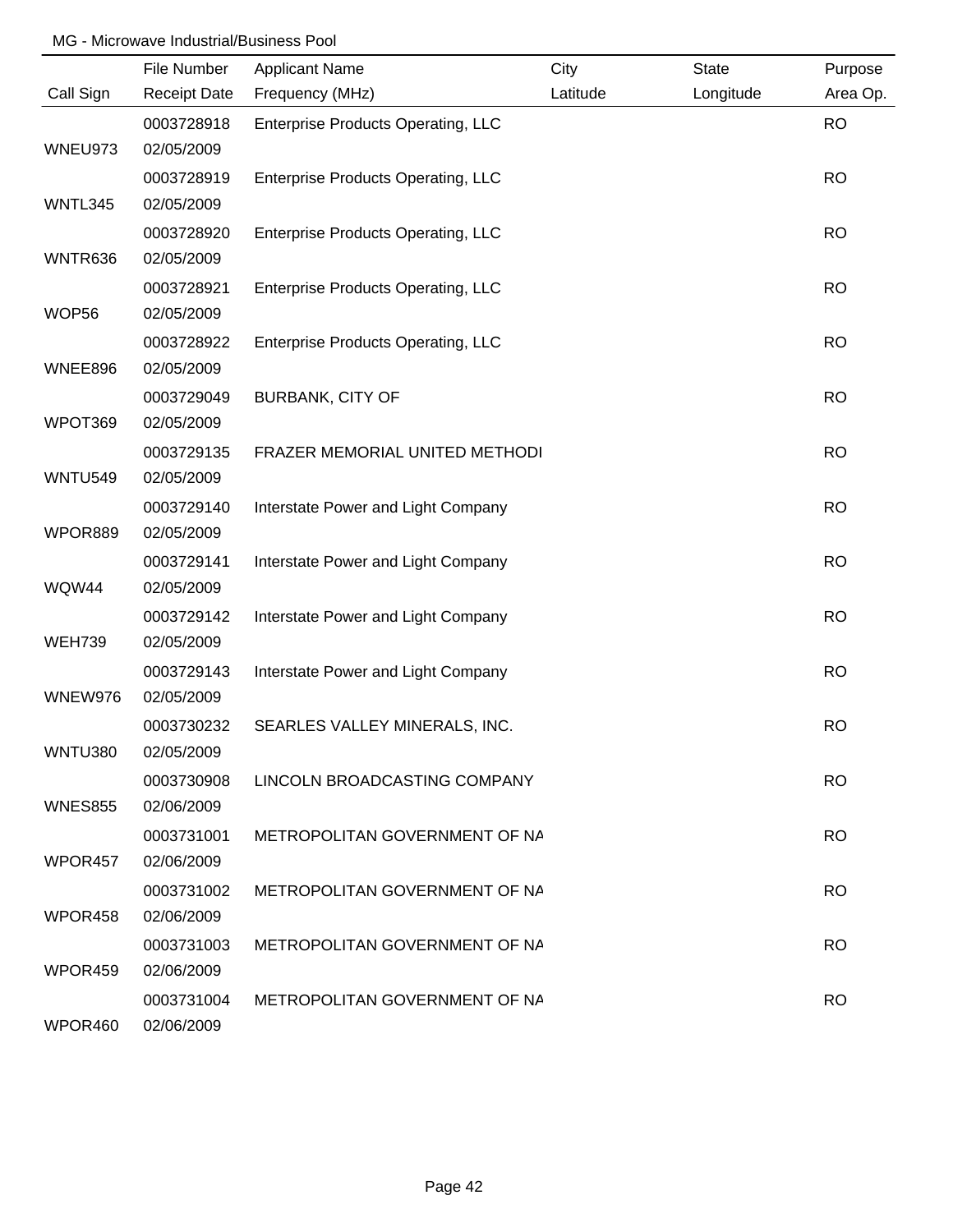MG - Microwave Industrial/Business Pool

| Call Sign | File Number / Receipt Date | Applicant Name / Frequency (MHz) | City / Latitude | State / Longitude | Purpose / Area Op. |
|---|---|---|---|---|---|
| WNEU973 | 0003728918 / 02/05/2009 | Enterprise Products Operating, LLC | | | RO |
| WNTL345 | 0003728919 / 02/05/2009 | Enterprise Products Operating, LLC | | | RO |
| WNTR636 | 0003728920 / 02/05/2009 | Enterprise Products Operating, LLC | | | RO |
| WOP56 | 0003728921 / 02/05/2009 | Enterprise Products Operating, LLC | | | RO |
| WNEE896 | 0003728922 / 02/05/2009 | Enterprise Products Operating, LLC | | | RO |
| WPOT369 | 0003729049 / 02/05/2009 | BURBANK, CITY OF | | | RO |
| WNTU549 | 0003729135 / 02/05/2009 | FRAZER MEMORIAL UNITED METHODI | | | RO |
| WPOR889 | 0003729140 / 02/05/2009 | Interstate Power and Light Company | | | RO |
| WQW44 | 0003729141 / 02/05/2009 | Interstate Power and Light Company | | | RO |
| WEH739 | 0003729142 / 02/05/2009 | Interstate Power and Light Company | | | RO |
| WNEW976 | 0003729143 / 02/05/2009 | Interstate Power and Light Company | | | RO |
| WNTU380 | 0003730232 / 02/05/2009 | SEARLES VALLEY MINERALS, INC. | | | RO |
| WNES855 | 0003730908 / 02/06/2009 | LINCOLN BROADCASTING COMPANY | | | RO |
| WPOR457 | 0003731001 / 02/06/2009 | METROPOLITAN GOVERNMENT OF NA | | | RO |
| WPOR458 | 0003731002 / 02/06/2009 | METROPOLITAN GOVERNMENT OF NA | | | RO |
| WPOR459 | 0003731003 / 02/06/2009 | METROPOLITAN GOVERNMENT OF NA | | | RO |
| WPOR460 | 0003731004 / 02/06/2009 | METROPOLITAN GOVERNMENT OF NA | | | RO |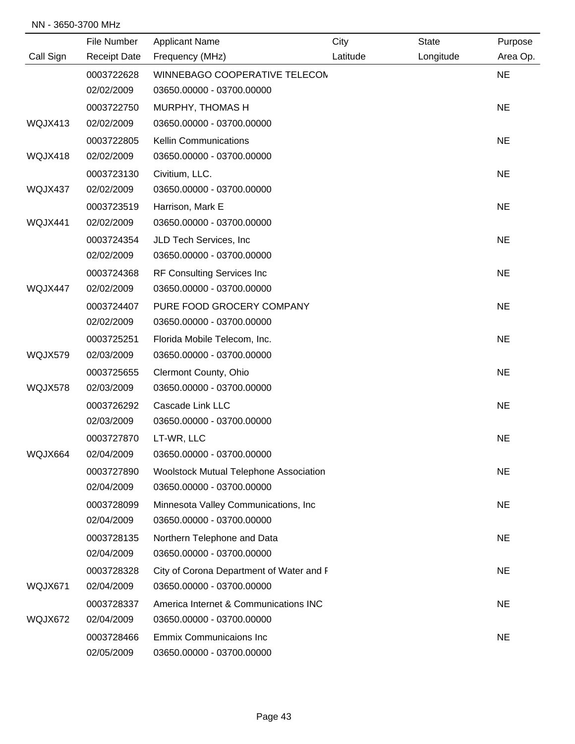NN - 3650-3700 MHz

| Call Sign | File Number<br>Receipt Date | Applicant Name<br>Frequency (MHz) | City<br>Latitude | State<br>Longitude | Purpose<br>Area Op. |
|---|---|---|---|---|---|
| | 0003722628<br>02/02/2009 | WINNEBAGO COOPERATIVE TELECOM<br>03650.00000 - 03700.00000 | | | NE |
| WQJX413 | 0003722750<br>02/02/2009 | MURPHY, THOMAS H<br>03650.00000 - 03700.00000 | | | NE |
| WQJX418 | 0003722805<br>02/02/2009 | Kellin Communications<br>03650.00000 - 03700.00000 | | | NE |
| WQJX437 | 0003723130<br>02/02/2009 | Civitium, LLC.<br>03650.00000 - 03700.00000 | | | NE |
| WQJX441 | 0003723519<br>02/02/2009 | Harrison, Mark E<br>03650.00000 - 03700.00000 | | | NE |
| | 0003724354<br>02/02/2009 | JLD Tech Services, Inc<br>03650.00000 - 03700.00000 | | | NE |
| WQJX447 | 0003724368<br>02/02/2009 | RF Consulting Services Inc<br>03650.00000 - 03700.00000 | | | NE |
| | 0003724407<br>02/02/2009 | PURE FOOD GROCERY COMPANY<br>03650.00000 - 03700.00000 | | | NE |
| WQJX579 | 0003725251<br>02/03/2009 | Florida Mobile Telecom, Inc.<br>03650.00000 - 03700.00000 | | | NE |
| WQJX578 | 0003725655<br>02/03/2009 | Clermont County, Ohio<br>03650.00000 - 03700.00000 | | | NE |
| | 0003726292<br>02/03/2009 | Cascade Link LLC<br>03650.00000 - 03700.00000 | | | NE |
| WQJX664 | 0003727870<br>02/04/2009 | LT-WR, LLC<br>03650.00000 - 03700.00000 | | | NE |
| | 0003727890<br>02/04/2009 | Woolstock Mutual Telephone Association<br>03650.00000 - 03700.00000 | | | NE |
| | 0003728099<br>02/04/2009 | Minnesota Valley Communications, Inc<br>03650.00000 - 03700.00000 | | | NE |
| | 0003728135<br>02/04/2009 | Northern Telephone and Data<br>03650.00000 - 03700.00000 | | | NE |
| WQJX671 | 0003728328<br>02/04/2009 | City of Corona Department of Water and F<br>03650.00000 - 03700.00000 | | | NE |
| WQJX672 | 0003728337<br>02/04/2009 | America Internet & Communications INC<br>03650.00000 - 03700.00000 | | | NE |
| | 0003728466<br>02/05/2009 | Emmix Communicaions Inc<br>03650.00000 - 03700.00000 | | | NE |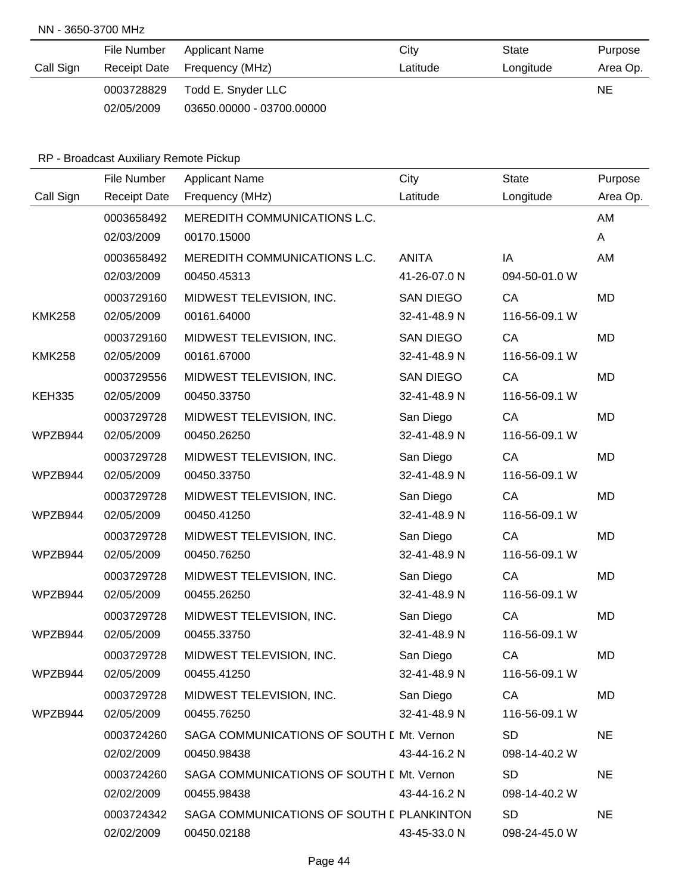NN - 3650-3700 MHz

| Call Sign | File Number<br>Receipt Date | Applicant Name<br>Frequency (MHz) | City<br>Latitude | State<br>Longitude | Purpose<br>Area Op. |
|---|---|---|---|---|---|
| | 0003728829<br>02/05/2009 | Todd E. Snyder LLC<br>03650.00000 - 03700.00000 | | | NE |

RP - Broadcast Auxiliary Remote Pickup

| Call Sign | File Number<br>Receipt Date | Applicant Name<br>Frequency (MHz) | City<br>Latitude | State<br>Longitude | Purpose<br>Area Op. |
|---|---|---|---|---|---|
| | 0003658492<br>02/03/2009 | MEREDITH COMMUNICATIONS L.C.<br>00170.15000 | | | AM<br>A |
| | 0003658492<br>02/03/2009 | MEREDITH COMMUNICATIONS L.C.<br>00450.45313 | ANITA<br>41-26-07.0 N | IA<br>094-50-01.0 W | AM |
| KMK258 | 0003729160<br>02/05/2009 | MIDWEST TELEVISION, INC.<br>00161.64000 | SAN DIEGO<br>32-41-48.9 N | CA<br>116-56-09.1 W | MD |
| KMK258 | 0003729160<br>02/05/2009 | MIDWEST TELEVISION, INC.<br>00161.67000 | SAN DIEGO<br>32-41-48.9 N | CA<br>116-56-09.1 W | MD |
| KEH335 | 0003729556<br>02/05/2009 | MIDWEST TELEVISION, INC.<br>00450.33750 | SAN DIEGO<br>32-41-48.9 N | CA<br>116-56-09.1 W | MD |
| WPZB944 | 0003729728<br>02/05/2009 | MIDWEST TELEVISION, INC.<br>00450.26250 | San Diego<br>32-41-48.9 N | CA<br>116-56-09.1 W | MD |
| WPZB944 | 0003729728<br>02/05/2009 | MIDWEST TELEVISION, INC.<br>00450.33750 | San Diego<br>32-41-48.9 N | CA<br>116-56-09.1 W | MD |
| WPZB944 | 0003729728<br>02/05/2009 | MIDWEST TELEVISION, INC.<br>00450.41250 | San Diego<br>32-41-48.9 N | CA<br>116-56-09.1 W | MD |
| WPZB944 | 0003729728<br>02/05/2009 | MIDWEST TELEVISION, INC.<br>00450.76250 | San Diego<br>32-41-48.9 N | CA<br>116-56-09.1 W | MD |
| WPZB944 | 0003729728<br>02/05/2009 | MIDWEST TELEVISION, INC.<br>00455.26250 | San Diego<br>32-41-48.9 N | CA<br>116-56-09.1 W | MD |
| WPZB944 | 0003729728<br>02/05/2009 | MIDWEST TELEVISION, INC.<br>00455.33750 | San Diego<br>32-41-48.9 N | CA<br>116-56-09.1 W | MD |
| WPZB944 | 0003729728<br>02/05/2009 | MIDWEST TELEVISION, INC.<br>00455.41250 | San Diego<br>32-41-48.9 N | CA<br>116-56-09.1 W | MD |
| WPZB944 | 0003729728<br>02/05/2009 | MIDWEST TELEVISION, INC.<br>00455.76250 | San Diego<br>32-41-48.9 N | CA<br>116-56-09.1 W | MD |
| | 0003724260<br>02/02/2009 | SAGA COMMUNICATIONS OF SOUTH D<br>00450.98438 | Mt. Vernon<br>43-44-16.2 N | SD<br>098-14-40.2 W | NE |
| | 0003724260<br>02/02/2009 | SAGA COMMUNICATIONS OF SOUTH D<br>00455.98438 | Mt. Vernon<br>43-44-16.2 N | SD<br>098-14-40.2 W | NE |
| | 0003724342<br>02/02/2009 | SAGA COMMUNICATIONS OF SOUTH D<br>00450.02188 | PLANKINTON<br>43-45-33.0 N | SD<br>098-24-45.0 W | NE |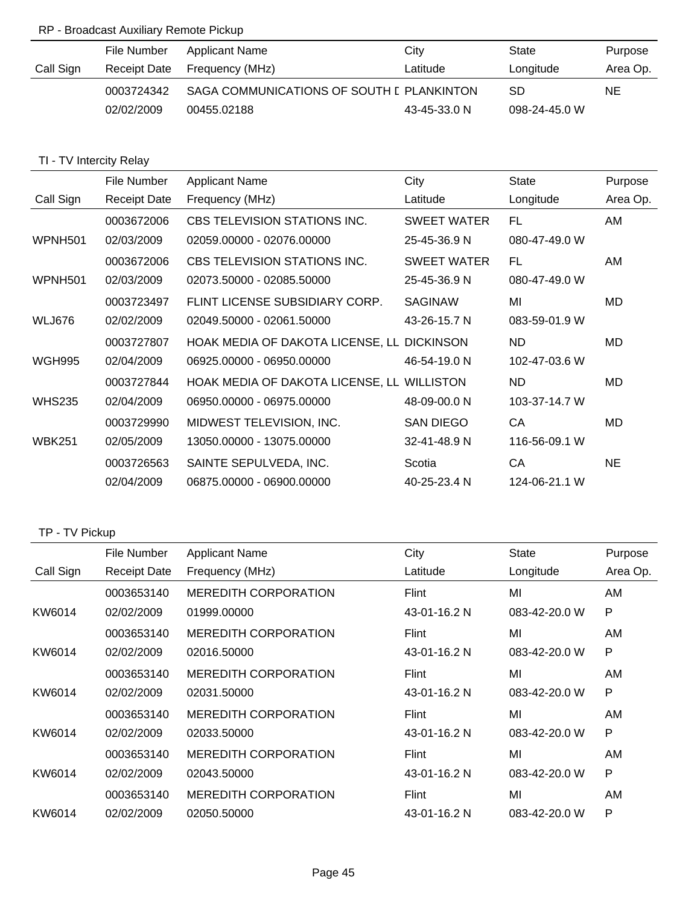## RP - Broadcast Auxiliary Remote Pickup

| Call Sign | File Number<br>Receipt Date | Applicant Name<br>Frequency (MHz) | City<br>Latitude | State<br>Longitude | Purpose<br>Area Op. |
|---|---|---|---|---|---|
| | 0003724342<br>02/02/2009 | SAGA COMMUNICATIONS OF SOUTH I<br>00455.02188 | PLANKINTON<br>43-45-33.0 N | SD<br>098-24-45.0 W | NE |

## TI - TV Intercity Relay

| Call Sign | File Number<br>Receipt Date | Applicant Name<br>Frequency (MHz) | City<br>Latitude | State<br>Longitude | Purpose<br>Area Op. |
|---|---|---|---|---|---|
| WPNH501 | 0003672006<br>02/03/2009 | CBS TELEVISION STATIONS INC.<br>02059.00000 - 02076.00000 | SWEET WATER<br>25-45-36.9 N | FL<br>080-47-49.0 W | AM |
| WPNH501 | 0003672006<br>02/03/2009 | CBS TELEVISION STATIONS INC.<br>02073.50000 - 02085.50000 | SWEET WATER<br>25-45-36.9 N | FL<br>080-47-49.0 W | AM |
| WLJ676 | 0003723497<br>02/02/2009 | FLINT LICENSE SUBSIDIARY CORP.<br>02049.50000 - 02061.50000 | SAGINAW<br>43-26-15.7 N | MI<br>083-59-01.9 W | MD |
| WGH995 | 0003727807<br>02/04/2009 | HOAK MEDIA OF DAKOTA LICENSE, LL<br>06925.00000 - 06950.00000 | DICKINSON<br>46-54-19.0 N | ND<br>102-47-03.6 W | MD |
| WHS235 | 0003727844<br>02/04/2009 | HOAK MEDIA OF DAKOTA LICENSE, LL<br>06950.00000 - 06975.00000 | WILLISTON<br>48-09-00.0 N | ND<br>103-37-14.7 W | MD |
| WBK251 | 0003729990<br>02/05/2009 | MIDWEST TELEVISION, INC.<br>13050.00000 - 13075.00000 | SAN DIEGO<br>32-41-48.9 N | CA<br>116-56-09.1 W | MD |
| | 0003726563<br>02/04/2009 | SAINTE SEPULVEDA, INC.<br>06875.00000 - 06900.00000 | Scotia<br>40-25-23.4 N | CA<br>124-06-21.1 W | NE |

## TP - TV Pickup

| Call Sign | File Number<br>Receipt Date | Applicant Name<br>Frequency (MHz) | City<br>Latitude | State<br>Longitude | Purpose<br>Area Op. |
|---|---|---|---|---|---|
| KW6014 | 0003653140<br>02/02/2009 | MEREDITH CORPORATION<br>01999.00000 | Flint<br>43-01-16.2 N | MI<br>083-42-20.0 W | AM<br>P |
| KW6014 | 0003653140<br>02/02/2009 | MEREDITH CORPORATION<br>02016.50000 | Flint<br>43-01-16.2 N | MI<br>083-42-20.0 W | AM<br>P |
| KW6014 | 0003653140<br>02/02/2009 | MEREDITH CORPORATION<br>02031.50000 | Flint<br>43-01-16.2 N | MI<br>083-42-20.0 W | AM<br>P |
| KW6014 | 0003653140<br>02/02/2009 | MEREDITH CORPORATION<br>02033.50000 | Flint<br>43-01-16.2 N | MI<br>083-42-20.0 W | AM<br>P |
| KW6014 | 0003653140<br>02/02/2009 | MEREDITH CORPORATION<br>02043.50000 | Flint<br>43-01-16.2 N | MI<br>083-42-20.0 W | AM<br>P |
| KW6014 | 0003653140<br>02/02/2009 | MEREDITH CORPORATION<br>02050.50000 | Flint<br>43-01-16.2 N | MI<br>083-42-20.0 W | AM<br>P |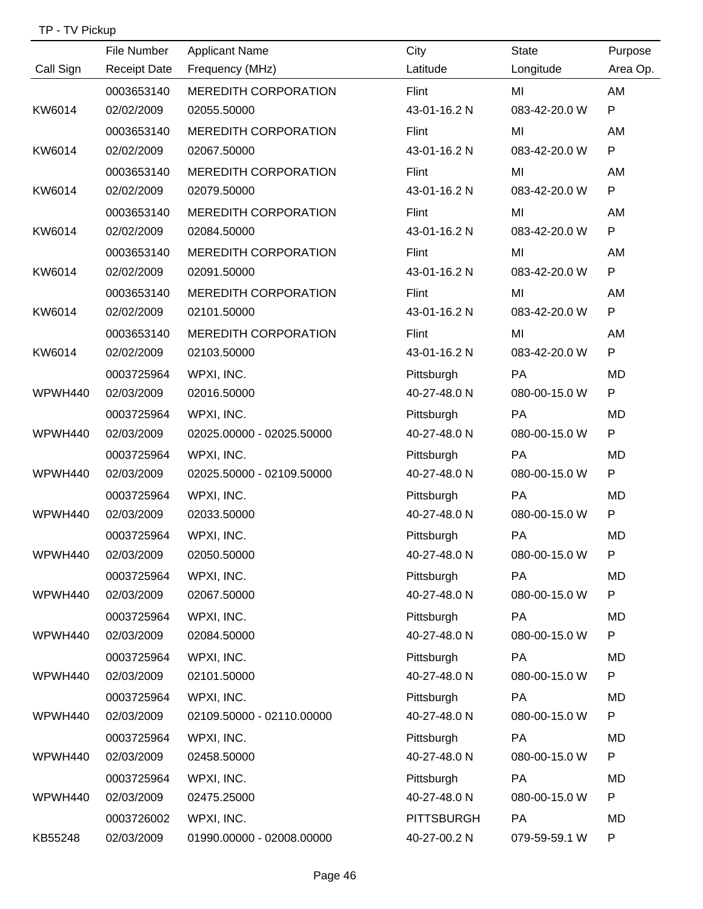TP - TV Pickup

| Call Sign | File Number / Receipt Date | Applicant Name / Frequency (MHz) | City / Latitude | State / Longitude | Purpose / Area Op. |
|---|---|---|---|---|---|
| | 0003653140 | MEREDITH CORPORATION | Flint | MI | AM |
| KW6014 | 02/02/2009 | 02055.50000 | 43-01-16.2 N | 083-42-20.0 W | P |
| | 0003653140 | MEREDITH CORPORATION | Flint | MI | AM |
| KW6014 | 02/02/2009 | 02067.50000 | 43-01-16.2 N | 083-42-20.0 W | P |
| | 0003653140 | MEREDITH CORPORATION | Flint | MI | AM |
| KW6014 | 02/02/2009 | 02079.50000 | 43-01-16.2 N | 083-42-20.0 W | P |
| | 0003653140 | MEREDITH CORPORATION | Flint | MI | AM |
| KW6014 | 02/02/2009 | 02084.50000 | 43-01-16.2 N | 083-42-20.0 W | P |
| | 0003653140 | MEREDITH CORPORATION | Flint | MI | AM |
| KW6014 | 02/02/2009 | 02091.50000 | 43-01-16.2 N | 083-42-20.0 W | P |
| | 0003653140 | MEREDITH CORPORATION | Flint | MI | AM |
| KW6014 | 02/02/2009 | 02101.50000 | 43-01-16.2 N | 083-42-20.0 W | P |
| | 0003653140 | MEREDITH CORPORATION | Flint | MI | AM |
| KW6014 | 02/02/2009 | 02103.50000 | 43-01-16.2 N | 083-42-20.0 W | P |
| | 0003725964 | WPXI, INC. | Pittsburgh | PA | MD |
| WPWH440 | 02/03/2009 | 02016.50000 | 40-27-48.0 N | 080-00-15.0 W | P |
| | 0003725964 | WPXI, INC. | Pittsburgh | PA | MD |
| WPWH440 | 02/03/2009 | 02025.00000 - 02025.50000 | 40-27-48.0 N | 080-00-15.0 W | P |
| | 0003725964 | WPXI, INC. | Pittsburgh | PA | MD |
| WPWH440 | 02/03/2009 | 02025.50000 - 02109.50000 | 40-27-48.0 N | 080-00-15.0 W | P |
| | 0003725964 | WPXI, INC. | Pittsburgh | PA | MD |
| WPWH440 | 02/03/2009 | 02033.50000 | 40-27-48.0 N | 080-00-15.0 W | P |
| | 0003725964 | WPXI, INC. | Pittsburgh | PA | MD |
| WPWH440 | 02/03/2009 | 02050.50000 | 40-27-48.0 N | 080-00-15.0 W | P |
| | 0003725964 | WPXI, INC. | Pittsburgh | PA | MD |
| WPWH440 | 02/03/2009 | 02067.50000 | 40-27-48.0 N | 080-00-15.0 W | P |
| | 0003725964 | WPXI, INC. | Pittsburgh | PA | MD |
| WPWH440 | 02/03/2009 | 02084.50000 | 40-27-48.0 N | 080-00-15.0 W | P |
| | 0003725964 | WPXI, INC. | Pittsburgh | PA | MD |
| WPWH440 | 02/03/2009 | 02101.50000 | 40-27-48.0 N | 080-00-15.0 W | P |
| | 0003725964 | WPXI, INC. | Pittsburgh | PA | MD |
| WPWH440 | 02/03/2009 | 02109.50000 - 02110.00000 | 40-27-48.0 N | 080-00-15.0 W | P |
| | 0003725964 | WPXI, INC. | Pittsburgh | PA | MD |
| WPWH440 | 02/03/2009 | 02458.50000 | 40-27-48.0 N | 080-00-15.0 W | P |
| | 0003725964 | WPXI, INC. | Pittsburgh | PA | MD |
| WPWH440 | 02/03/2009 | 02475.25000 | 40-27-48.0 N | 080-00-15.0 W | P |
| | 0003726002 | WPXI, INC. | PITTSBURGH | PA | MD |
| KB55248 | 02/03/2009 | 01990.00000 - 02008.00000 | 40-27-00.2 N | 079-59-59.1 W | P |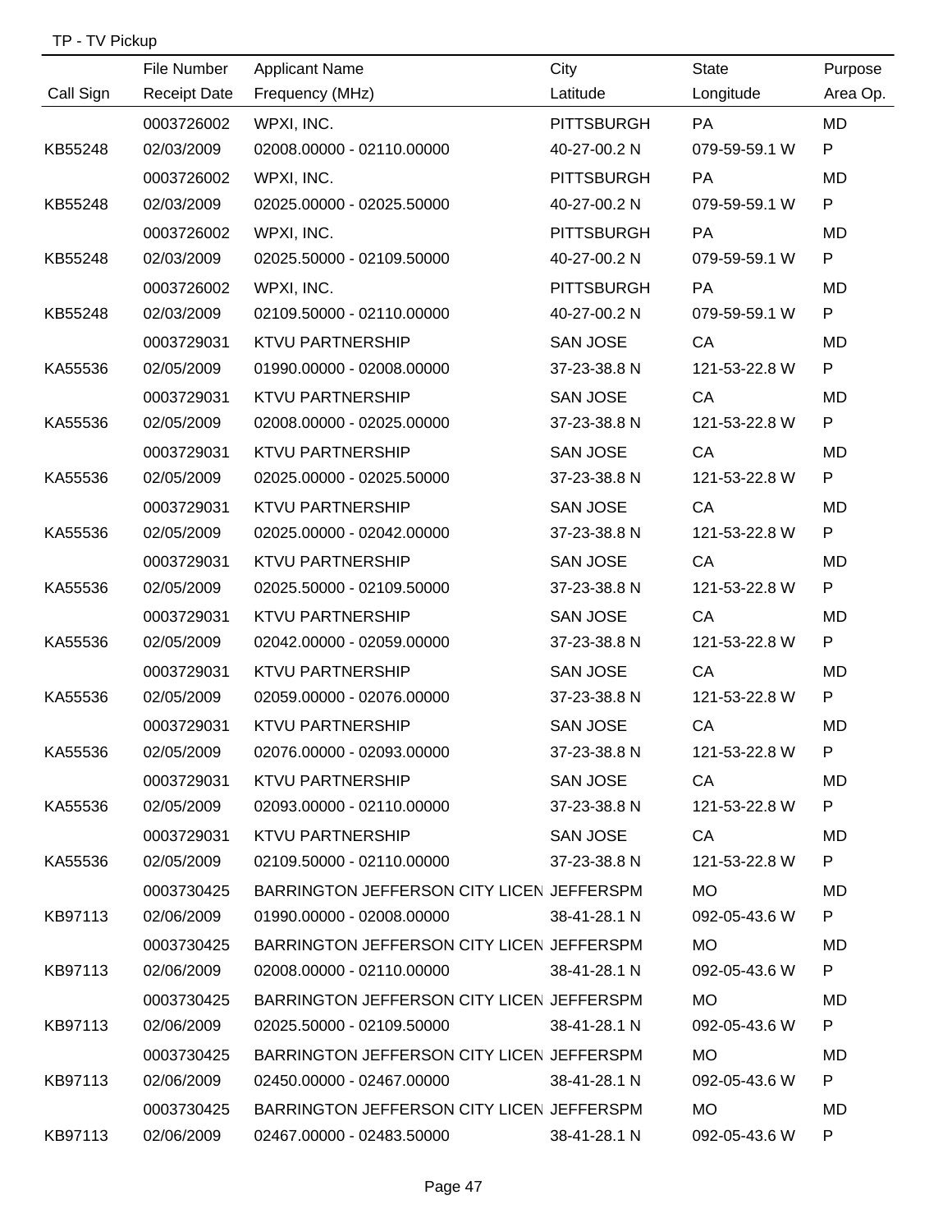TP - TV Pickup

| Call Sign | File Number<br>Receipt Date | Applicant Name<br>Frequency (MHz) | City<br>Latitude | State<br>Longitude | Purpose<br>Area Op. |
|---|---|---|---|---|---|
| KB55248 | 0003726002<br>02/03/2009 | WPXI, INC.<br>02008.00000 - 02110.00000 | PITTSBURGH<br>40-27-00.2 N | PA<br>079-59-59.1 W | MD<br>P |
| KB55248 | 0003726002<br>02/03/2009 | WPXI, INC.<br>02025.00000 - 02025.50000 | PITTSBURGH<br>40-27-00.2 N | PA<br>079-59-59.1 W | MD<br>P |
| KB55248 | 0003726002<br>02/03/2009 | WPXI, INC.<br>02025.50000 - 02109.50000 | PITTSBURGH<br>40-27-00.2 N | PA<br>079-59-59.1 W | MD<br>P |
| KB55248 | 0003726002<br>02/03/2009 | WPXI, INC.<br>02109.50000 - 02110.00000 | PITTSBURGH<br>40-27-00.2 N | PA<br>079-59-59.1 W | MD<br>P |
| KA55536 | 0003729031<br>02/05/2009 | KTVU PARTNERSHIP<br>01990.00000 - 02008.00000 | SAN JOSE<br>37-23-38.8 N | CA<br>121-53-22.8 W | MD<br>P |
| KA55536 | 0003729031<br>02/05/2009 | KTVU PARTNERSHIP<br>02008.00000 - 02025.00000 | SAN JOSE<br>37-23-38.8 N | CA<br>121-53-22.8 W | MD<br>P |
| KA55536 | 0003729031<br>02/05/2009 | KTVU PARTNERSHIP<br>02025.00000 - 02025.50000 | SAN JOSE<br>37-23-38.8 N | CA<br>121-53-22.8 W | MD<br>P |
| KA55536 | 0003729031<br>02/05/2009 | KTVU PARTNERSHIP<br>02025.00000 - 02042.00000 | SAN JOSE<br>37-23-38.8 N | CA<br>121-53-22.8 W | MD<br>P |
| KA55536 | 0003729031<br>02/05/2009 | KTVU PARTNERSHIP<br>02025.50000 - 02109.50000 | SAN JOSE<br>37-23-38.8 N | CA<br>121-53-22.8 W | MD<br>P |
| KA55536 | 0003729031<br>02/05/2009 | KTVU PARTNERSHIP<br>02042.00000 - 02059.00000 | SAN JOSE<br>37-23-38.8 N | CA<br>121-53-22.8 W | MD<br>P |
| KA55536 | 0003729031<br>02/05/2009 | KTVU PARTNERSHIP<br>02059.00000 - 02076.00000 | SAN JOSE<br>37-23-38.8 N | CA<br>121-53-22.8 W | MD<br>P |
| KA55536 | 0003729031<br>02/05/2009 | KTVU PARTNERSHIP<br>02076.00000 - 02093.00000 | SAN JOSE<br>37-23-38.8 N | CA<br>121-53-22.8 W | MD<br>P |
| KA55536 | 0003729031<br>02/05/2009 | KTVU PARTNERSHIP<br>02093.00000 - 02110.00000 | SAN JOSE<br>37-23-38.8 N | CA<br>121-53-22.8 W | MD<br>P |
| KA55536 | 0003729031<br>02/05/2009 | KTVU PARTNERSHIP<br>02109.50000 - 02110.00000 | SAN JOSE<br>37-23-38.8 N | CA<br>121-53-22.8 W | MD<br>P |
| KB97113 | 0003730425<br>02/06/2009 | BARRINGTON JEFFERSON CITY LICEN<br>01990.00000 - 02008.00000 | JEFFERSPM<br>38-41-28.1 N | MO<br>092-05-43.6 W | MD<br>P |
| KB97113 | 0003730425<br>02/06/2009 | BARRINGTON JEFFERSON CITY LICEN<br>02008.00000 - 02110.00000 | JEFFERSPM<br>38-41-28.1 N | MO<br>092-05-43.6 W | MD<br>P |
| KB97113 | 0003730425<br>02/06/2009 | BARRINGTON JEFFERSON CITY LICEN<br>02025.50000 - 02109.50000 | JEFFERSPM<br>38-41-28.1 N | MO<br>092-05-43.6 W | MD<br>P |
| KB97113 | 0003730425<br>02/06/2009 | BARRINGTON JEFFERSON CITY LICEN<br>02450.00000 - 02467.00000 | JEFFERSPM<br>38-41-28.1 N | MO<br>092-05-43.6 W | MD<br>P |
| KB97113 | 0003730425<br>02/06/2009 | BARRINGTON JEFFERSON CITY LICEN<br>02467.00000 - 02483.50000 | JEFFERSPM<br>38-41-28.1 N | MO<br>092-05-43.6 W | MD<br>P |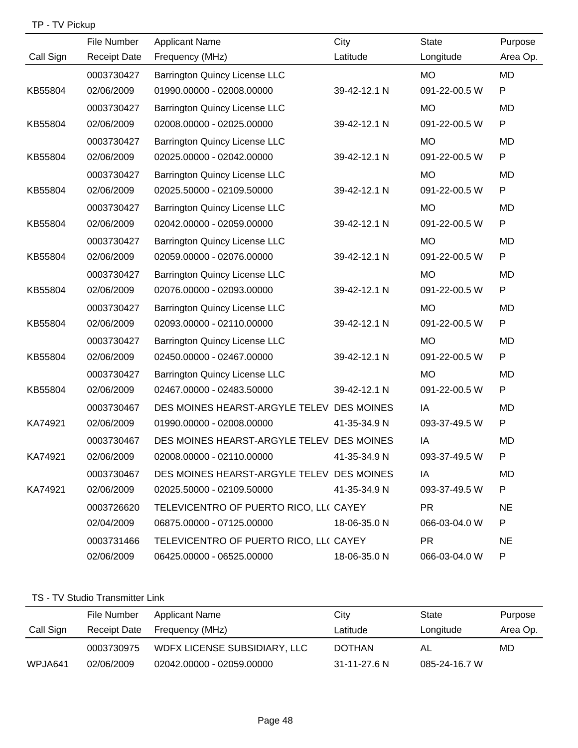TP - TV Pickup

| Call Sign | File Number / Receipt Date | Applicant Name / Frequency (MHz) | City / Latitude | State / Longitude | Purpose / Area Op. |
|---|---|---|---|---|---|
| | 0003730427 | Barrington Quincy License LLC | | MO | MD |
| KB55804 | 02/06/2009 | 01990.00000 - 02008.00000 | 39-42-12.1 N | 091-22-00.5 W | P |
| | 0003730427 | Barrington Quincy License LLC | | MO | MD |
| KB55804 | 02/06/2009 | 02008.00000 - 02025.00000 | 39-42-12.1 N | 091-22-00.5 W | P |
| | 0003730427 | Barrington Quincy License LLC | | MO | MD |
| KB55804 | 02/06/2009 | 02025.00000 - 02042.00000 | 39-42-12.1 N | 091-22-00.5 W | P |
| | 0003730427 | Barrington Quincy License LLC | | MO | MD |
| KB55804 | 02/06/2009 | 02025.50000 - 02109.50000 | 39-42-12.1 N | 091-22-00.5 W | P |
| | 0003730427 | Barrington Quincy License LLC | | MO | MD |
| KB55804 | 02/06/2009 | 02042.00000 - 02059.00000 | 39-42-12.1 N | 091-22-00.5 W | P |
| | 0003730427 | Barrington Quincy License LLC | | MO | MD |
| KB55804 | 02/06/2009 | 02059.00000 - 02076.00000 | 39-42-12.1 N | 091-22-00.5 W | P |
| | 0003730427 | Barrington Quincy License LLC | | MO | MD |
| KB55804 | 02/06/2009 | 02076.00000 - 02093.00000 | 39-42-12.1 N | 091-22-00.5 W | P |
| | 0003730427 | Barrington Quincy License LLC | | MO | MD |
| KB55804 | 02/06/2009 | 02093.00000 - 02110.00000 | 39-42-12.1 N | 091-22-00.5 W | P |
| | 0003730427 | Barrington Quincy License LLC | | MO | MD |
| KB55804 | 02/06/2009 | 02450.00000 - 02467.00000 | 39-42-12.1 N | 091-22-00.5 W | P |
| | 0003730427 | Barrington Quincy License LLC | | MO | MD |
| KB55804 | 02/06/2009 | 02467.00000 - 02483.50000 | 39-42-12.1 N | 091-22-00.5 W | P |
| | 0003730467 | DES MOINES HEARST-ARGYLE TELEV | DES MOINES | IA | MD |
| KA74921 | 02/06/2009 | 01990.00000 - 02008.00000 | 41-35-34.9 N | 093-37-49.5 W | P |
| | 0003730467 | DES MOINES HEARST-ARGYLE TELEV | DES MOINES | IA | MD |
| KA74921 | 02/06/2009 | 02008.00000 - 02110.00000 | 41-35-34.9 N | 093-37-49.5 W | P |
| | 0003730467 | DES MOINES HEARST-ARGYLE TELEV | DES MOINES | IA | MD |
| KA74921 | 02/06/2009 | 02025.50000 - 02109.50000 | 41-35-34.9 N | 093-37-49.5 W | P |
| | 0003726620 | TELEVICENTRO OF PUERTO RICO, LL( | CAYEY | PR | NE |
| | 02/04/2009 | 06875.00000 - 07125.00000 | 18-06-35.0 N | 066-03-04.0 W | P |
| | 0003731466 | TELEVICENTRO OF PUERTO RICO, LL( | CAYEY | PR | NE |
| | 02/06/2009 | 06425.00000 - 06525.00000 | 18-06-35.0 N | 066-03-04.0 W | P |

TS - TV Studio Transmitter Link

| Call Sign | File Number / Receipt Date | Applicant Name / Frequency (MHz) | City / Latitude | State / Longitude | Purpose / Area Op. |
|---|---|---|---|---|---|
| | 0003730975 | WDFX LICENSE SUBSIDIARY, LLC | DOTHAN | AL | MD |
| WPJA641 | 02/06/2009 | 02042.00000 - 02059.00000 | 31-11-27.6 N | 085-24-16.7 W | |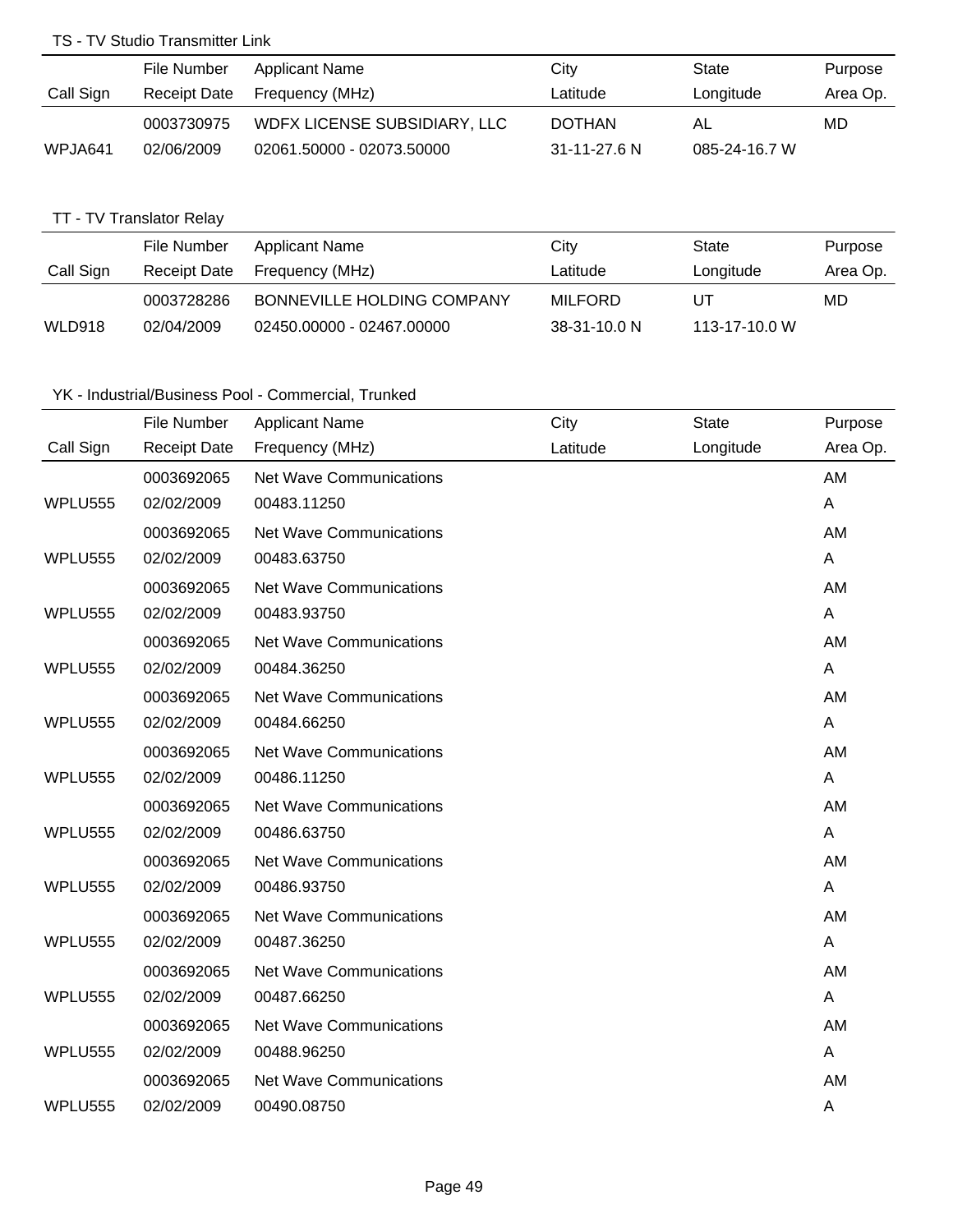TS - TV Studio Transmitter Link

| Call Sign | File Number<br>Receipt Date | Applicant Name<br>Frequency (MHz) | City<br>Latitude | State<br>Longitude | Purpose<br>Area Op. |
|---|---|---|---|---|---|
| WPJA641 | 0003730975<br>02/06/2009 | WDFX LICENSE SUBSIDIARY, LLC<br>02061.50000 - 02073.50000 | DOTHAN<br>31-11-27.6 N | AL<br>085-24-16.7 W | MD |

TT - TV Translator Relay

| Call Sign | File Number<br>Receipt Date | Applicant Name<br>Frequency (MHz) | City<br>Latitude | State<br>Longitude | Purpose<br>Area Op. |
|---|---|---|---|---|---|
| WLD918 | 0003728286<br>02/04/2009 | BONNEVILLE HOLDING COMPANY<br>02450.00000 - 02467.00000 | MILFORD<br>38-31-10.0 N | UT<br>113-17-10.0 W | MD |

YK - Industrial/Business Pool - Commercial, Trunked

| Call Sign | File Number<br>Receipt Date | Applicant Name<br>Frequency (MHz) | City<br>Latitude | State<br>Longitude | Purpose<br>Area Op. |
|---|---|---|---|---|---|
| WPLU555 | 0003692065<br>02/02/2009 | Net Wave Communications<br>00483.11250 | | | AM<br>A |
| WPLU555 | 0003692065<br>02/02/2009 | Net Wave Communications<br>00483.63750 | | | AM<br>A |
| WPLU555 | 0003692065<br>02/02/2009 | Net Wave Communications<br>00483.93750 | | | AM<br>A |
| WPLU555 | 0003692065<br>02/02/2009 | Net Wave Communications<br>00484.36250 | | | AM<br>A |
| WPLU555 | 0003692065<br>02/02/2009 | Net Wave Communications<br>00484.66250 | | | AM<br>A |
| WPLU555 | 0003692065<br>02/02/2009 | Net Wave Communications<br>00486.11250 | | | AM<br>A |
| WPLU555 | 0003692065<br>02/02/2009 | Net Wave Communications<br>00486.63750 | | | AM<br>A |
| WPLU555 | 0003692065<br>02/02/2009 | Net Wave Communications<br>00486.93750 | | | AM<br>A |
| WPLU555 | 0003692065<br>02/02/2009 | Net Wave Communications<br>00487.36250 | | | AM<br>A |
| WPLU555 | 0003692065<br>02/02/2009 | Net Wave Communications<br>00487.66250 | | | AM<br>A |
| WPLU555 | 0003692065<br>02/02/2009 | Net Wave Communications<br>00488.96250 | | | AM<br>A |
| WPLU555 | 0003692065<br>02/02/2009 | Net Wave Communications<br>00490.08750 | | | AM<br>A |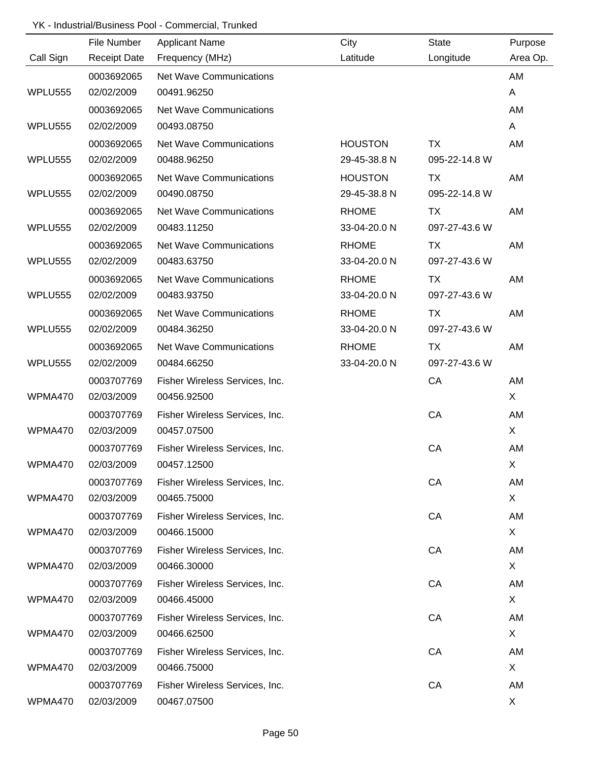YK - Industrial/Business Pool - Commercial, Trunked

| Call Sign | File Number / Receipt Date | Applicant Name / Frequency (MHz) | City / Latitude | State / Longitude | Purpose / Area Op. |
|---|---|---|---|---|---|
| | 0003692065 | Net Wave Communications | | | AM |
| WPLU555 | 02/02/2009 | 00491.96250 | | | A |
| | 0003692065 | Net Wave Communications | | | AM |
| WPLU555 | 02/02/2009 | 00493.08750 | | | A |
| | 0003692065 | Net Wave Communications | HOUSTON | TX | AM |
| WPLU555 | 02/02/2009 | 00488.96250 | 29-45-38.8 N | 095-22-14.8 W | |
| | 0003692065 | Net Wave Communications | HOUSTON | TX | AM |
| WPLU555 | 02/02/2009 | 00490.08750 | 29-45-38.8 N | 095-22-14.8 W | |
| | 0003692065 | Net Wave Communications | RHOME | TX | AM |
| WPLU555 | 02/02/2009 | 00483.11250 | 33-04-20.0 N | 097-27-43.6 W | |
| | 0003692065 | Net Wave Communications | RHOME | TX | AM |
| WPLU555 | 02/02/2009 | 00483.63750 | 33-04-20.0 N | 097-27-43.6 W | |
| | 0003692065 | Net Wave Communications | RHOME | TX | AM |
| WPLU555 | 02/02/2009 | 00483.93750 | 33-04-20.0 N | 097-27-43.6 W | |
| | 0003692065 | Net Wave Communications | RHOME | TX | AM |
| WPLU555 | 02/02/2009 | 00484.36250 | 33-04-20.0 N | 097-27-43.6 W | |
| | 0003692065 | Net Wave Communications | RHOME | TX | AM |
| WPLU555 | 02/02/2009 | 00484.66250 | 33-04-20.0 N | 097-27-43.6 W | |
| | 0003707769 | Fisher Wireless Services, Inc. | | CA | AM |
| WPMA470 | 02/03/2009 | 00456.92500 | | | X |
| | 0003707769 | Fisher Wireless Services, Inc. | | CA | AM |
| WPMA470 | 02/03/2009 | 00457.07500 | | | X |
| | 0003707769 | Fisher Wireless Services, Inc. | | CA | AM |
| WPMA470 | 02/03/2009 | 00457.12500 | | | X |
| | 0003707769 | Fisher Wireless Services, Inc. | | CA | AM |
| WPMA470 | 02/03/2009 | 00465.75000 | | | X |
| | 0003707769 | Fisher Wireless Services, Inc. | | CA | AM |
| WPMA470 | 02/03/2009 | 00466.15000 | | | X |
| | 0003707769 | Fisher Wireless Services, Inc. | | CA | AM |
| WPMA470 | 02/03/2009 | 00466.30000 | | | X |
| | 0003707769 | Fisher Wireless Services, Inc. | | CA | AM |
| WPMA470 | 02/03/2009 | 00466.45000 | | | X |
| | 0003707769 | Fisher Wireless Services, Inc. | | CA | AM |
| WPMA470 | 02/03/2009 | 00466.62500 | | | X |
| | 0003707769 | Fisher Wireless Services, Inc. | | CA | AM |
| WPMA470 | 02/03/2009 | 00466.75000 | | | X |
| | 0003707769 | Fisher Wireless Services, Inc. | | CA | AM |
| WPMA470 | 02/03/2009 | 00467.07500 | | | X |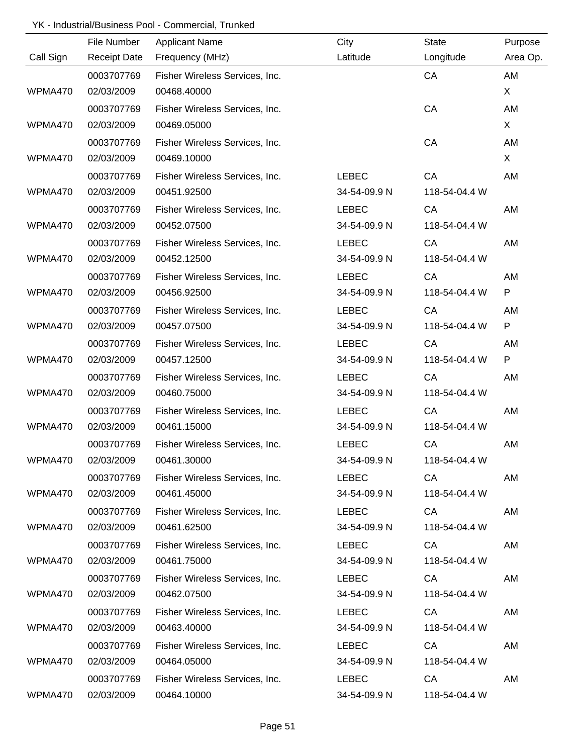YK - Industrial/Business Pool - Commercial, Trunked

| Call Sign | File Number<br>Receipt Date | Applicant Name<br>Frequency (MHz) | City<br>Latitude | State<br>Longitude | Purpose<br>Area Op. |
|---|---|---|---|---|---|
| WPMA470 | 0003707769<br>02/03/2009 | Fisher Wireless Services, Inc.<br>00468.40000 | | CA | AM<br>X |
| WPMA470 | 0003707769<br>02/03/2009 | Fisher Wireless Services, Inc.<br>00469.05000 | | CA | AM<br>X |
| WPMA470 | 0003707769<br>02/03/2009 | Fisher Wireless Services, Inc.<br>00469.10000 | | CA | AM<br>X |
| WPMA470 | 0003707769<br>02/03/2009 | Fisher Wireless Services, Inc.<br>00451.92500 | LEBEC<br>34-54-09.9 N | CA<br>118-54-04.4 W | AM |
| WPMA470 | 0003707769<br>02/03/2009 | Fisher Wireless Services, Inc.<br>00452.07500 | LEBEC<br>34-54-09.9 N | CA<br>118-54-04.4 W | AM |
| WPMA470 | 0003707769<br>02/03/2009 | Fisher Wireless Services, Inc.<br>00452.12500 | LEBEC<br>34-54-09.9 N | CA<br>118-54-04.4 W | AM |
| WPMA470 | 0003707769<br>02/03/2009 | Fisher Wireless Services, Inc.<br>00456.92500 | LEBEC<br>34-54-09.9 N | CA<br>118-54-04.4 W | AM<br>P |
| WPMA470 | 0003707769<br>02/03/2009 | Fisher Wireless Services, Inc.<br>00457.07500 | LEBEC<br>34-54-09.9 N | CA<br>118-54-04.4 W | AM<br>P |
| WPMA470 | 0003707769<br>02/03/2009 | Fisher Wireless Services, Inc.<br>00457.12500 | LEBEC<br>34-54-09.9 N | CA<br>118-54-04.4 W | AM<br>P |
| WPMA470 | 0003707769<br>02/03/2009 | Fisher Wireless Services, Inc.<br>00460.75000 | LEBEC<br>34-54-09.9 N | CA<br>118-54-04.4 W | AM |
| WPMA470 | 0003707769<br>02/03/2009 | Fisher Wireless Services, Inc.<br>00461.15000 | LEBEC<br>34-54-09.9 N | CA<br>118-54-04.4 W | AM |
| WPMA470 | 0003707769<br>02/03/2009 | Fisher Wireless Services, Inc.<br>00461.30000 | LEBEC<br>34-54-09.9 N | CA<br>118-54-04.4 W | AM |
| WPMA470 | 0003707769<br>02/03/2009 | Fisher Wireless Services, Inc.<br>00461.45000 | LEBEC<br>34-54-09.9 N | CA<br>118-54-04.4 W | AM |
| WPMA470 | 0003707769<br>02/03/2009 | Fisher Wireless Services, Inc.<br>00461.62500 | LEBEC<br>34-54-09.9 N | CA<br>118-54-04.4 W | AM |
| WPMA470 | 0003707769<br>02/03/2009 | Fisher Wireless Services, Inc.<br>00461.75000 | LEBEC<br>34-54-09.9 N | CA<br>118-54-04.4 W | AM |
| WPMA470 | 0003707769<br>02/03/2009 | Fisher Wireless Services, Inc.<br>00462.07500 | LEBEC<br>34-54-09.9 N | CA<br>118-54-04.4 W | AM |
| WPMA470 | 0003707769<br>02/03/2009 | Fisher Wireless Services, Inc.<br>00463.40000 | LEBEC<br>34-54-09.9 N | CA<br>118-54-04.4 W | AM |
| WPMA470 | 0003707769<br>02/03/2009 | Fisher Wireless Services, Inc.<br>00464.05000 | LEBEC<br>34-54-09.9 N | CA<br>118-54-04.4 W | AM |
| WPMA470 | 0003707769<br>02/03/2009 | Fisher Wireless Services, Inc.<br>00464.10000 | LEBEC<br>34-54-09.9 N | CA<br>118-54-04.4 W | AM |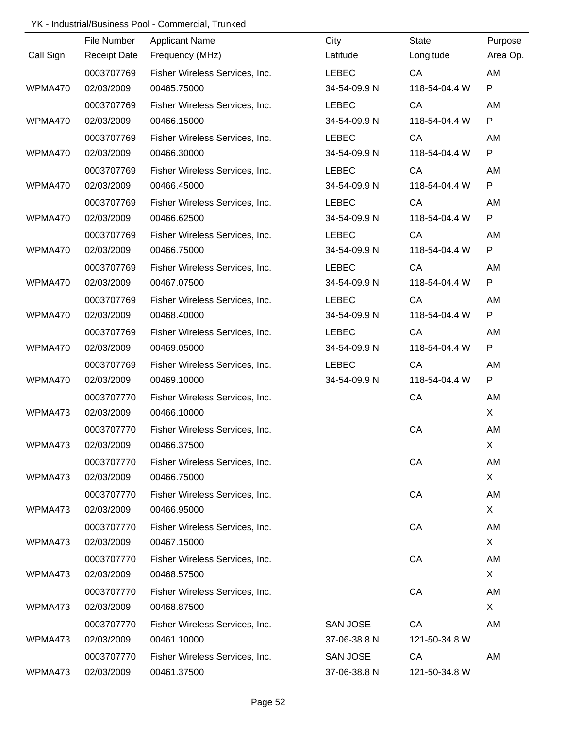YK - Industrial/Business Pool - Commercial, Trunked

| Call Sign | File Number<br>Receipt Date | Applicant Name<br>Frequency (MHz) | City<br>Latitude | State<br>Longitude | Purpose<br>Area Op. |
|---|---|---|---|---|---|
| WPMA470 | 0003707769<br>02/03/2009 | Fisher Wireless Services, Inc.<br>00465.75000 | LEBEC<br>34-54-09.9 N | CA<br>118-54-04.4 W | AM<br>P |
| WPMA470 | 0003707769<br>02/03/2009 | Fisher Wireless Services, Inc.<br>00466.15000 | LEBEC<br>34-54-09.9 N | CA<br>118-54-04.4 W | AM<br>P |
| WPMA470 | 0003707769<br>02/03/2009 | Fisher Wireless Services, Inc.<br>00466.30000 | LEBEC<br>34-54-09.9 N | CA<br>118-54-04.4 W | AM<br>P |
| WPMA470 | 0003707769<br>02/03/2009 | Fisher Wireless Services, Inc.<br>00466.45000 | LEBEC<br>34-54-09.9 N | CA<br>118-54-04.4 W | AM<br>P |
| WPMA470 | 0003707769<br>02/03/2009 | Fisher Wireless Services, Inc.<br>00466.62500 | LEBEC<br>34-54-09.9 N | CA<br>118-54-04.4 W | AM<br>P |
| WPMA470 | 0003707769<br>02/03/2009 | Fisher Wireless Services, Inc.<br>00466.75000 | LEBEC<br>34-54-09.9 N | CA<br>118-54-04.4 W | AM<br>P |
| WPMA470 | 0003707769<br>02/03/2009 | Fisher Wireless Services, Inc.<br>00467.07500 | LEBEC<br>34-54-09.9 N | CA<br>118-54-04.4 W | AM<br>P |
| WPMA470 | 0003707769<br>02/03/2009 | Fisher Wireless Services, Inc.<br>00468.40000 | LEBEC<br>34-54-09.9 N | CA<br>118-54-04.4 W | AM<br>P |
| WPMA470 | 0003707769<br>02/03/2009 | Fisher Wireless Services, Inc.<br>00469.05000 | LEBEC<br>34-54-09.9 N | CA<br>118-54-04.4 W | AM<br>P |
| WPMA470 | 0003707769<br>02/03/2009 | Fisher Wireless Services, Inc.<br>00469.10000 | LEBEC<br>34-54-09.9 N | CA<br>118-54-04.4 W | AM<br>P |
| WPMA473 | 0003707770<br>02/03/2009 | Fisher Wireless Services, Inc.<br>00466.10000 | | CA | AM<br>X |
| WPMA473 | 0003707770<br>02/03/2009 | Fisher Wireless Services, Inc.<br>00466.37500 | | CA | AM<br>X |
| WPMA473 | 0003707770<br>02/03/2009 | Fisher Wireless Services, Inc.<br>00466.75000 | | CA | AM<br>X |
| WPMA473 | 0003707770<br>02/03/2009 | Fisher Wireless Services, Inc.<br>00466.95000 | | CA | AM<br>X |
| WPMA473 | 0003707770<br>02/03/2009 | Fisher Wireless Services, Inc.<br>00467.15000 | | CA | AM<br>X |
| WPMA473 | 0003707770<br>02/03/2009 | Fisher Wireless Services, Inc.<br>00468.57500 | | CA | AM<br>X |
| WPMA473 | 0003707770<br>02/03/2009 | Fisher Wireless Services, Inc.<br>00468.87500 | | CA | AM<br>X |
| WPMA473 | 0003707770<br>02/03/2009 | Fisher Wireless Services, Inc.<br>00461.10000 | SAN JOSE<br>37-06-38.8 N | CA<br>121-50-34.8 W | AM |
| WPMA473 | 0003707770<br>02/03/2009 | Fisher Wireless Services, Inc.<br>00461.37500 | SAN JOSE<br>37-06-38.8 N | CA<br>121-50-34.8 W | AM |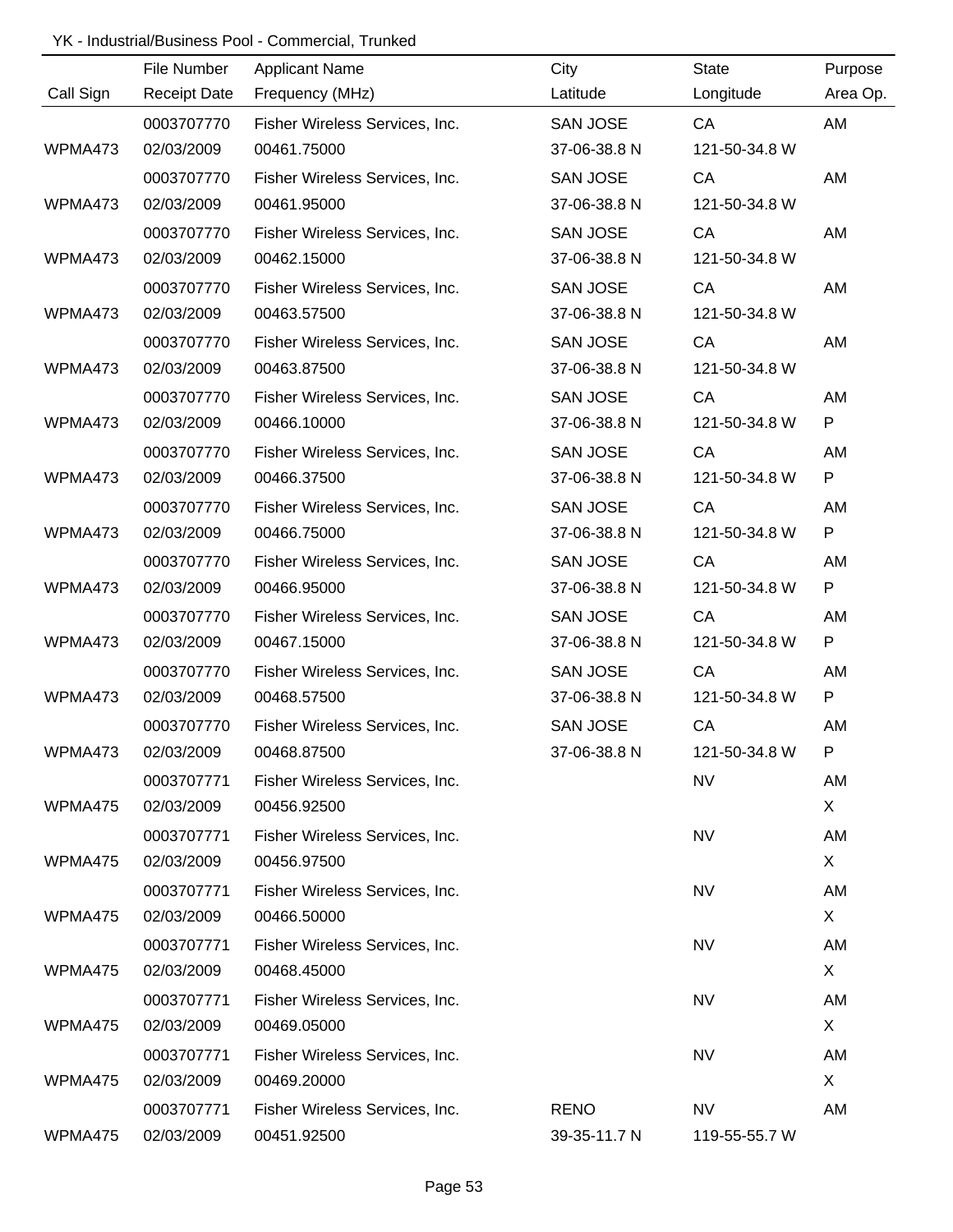YK - Industrial/Business Pool - Commercial, Trunked

| Call Sign | File Number<br>Receipt Date | Applicant Name<br>Frequency (MHz) | City<br>Latitude | State<br>Longitude | Purpose<br>Area Op. |
|---|---|---|---|---|---|
| WPMA473 | 0003707770<br>02/03/2009 | Fisher Wireless Services, Inc.<br>00461.75000 | SAN JOSE<br>37-06-38.8 N | CA<br>121-50-34.8 W | AM |
| WPMA473 | 0003707770<br>02/03/2009 | Fisher Wireless Services, Inc.<br>00461.95000 | SAN JOSE<br>37-06-38.8 N | CA<br>121-50-34.8 W | AM |
| WPMA473 | 0003707770<br>02/03/2009 | Fisher Wireless Services, Inc.<br>00462.15000 | SAN JOSE<br>37-06-38.8 N | CA<br>121-50-34.8 W | AM |
| WPMA473 | 0003707770<br>02/03/2009 | Fisher Wireless Services, Inc.<br>00463.57500 | SAN JOSE<br>37-06-38.8 N | CA<br>121-50-34.8 W | AM |
| WPMA473 | 0003707770<br>02/03/2009 | Fisher Wireless Services, Inc.<br>00463.87500 | SAN JOSE<br>37-06-38.8 N | CA<br>121-50-34.8 W | AM |
| WPMA473 | 0003707770<br>02/03/2009 | Fisher Wireless Services, Inc.<br>00466.10000 | SAN JOSE<br>37-06-38.8 N | CA<br>121-50-34.8 W | AM<br>P |
| WPMA473 | 0003707770<br>02/03/2009 | Fisher Wireless Services, Inc.<br>00466.37500 | SAN JOSE<br>37-06-38.8 N | CA<br>121-50-34.8 W | AM<br>P |
| WPMA473 | 0003707770<br>02/03/2009 | Fisher Wireless Services, Inc.<br>00466.75000 | SAN JOSE<br>37-06-38.8 N | CA<br>121-50-34.8 W | AM<br>P |
| WPMA473 | 0003707770<br>02/03/2009 | Fisher Wireless Services, Inc.<br>00466.95000 | SAN JOSE<br>37-06-38.8 N | CA<br>121-50-34.8 W | AM<br>P |
| WPMA473 | 0003707770<br>02/03/2009 | Fisher Wireless Services, Inc.<br>00467.15000 | SAN JOSE<br>37-06-38.8 N | CA<br>121-50-34.8 W | AM<br>P |
| WPMA473 | 0003707770<br>02/03/2009 | Fisher Wireless Services, Inc.<br>00468.57500 | SAN JOSE<br>37-06-38.8 N | CA<br>121-50-34.8 W | AM<br>P |
| WPMA473 | 0003707770<br>02/03/2009 | Fisher Wireless Services, Inc.<br>00468.87500 | SAN JOSE<br>37-06-38.8 N | CA<br>121-50-34.8 W | AM<br>P |
| WPMA475 | 0003707771<br>02/03/2009 | Fisher Wireless Services, Inc.<br>00456.92500 | | NV | AM<br>X |
| WPMA475 | 0003707771<br>02/03/2009 | Fisher Wireless Services, Inc.<br>00456.97500 | | NV | AM<br>X |
| WPMA475 | 0003707771<br>02/03/2009 | Fisher Wireless Services, Inc.<br>00466.50000 | | NV | AM<br>X |
| WPMA475 | 0003707771<br>02/03/2009 | Fisher Wireless Services, Inc.<br>00468.45000 | | NV | AM<br>X |
| WPMA475 | 0003707771<br>02/03/2009 | Fisher Wireless Services, Inc.<br>00469.05000 | | NV | AM<br>X |
| WPMA475 | 0003707771<br>02/03/2009 | Fisher Wireless Services, Inc.<br>00469.20000 | | NV | AM<br>X |
| WPMA475 | 0003707771<br>02/03/2009 | Fisher Wireless Services, Inc.<br>00451.92500 | RENO<br>39-35-11.7 N | NV<br>119-55-55.7 W | AM |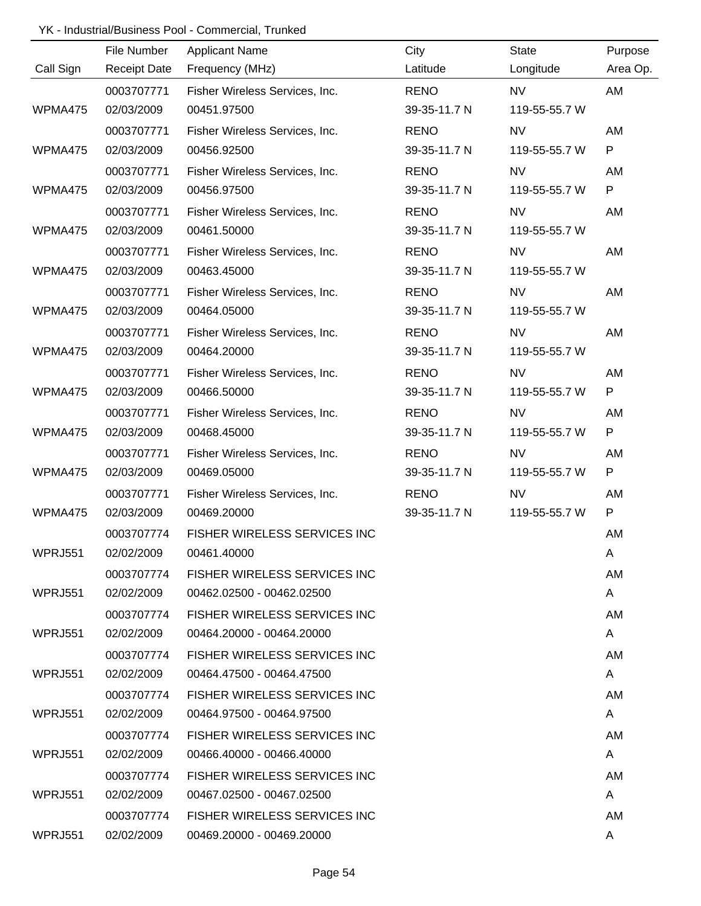YK - Industrial/Business Pool - Commercial, Trunked

| Call Sign | File Number<br>Receipt Date | Applicant Name<br>Frequency (MHz) | City<br>Latitude | State<br>Longitude | Purpose<br>Area Op. |
|---|---|---|---|---|---|
| WPMA475 | 0003707771<br>02/03/2009 | Fisher Wireless Services, Inc.<br>00451.97500 | RENO<br>39-35-11.7 N | NV<br>119-55-55.7 W | AM |
| WPMA475 | 0003707771<br>02/03/2009 | Fisher Wireless Services, Inc.<br>00456.92500 | RENO<br>39-35-11.7 N | NV<br>119-55-55.7 W | AM<br>P |
| WPMA475 | 0003707771<br>02/03/2009 | Fisher Wireless Services, Inc.<br>00456.97500 | RENO<br>39-35-11.7 N | NV<br>119-55-55.7 W | AM<br>P |
| WPMA475 | 0003707771<br>02/03/2009 | Fisher Wireless Services, Inc.<br>00461.50000 | RENO<br>39-35-11.7 N | NV<br>119-55-55.7 W | AM |
| WPMA475 | 0003707771<br>02/03/2009 | Fisher Wireless Services, Inc.<br>00463.45000 | RENO<br>39-35-11.7 N | NV<br>119-55-55.7 W | AM |
| WPMA475 | 0003707771<br>02/03/2009 | Fisher Wireless Services, Inc.<br>00464.05000 | RENO<br>39-35-11.7 N | NV<br>119-55-55.7 W | AM |
| WPMA475 | 0003707771<br>02/03/2009 | Fisher Wireless Services, Inc.<br>00464.20000 | RENO<br>39-35-11.7 N | NV<br>119-55-55.7 W | AM |
| WPMA475 | 0003707771<br>02/03/2009 | Fisher Wireless Services, Inc.<br>00466.50000 | RENO<br>39-35-11.7 N | NV<br>119-55-55.7 W | AM<br>P |
| WPMA475 | 0003707771<br>02/03/2009 | Fisher Wireless Services, Inc.<br>00468.45000 | RENO<br>39-35-11.7 N | NV<br>119-55-55.7 W | AM<br>P |
| WPMA475 | 0003707771<br>02/03/2009 | Fisher Wireless Services, Inc.<br>00469.05000 | RENO<br>39-35-11.7 N | NV<br>119-55-55.7 W | AM<br>P |
| WPMA475 | 0003707771<br>02/03/2009 | Fisher Wireless Services, Inc.<br>00469.20000 | RENO<br>39-35-11.7 N | NV<br>119-55-55.7 W | AM<br>P |
| WPRJ551 | 0003707774<br>02/02/2009 | FISHER WIRELESS SERVICES INC<br>00461.40000 | | | AM<br>A |
| WPRJ551 | 0003707774<br>02/02/2009 | FISHER WIRELESS SERVICES INC<br>00462.02500 - 00462.02500 | | | AM<br>A |
| WPRJ551 | 0003707774<br>02/02/2009 | FISHER WIRELESS SERVICES INC<br>00464.20000 - 00464.20000 | | | AM<br>A |
| WPRJ551 | 0003707774<br>02/02/2009 | FISHER WIRELESS SERVICES INC<br>00464.47500 - 00464.47500 | | | AM<br>A |
| WPRJ551 | 0003707774<br>02/02/2009 | FISHER WIRELESS SERVICES INC<br>00464.97500 - 00464.97500 | | | AM<br>A |
| WPRJ551 | 0003707774<br>02/02/2009 | FISHER WIRELESS SERVICES INC<br>00466.40000 - 00466.40000 | | | AM<br>A |
| WPRJ551 | 0003707774<br>02/02/2009 | FISHER WIRELESS SERVICES INC<br>00467.02500 - 00467.02500 | | | AM<br>A |
| WPRJ551 | 0003707774<br>02/02/2009 | FISHER WIRELESS SERVICES INC<br>00469.20000 - 00469.20000 | | | AM<br>A |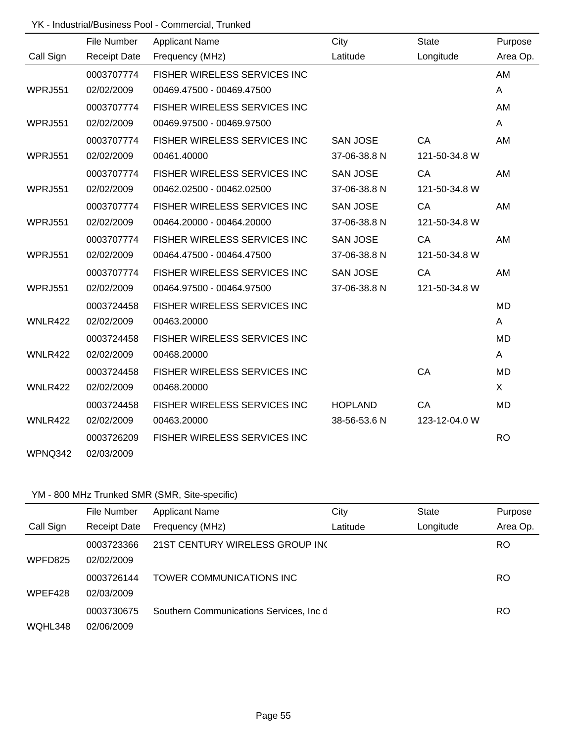YK - Industrial/Business Pool - Commercial, Trunked

| Call Sign | File Number / Receipt Date | Applicant Name / Frequency (MHz) | City / Latitude | State / Longitude | Purpose / Area Op. |
|---|---|---|---|---|---|
| WPRJ551 | 0003707774 / 02/02/2009 | FISHER WIRELESS SERVICES INC / 00469.47500 - 00469.47500 | | | AM / A |
| WPRJ551 | 0003707774 / 02/02/2009 | FISHER WIRELESS SERVICES INC / 00469.97500 - 00469.97500 | | | AM / A |
| WPRJ551 | 0003707774 / 02/02/2009 | FISHER WIRELESS SERVICES INC / 00461.40000 | SAN JOSE / 37-06-38.8 N | CA / 121-50-34.8 W | AM |
| WPRJ551 | 0003707774 / 02/02/2009 | FISHER WIRELESS SERVICES INC / 00462.02500 - 00462.02500 | SAN JOSE / 37-06-38.8 N | CA / 121-50-34.8 W | AM |
| WPRJ551 | 0003707774 / 02/02/2009 | FISHER WIRELESS SERVICES INC / 00464.20000 - 00464.20000 | SAN JOSE / 37-06-38.8 N | CA / 121-50-34.8 W | AM |
| WPRJ551 | 0003707774 / 02/02/2009 | FISHER WIRELESS SERVICES INC / 00464.47500 - 00464.47500 | SAN JOSE / 37-06-38.8 N | CA / 121-50-34.8 W | AM |
| WPRJ551 | 0003707774 / 02/02/2009 | FISHER WIRELESS SERVICES INC / 00464.97500 - 00464.97500 | SAN JOSE / 37-06-38.8 N | CA / 121-50-34.8 W | AM |
| WNLR422 | 0003724458 / 02/02/2009 | FISHER WIRELESS SERVICES INC / 00463.20000 | | | MD / A |
| WNLR422 | 0003724458 / 02/02/2009 | FISHER WIRELESS SERVICES INC / 00468.20000 | | | MD / A |
| WNLR422 | 0003724458 / 02/02/2009 | FISHER WIRELESS SERVICES INC / 00468.20000 | | CA | MD / X |
| WNLR422 | 0003724458 / 02/02/2009 | FISHER WIRELESS SERVICES INC / 00463.20000 | HOPLAND / 38-56-53.6 N | CA / 123-12-04.0 W | MD |
| WPNQ342 | 0003726209 / 02/03/2009 | FISHER WIRELESS SERVICES INC | | | RO |

YM - 800 MHz Trunked SMR (SMR, Site-specific)

| Call Sign | File Number / Receipt Date | Applicant Name / Frequency (MHz) | City / Latitude | State / Longitude | Purpose / Area Op. |
|---|---|---|---|---|---|
| WPFD825 | 0003723366 / 02/02/2009 | 21ST CENTURY WIRELESS GROUP IN( | | | RO |
| WPEF428 | 0003726144 / 02/03/2009 | TOWER COMMUNICATIONS INC | | | RO |
| WQHL348 | 0003730675 / 02/06/2009 | Southern Communications Services, Inc d | | | RO |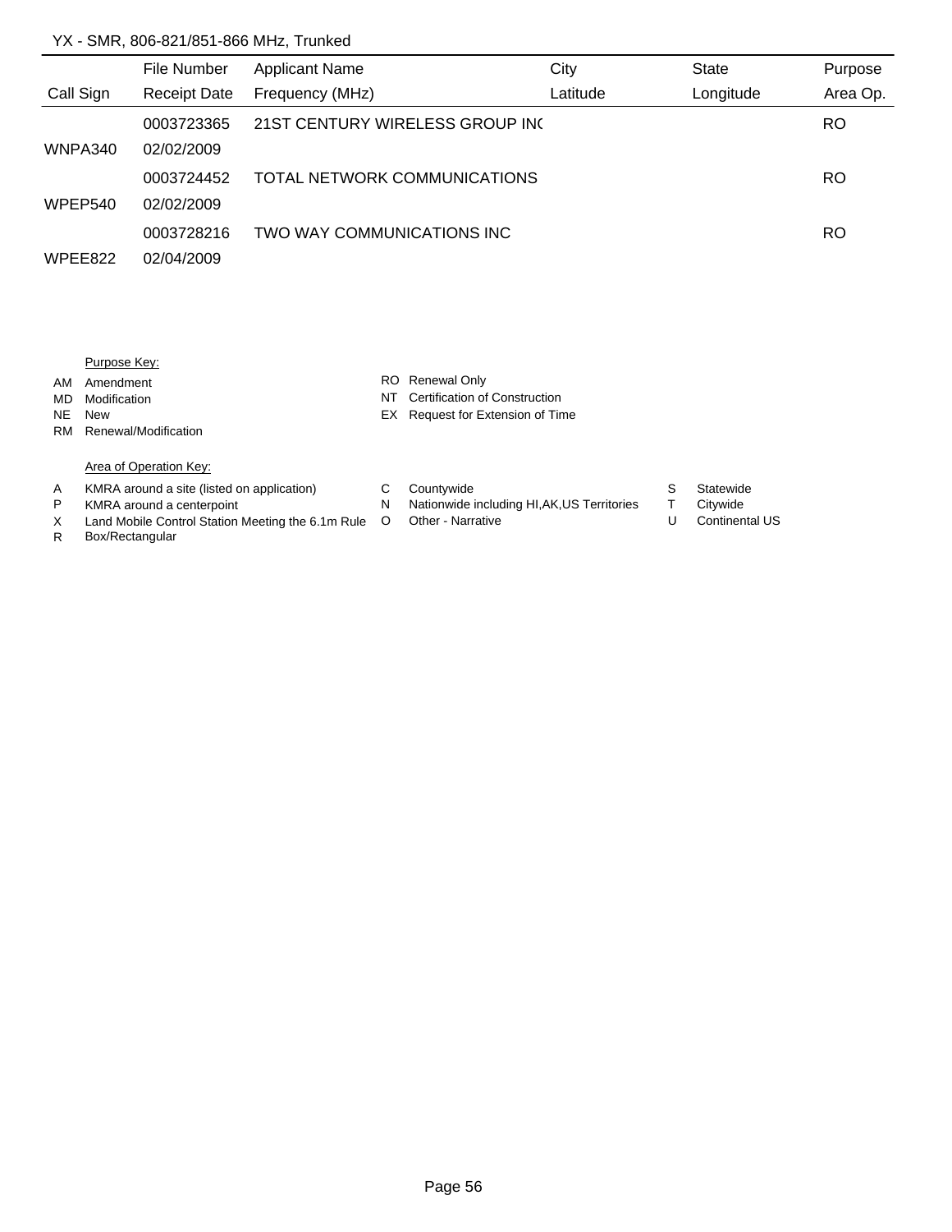YX - SMR, 806-821/851-866 MHz, Trunked

| Call Sign | File Number / Receipt Date | Applicant Name / Frequency (MHz) | City / Latitude | State / Longitude | Purpose / Area Op. |
|---|---|---|---|---|---|
| | 0003723365 | 21ST CENTURY WIRELESS GROUP INC | | | RO |
| WNPA340 | 02/02/2009 | | | | |
| | 0003724452 | TOTAL NETWORK COMMUNICATIONS | | | RO |
| WPEP540 | 02/02/2009 | | | | |
| | 0003728216 | TWO WAY COMMUNICATIONS INC | | | RO |
| WPEE822 | 02/04/2009 | | | | |

Purpose Key:

- AM Amendment
- MD Modification
- NE New
- RM Renewal/Modification
- RO Renewal Only
- NT Certification of Construction
- EX Request for Extension of Time

Area of Operation Key:

- A KMRA around a site (listed on application)
- P KMRA around a centerpoint
- X Land Mobile Control Station Meeting the 6.1m Rule
- R Box/Rectangular
- C Countywide
- N Nationwide including HI,AK,US Territories
- O Other - Narrative
- S Statewide
- T Citywide
- U Continental US